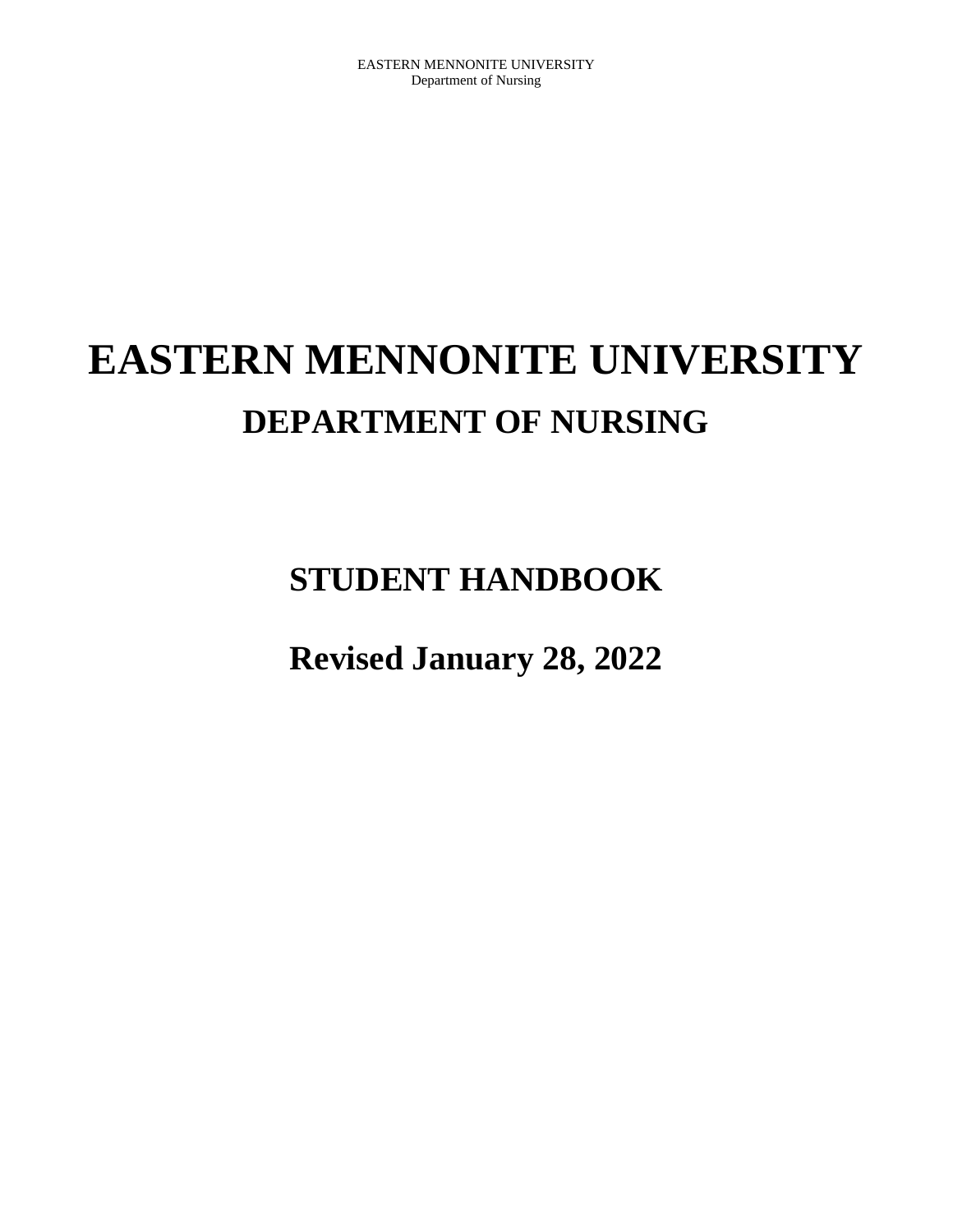# EASTERN MENNONITE UNIVERSITY

## DEPARTMENT OF NURSING

## STUDENT HANDBOOK

## Revised January 28, 2022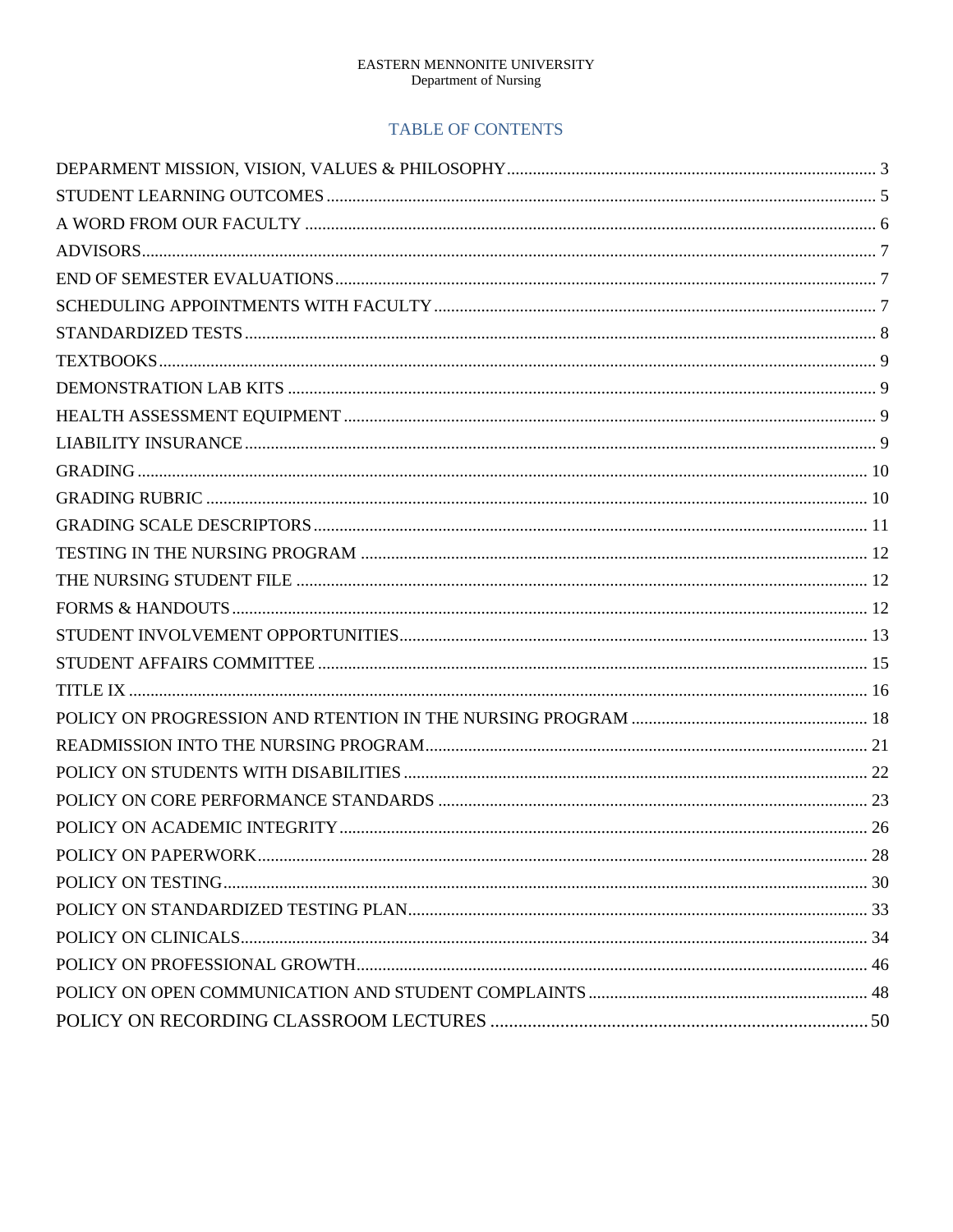EASTERN MENNONITE UNIVERSITY
Department of Nursing

## TABLE OF CONTENTS

| | |
|---|---|
| DEPARMENT MISSION, VISION, VALUES & PHILOSOPHY | 3 |
| STUDENT LEARNING OUTCOMES | 5 |
| A WORD FROM OUR FACULTY | 6 |
| ADVISORS | 7 |
| END OF SEMESTER EVALUATIONS | 7 |
| SCHEDULING APPOINTMENTS WITH FACULTY | 7 |
| STANDARDIZED TESTS | 8 |
| TEXTBOOKS | 9 |
| DEMONSTRATION LAB KITS | 9 |
| HEALTH ASSESSMENT EQUIPMENT | 9 |
| LIABILITY INSURANCE | 9 |
| GRADING | 10 |
| GRADING RUBRIC | 10 |
| GRADING SCALE DESCRIPTORS | 11 |
| TESTING IN THE NURSING PROGRAM | 12 |
| THE NURSING STUDENT FILE | 12 |
| FORMS & HANDOUTS | 12 |
| STUDENT INVOLVEMENT OPPORTUNITIES | 13 |
| STUDENT AFFAIRS COMMITTEE | 15 |
| TITLE IX | 16 |
| POLICY ON PROGRESSION AND RTENTION IN THE NURSING PROGRAM | 18 |
| READMISSION INTO THE NURSING PROGRAM | 21 |
| POLICY ON STUDENTS WITH DISABILITIES | 22 |
| POLICY ON CORE PERFORMANCE STANDARDS | 23 |
| POLICY ON ACADEMIC INTEGRITY | 26 |
| POLICY ON PAPERWORK | 28 |
| POLICY ON TESTING | 30 |
| POLICY ON STANDARDIZED TESTING PLAN | 33 |
| POLICY ON CLINICALS | 34 |
| POLICY ON PROFESSIONAL GROWTH | 46 |
| POLICY ON OPEN COMMUNICATION AND STUDENT COMPLAINTS | 48 |
| POLICY ON RECORDING CLASSROOM LECTURES | 50 |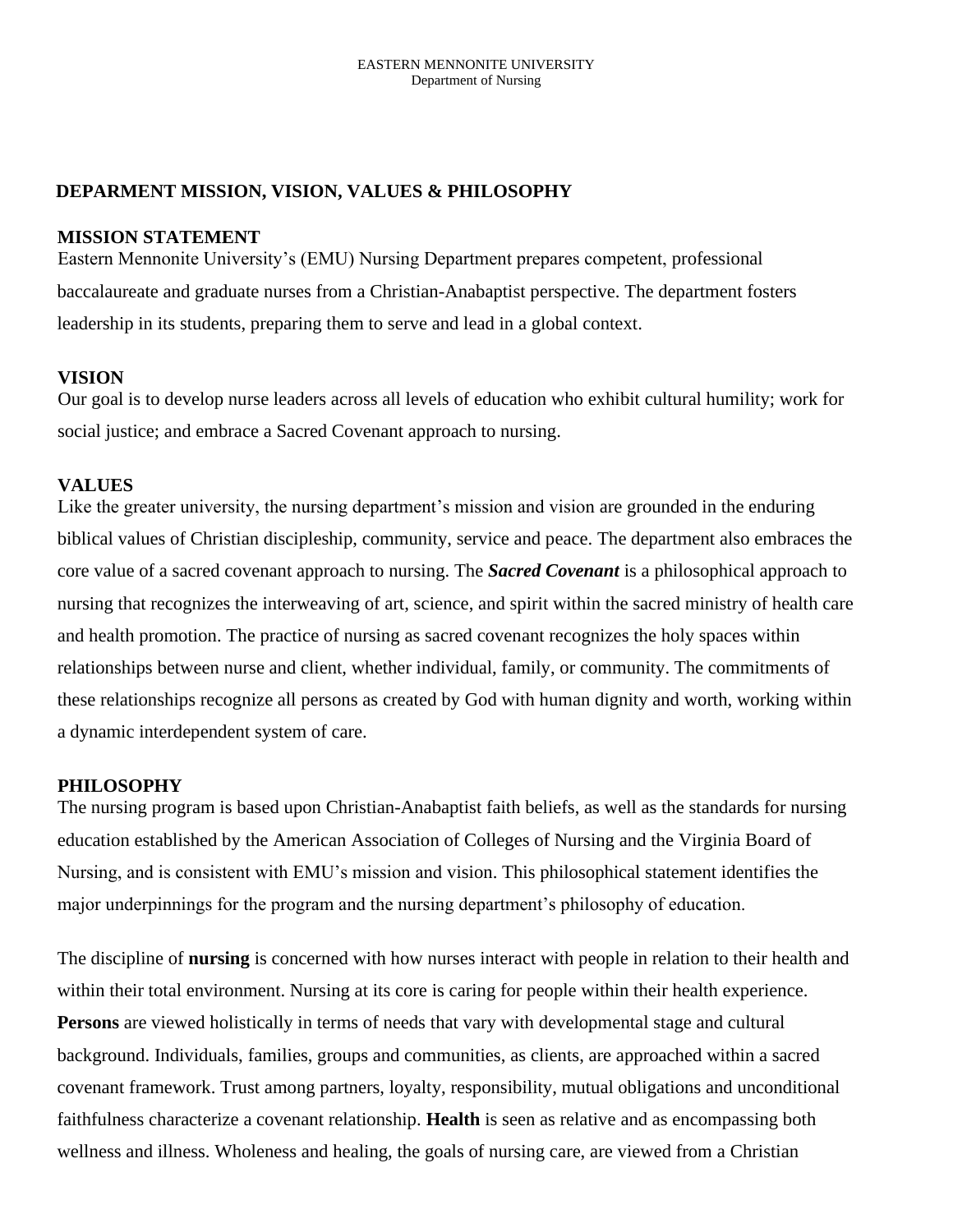EASTERN MENNONITE UNIVERSITY
Department of Nursing

## DEPARMENT MISSION, VISION, VALUES & PHILOSOPHY

### MISSION STATEMENT

Eastern Mennonite University's (EMU) Nursing Department prepares competent, professional baccalaureate and graduate nurses from a Christian-Anabaptist perspective. The department fosters leadership in its students, preparing them to serve and lead in a global context.

### VISION

Our goal is to develop nurse leaders across all levels of education who exhibit cultural humility; work for social justice; and embrace a Sacred Covenant approach to nursing.

### VALUES

Like the greater university, the nursing department's mission and vision are grounded in the enduring biblical values of Christian discipleship, community, service and peace. The department also embraces the core value of a sacred covenant approach to nursing. The ***Sacred Covenant*** is a philosophical approach to nursing that recognizes the interweaving of art, science, and spirit within the sacred ministry of health care and health promotion. The practice of nursing as sacred covenant recognizes the holy spaces within relationships between nurse and client, whether individual, family, or community. The commitments of these relationships recognize all persons as created by God with human dignity and worth, working within a dynamic interdependent system of care.

### PHILOSOPHY

The nursing program is based upon Christian-Anabaptist faith beliefs, as well as the standards for nursing education established by the American Association of Colleges of Nursing and the Virginia Board of Nursing, and is consistent with EMU's mission and vision. This philosophical statement identifies the major underpinnings for the program and the nursing department's philosophy of education.

The discipline of **nursing** is concerned with how nurses interact with people in relation to their health and within their total environment. Nursing at its core is caring for people within their health experience. **Persons** are viewed holistically in terms of needs that vary with developmental stage and cultural background. Individuals, families, groups and communities, as clients, are approached within a sacred covenant framework. Trust among partners, loyalty, responsibility, mutual obligations and unconditional faithfulness characterize a covenant relationship. **Health** is seen as relative and as encompassing both wellness and illness. Wholeness and healing, the goals of nursing care, are viewed from a Christian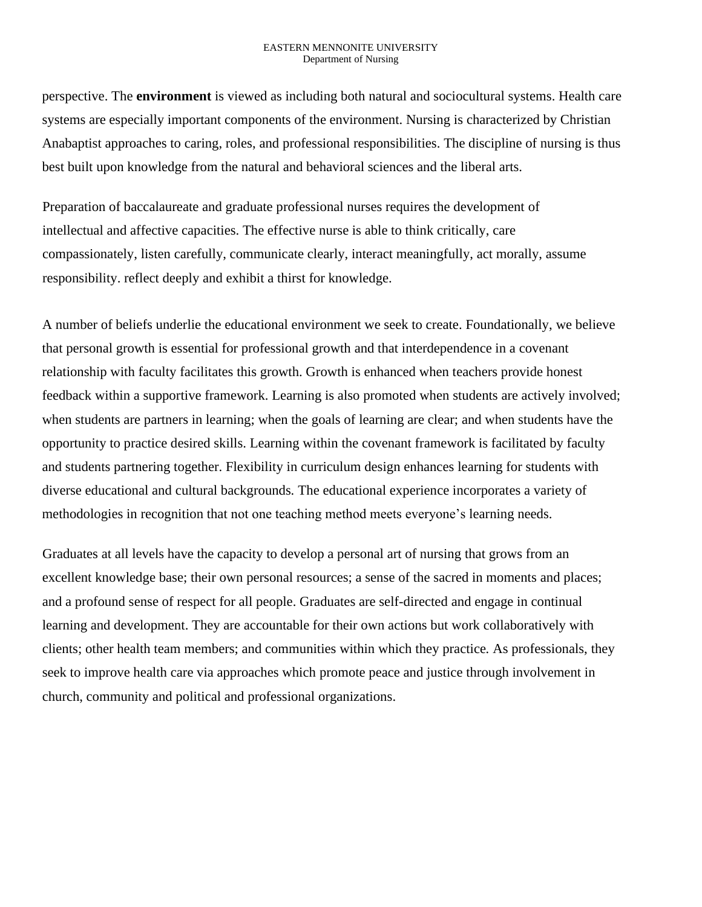perspective. The **environment** is viewed as including both natural and sociocultural systems. Health care systems are especially important components of the environment. Nursing is characterized by Christian Anabaptist approaches to caring, roles, and professional responsibilities. The discipline of nursing is thus best built upon knowledge from the natural and behavioral sciences and the liberal arts.

Preparation of baccalaureate and graduate professional nurses requires the development of intellectual and affective capacities. The effective nurse is able to think critically, care compassionately, listen carefully, communicate clearly, interact meaningfully, act morally, assume responsibility. reflect deeply and exhibit a thirst for knowledge.

A number of beliefs underlie the educational environment we seek to create. Foundationally, we believe that personal growth is essential for professional growth and that interdependence in a covenant relationship with faculty facilitates this growth. Growth is enhanced when teachers provide honest feedback within a supportive framework. Learning is also promoted when students are actively involved; when students are partners in learning; when the goals of learning are clear; and when students have the opportunity to practice desired skills. Learning within the covenant framework is facilitated by faculty and students partnering together. Flexibility in curriculum design enhances learning for students with diverse educational and cultural backgrounds. The educational experience incorporates a variety of methodologies in recognition that not one teaching method meets everyone's learning needs.

Graduates at all levels have the capacity to develop a personal art of nursing that grows from an excellent knowledge base; their own personal resources; a sense of the sacred in moments and places; and a profound sense of respect for all people. Graduates are self-directed and engage in continual learning and development. They are accountable for their own actions but work collaboratively with clients; other health team members; and communities within which they practice. As professionals, they seek to improve health care via approaches which promote peace and justice through involvement in church, community and political and professional organizations.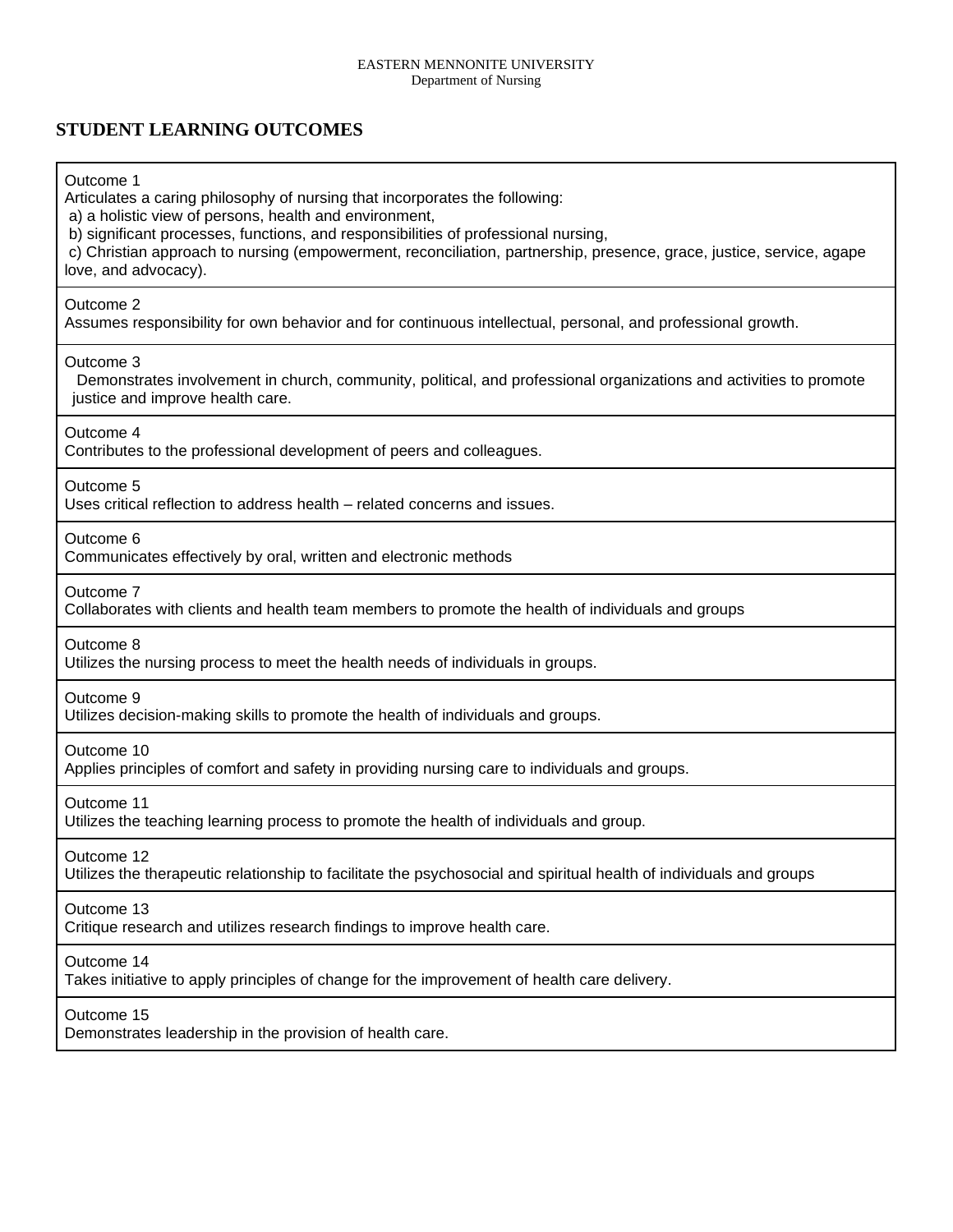EASTERN MENNONITE UNIVERSITY
Department of Nursing

## STUDENT LEARNING OUTCOMES

**Outcome 1**
Articulates a caring philosophy of nursing that incorporates the following:
a) a holistic view of persons, health and environment,
b) significant processes, functions, and responsibilities of professional nursing,
c) Christian approach to nursing (empowerment, reconciliation, partnership, presence, grace, justice, service, agape love, and advocacy).

**Outcome 2**
Assumes responsibility for own behavior and for continuous intellectual, personal, and professional growth.

**Outcome 3**
Demonstrates involvement in church, community, political, and professional organizations and activities to promote justice and improve health care.

**Outcome 4**
Contributes to the professional development of peers and colleagues.

**Outcome 5**
Uses critical reflection to address health – related concerns and issues.

**Outcome 6**
Communicates effectively by oral, written and electronic methods

**Outcome 7**
Collaborates with clients and health team members to promote the health of individuals and groups

**Outcome 8**
Utilizes the nursing process to meet the health needs of individuals in groups.

**Outcome 9**
Utilizes decision-making skills to promote the health of individuals and groups.

**Outcome 10**
Applies principles of comfort and safety in providing nursing care to individuals and groups.

**Outcome 11**
Utilizes the teaching learning process to promote the health of individuals and group.

**Outcome 12**
Utilizes the therapeutic relationship to facilitate the psychosocial and spiritual health of individuals and groups

**Outcome 13**
Critique research and utilizes research findings to improve health care.

**Outcome 14**
Takes initiative to apply principles of change for the improvement of health care delivery.

**Outcome 15**
Demonstrates leadership in the provision of health care.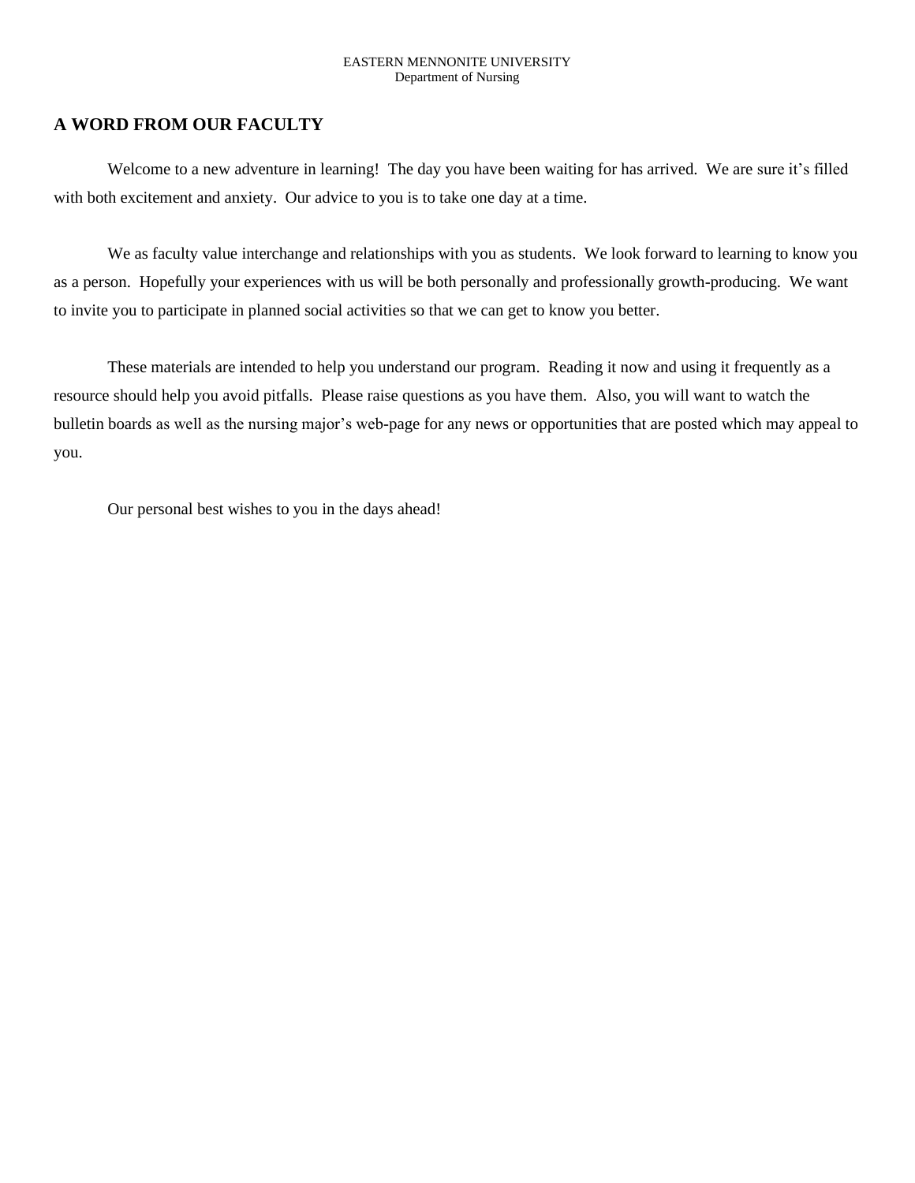EASTERN MENNONITE UNIVERSITY
Department of Nursing

## A WORD FROM OUR FACULTY

Welcome to a new adventure in learning! The day you have been waiting for has arrived. We are sure it's filled with both excitement and anxiety. Our advice to you is to take one day at a time.

We as faculty value interchange and relationships with you as students. We look forward to learning to know you as a person. Hopefully your experiences with us will be both personally and professionally growth-producing. We want to invite you to participate in planned social activities so that we can get to know you better.

These materials are intended to help you understand our program. Reading it now and using it frequently as a resource should help you avoid pitfalls. Please raise questions as you have them. Also, you will want to watch the bulletin boards as well as the nursing major's web-page for any news or opportunities that are posted which may appeal to you.

Our personal best wishes to you in the days ahead!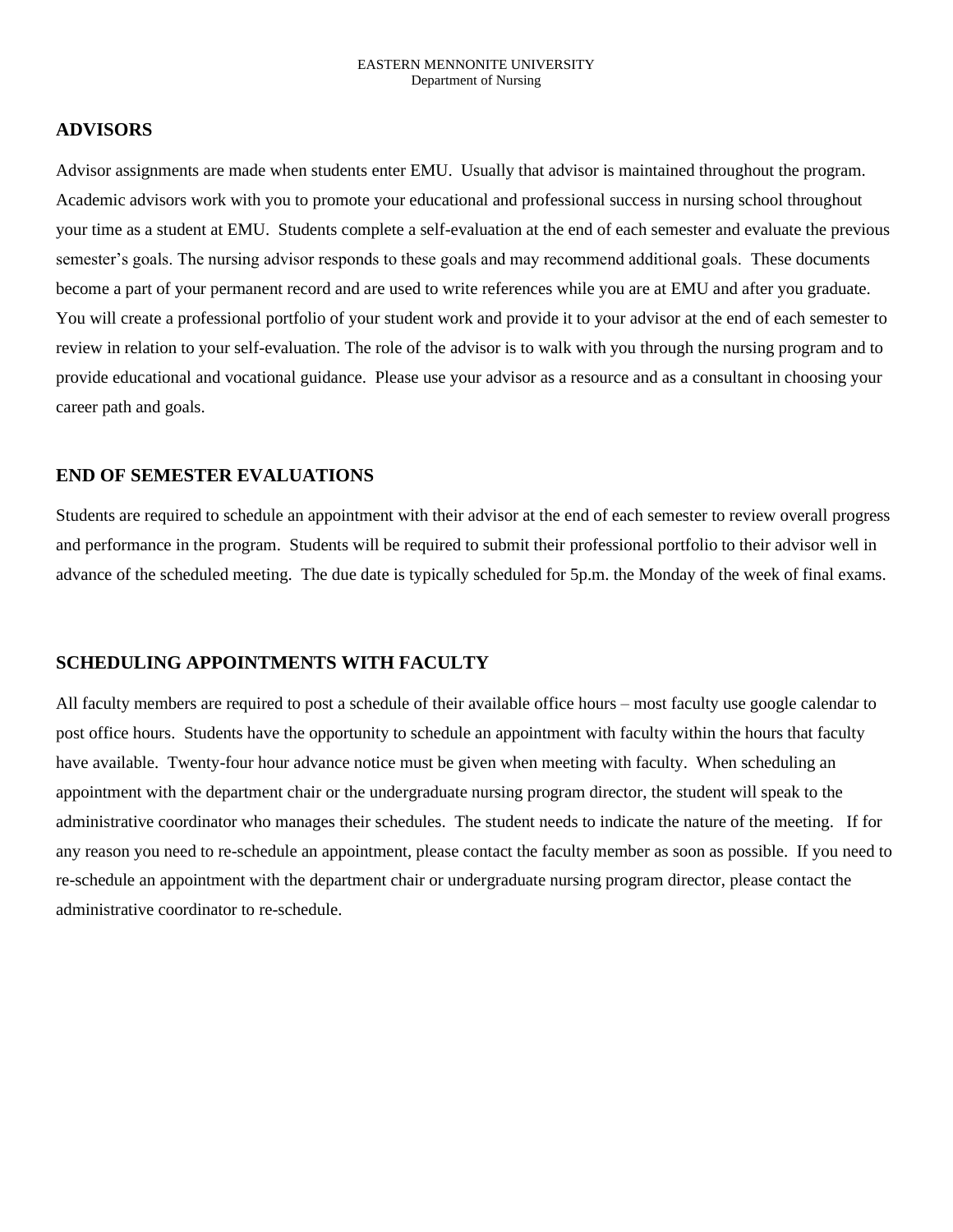## ADVISORS

Advisor assignments are made when students enter EMU. Usually that advisor is maintained throughout the program. Academic advisors work with you to promote your educational and professional success in nursing school throughout your time as a student at EMU. Students complete a self-evaluation at the end of each semester and evaluate the previous semester's goals. The nursing advisor responds to these goals and may recommend additional goals. These documents become a part of your permanent record and are used to write references while you are at EMU and after you graduate. You will create a professional portfolio of your student work and provide it to your advisor at the end of each semester to review in relation to your self-evaluation. The role of the advisor is to walk with you through the nursing program and to provide educational and vocational guidance. Please use your advisor as a resource and as a consultant in choosing your career path and goals.

## END OF SEMESTER EVALUATIONS

Students are required to schedule an appointment with their advisor at the end of each semester to review overall progress and performance in the program. Students will be required to submit their professional portfolio to their advisor well in advance of the scheduled meeting. The due date is typically scheduled for 5p.m. the Monday of the week of final exams.

## SCHEDULING APPOINTMENTS WITH FACULTY

All faculty members are required to post a schedule of their available office hours – most faculty use google calendar to post office hours. Students have the opportunity to schedule an appointment with faculty within the hours that faculty have available. Twenty-four hour advance notice must be given when meeting with faculty. When scheduling an appointment with the department chair or the undergraduate nursing program director, the student will speak to the administrative coordinator who manages their schedules. The student needs to indicate the nature of the meeting. If for any reason you need to re-schedule an appointment, please contact the faculty member as soon as possible. If you need to re-schedule an appointment with the department chair or undergraduate nursing program director, please contact the administrative coordinator to re-schedule.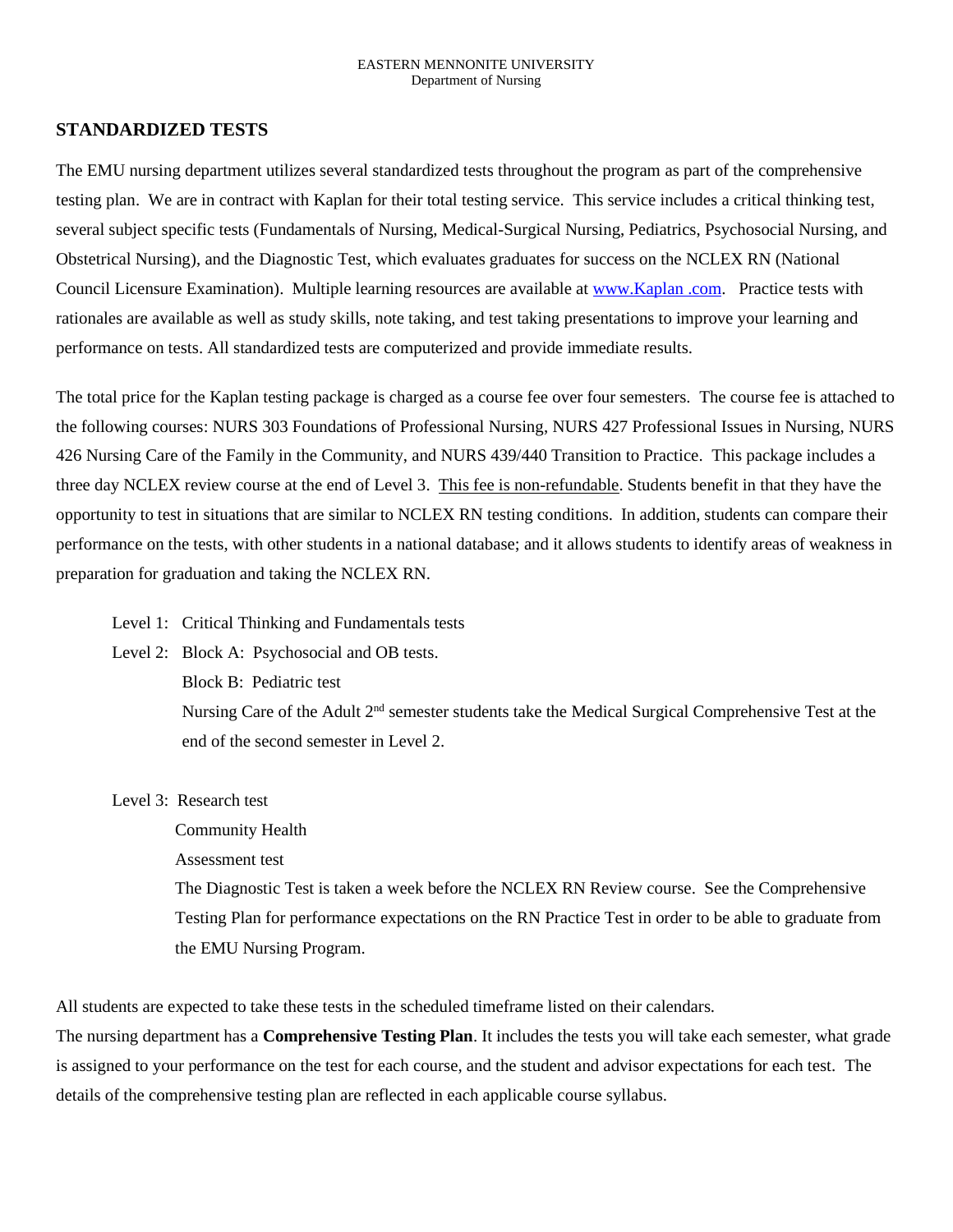EASTERN MENNONITE UNIVERSITY
Department of Nursing

## STANDARDIZED TESTS

The EMU nursing department utilizes several standardized tests throughout the program as part of the comprehensive testing plan. We are in contract with Kaplan for their total testing service. This service includes a critical thinking test, several subject specific tests (Fundamentals of Nursing, Medical-Surgical Nursing, Pediatrics, Psychosocial Nursing, and Obstetrical Nursing), and the Diagnostic Test, which evaluates graduates for success on the NCLEX RN (National Council Licensure Examination). Multiple learning resources are available at www.Kaplan .com. Practice tests with rationales are available as well as study skills, note taking, and test taking presentations to improve your learning and performance on tests. All standardized tests are computerized and provide immediate results.

The total price for the Kaplan testing package is charged as a course fee over four semesters. The course fee is attached to the following courses: NURS 303 Foundations of Professional Nursing, NURS 427 Professional Issues in Nursing, NURS 426 Nursing Care of the Family in the Community, and NURS 439/440 Transition to Practice. This package includes a three day NCLEX review course at the end of Level 3. This fee is non-refundable. Students benefit in that they have the opportunity to test in situations that are similar to NCLEX RN testing conditions. In addition, students can compare their performance on the tests, with other students in a national database; and it allows students to identify areas of weakness in preparation for graduation and taking the NCLEX RN.

Level 1: Critical Thinking and Fundamentals tests

Level 2: Block A: Psychosocial and OB tests.
Block B: Pediatric test
Nursing Care of the Adult 2nd semester students take the Medical Surgical Comprehensive Test at the end of the second semester in Level 2.

Level 3: Research test
Community Health
Assessment test
The Diagnostic Test is taken a week before the NCLEX RN Review course. See the Comprehensive Testing Plan for performance expectations on the RN Practice Test in order to be able to graduate from the EMU Nursing Program.

All students are expected to take these tests in the scheduled timeframe listed on their calendars.
The nursing department has a **Comprehensive Testing Plan**. It includes the tests you will take each semester, what grade is assigned to your performance on the test for each course, and the student and advisor expectations for each test. The details of the comprehensive testing plan are reflected in each applicable course syllabus.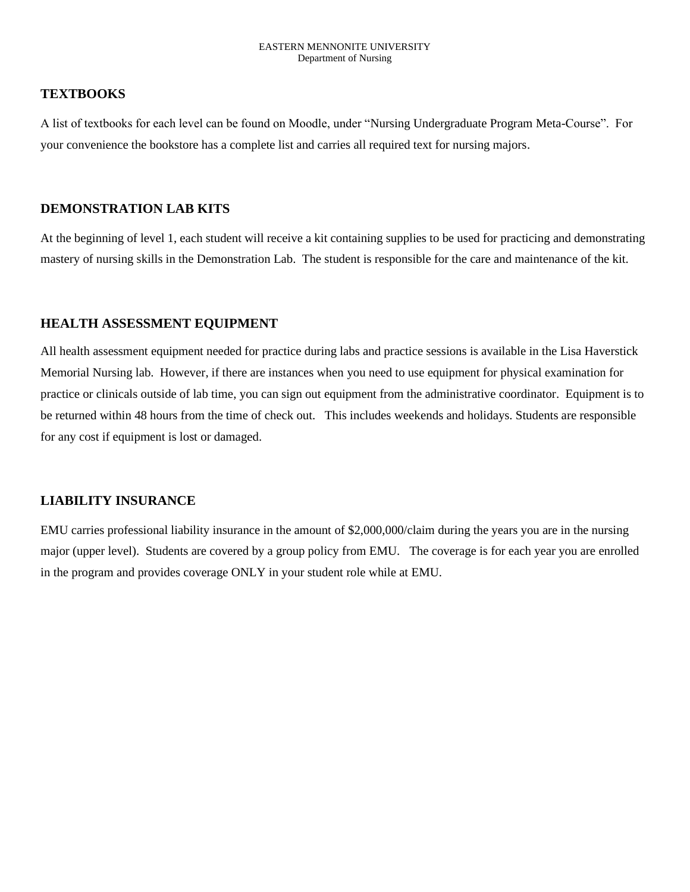## TEXTBOOKS

A list of textbooks for each level can be found on Moodle, under "Nursing Undergraduate Program Meta-Course". For your convenience the bookstore has a complete list and carries all required text for nursing majors.

## DEMONSTRATION LAB KITS

At the beginning of level 1, each student will receive a kit containing supplies to be used for practicing and demonstrating mastery of nursing skills in the Demonstration Lab. The student is responsible for the care and maintenance of the kit.

## HEALTH ASSESSMENT EQUIPMENT

All health assessment equipment needed for practice during labs and practice sessions is available in the Lisa Haverstick Memorial Nursing lab. However, if there are instances when you need to use equipment for physical examination for practice or clinicals outside of lab time, you can sign out equipment from the administrative coordinator. Equipment is to be returned within 48 hours from the time of check out. This includes weekends and holidays. Students are responsible for any cost if equipment is lost or damaged.

## LIABILITY INSURANCE

EMU carries professional liability insurance in the amount of $2,000,000/claim during the years you are in the nursing major (upper level). Students are covered by a group policy from EMU. The coverage is for each year you are enrolled in the program and provides coverage ONLY in your student role while at EMU.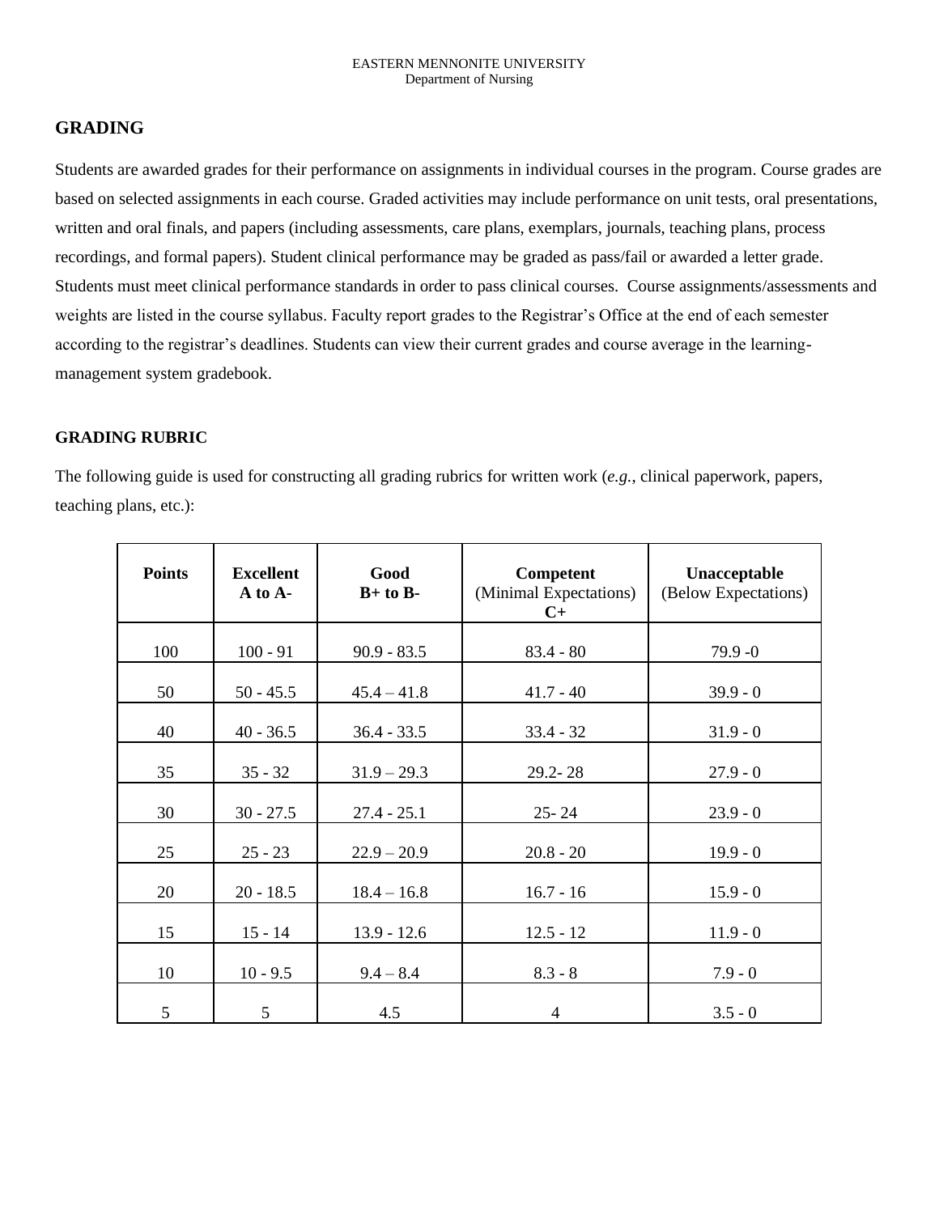## GRADING

Students are awarded grades for their performance on assignments in individual courses in the program. Course grades are based on selected assignments in each course. Graded activities may include performance on unit tests, oral presentations, written and oral finals, and papers (including assessments, care plans, exemplars, journals, teaching plans, process recordings, and formal papers). Student clinical performance may be graded as pass/fail or awarded a letter grade. Students must meet clinical performance standards in order to pass clinical courses. Course assignments/assessments and weights are listed in the course syllabus. Faculty report grades to the Registrar's Office at the end of each semester according to the registrar's deadlines. Students can view their current grades and course average in the learning-management system gradebook.

### GRADING RUBRIC

The following guide is used for constructing all grading rubrics for written work (*e.g.*, clinical paperwork, papers, teaching plans, etc.):

| **Points** | **Excellent** **A to A-** | **Good** **B+ to B-** | **Competent** (Minimal Expectations) **C+** | **Unacceptable** (Below Expectations) |
|---|---|---|---|---|
| 100 | 100 - 91 | 90.9 - 83.5 | 83.4 - 80 | 79.9 -0 |
| 50 | 50 - 45.5 | 45.4 – 41.8 | 41.7 - 40 | 39.9 - 0 |
| 40 | 40 - 36.5 | 36.4 - 33.5 | 33.4 - 32 | 31.9 - 0 |
| 35 | 35 - 32 | 31.9 – 29.3 | 29.2- 28 | 27.9 - 0 |
| 30 | 30 - 27.5 | 27.4 - 25.1 | 25- 24 | 23.9 - 0 |
| 25 | 25 - 23 | 22.9 – 20.9 | 20.8 - 20 | 19.9 - 0 |
| 20 | 20 - 18.5 | 18.4 – 16.8 | 16.7 - 16 | 15.9 - 0 |
| 15 | 15 - 14 | 13.9 - 12.6 | 12.5 - 12 | 11.9 - 0 |
| 10 | 10 - 9.5 | 9.4 – 8.4 | 8.3 - 8 | 7.9 - 0 |
| 5 | 5 | 4.5 | 4 | 3.5 - 0 |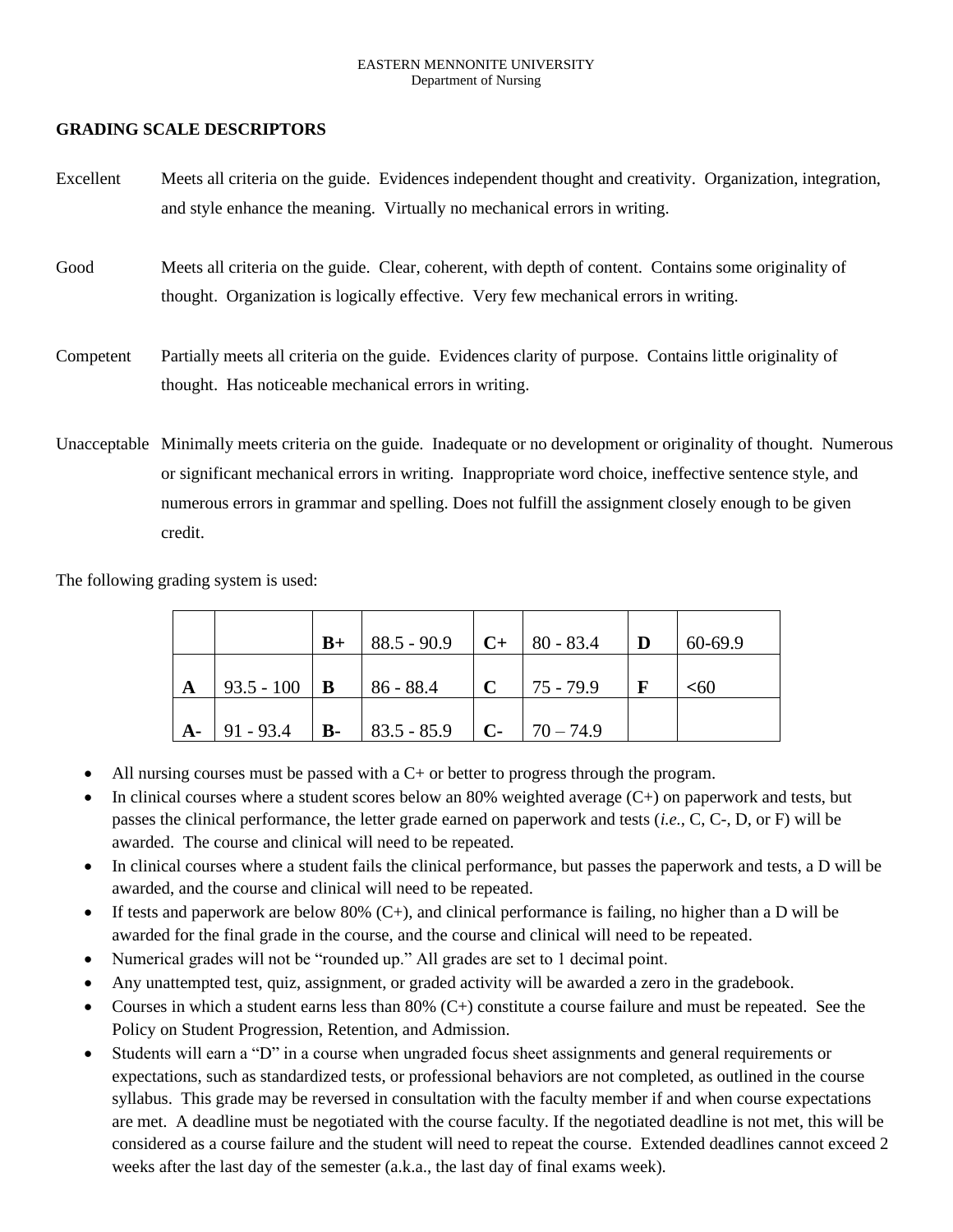EASTERN MENNONITE UNIVERSITY
Department of Nursing

## GRADING SCALE DESCRIPTORS

**Excellent** — Meets all criteria on the guide. Evidences independent thought and creativity. Organization, integration, and style enhance the meaning. Virtually no mechanical errors in writing.

**Good** — Meets all criteria on the guide. Clear, coherent, with depth of content. Contains some originality of thought. Organization is logically effective. Very few mechanical errors in writing.

**Competent** — Partially meets all criteria on the guide. Evidences clarity of purpose. Contains little originality of thought. Has noticeable mechanical errors in writing.

**Unacceptable** — Minimally meets criteria on the guide. Inadequate or no development or originality of thought. Numerous or significant mechanical errors in writing. Inappropriate word choice, ineffective sentence style, and numerous errors in grammar and spelling. Does not fulfill the assignment closely enough to be given credit.

The following grading system is used:

| | | | | | | | |
|---|---|---|---|---|---|---|---|
| | | **B+** | 88.5 - 90.9 | **C+** | 80 - 83.4 | **D** | 60-69.9 |
| **A** | 93.5 - 100 | **B** | 86 - 88.4 | **C** | 75 - 79.9 | **F** | <60 |
| **A-** | 91 - 93.4 | **B-** | 83.5 - 85.9 | **C-** | 70 – 74.9 | | |

- All nursing courses must be passed with a C+ or better to progress through the program.
- In clinical courses where a student scores below an 80% weighted average (C+) on paperwork and tests, but passes the clinical performance, the letter grade earned on paperwork and tests (*i.e.*, C, C-, D, or F) will be awarded. The course and clinical will need to be repeated.
- In clinical courses where a student fails the clinical performance, but passes the paperwork and tests, a D will be awarded, and the course and clinical will need to be repeated.
- If tests and paperwork are below 80% (C+), and clinical performance is failing, no higher than a D will be awarded for the final grade in the course, and the course and clinical will need to be repeated.
- Numerical grades will not be "rounded up." All grades are set to 1 decimal point.
- Any unattempted test, quiz, assignment, or graded activity will be awarded a zero in the gradebook.
- Courses in which a student earns less than 80% (C+) constitute a course failure and must be repeated. See the Policy on Student Progression, Retention, and Admission.
- Students will earn a "D" in a course when ungraded focus sheet assignments and general requirements or expectations, such as standardized tests, or professional behaviors are not completed, as outlined in the course syllabus. This grade may be reversed in consultation with the faculty member if and when course expectations are met. A deadline must be negotiated with the course faculty. If the negotiated deadline is not met, this will be considered as a course failure and the student will need to repeat the course. Extended deadlines cannot exceed 2 weeks after the last day of the semester (a.k.a., the last day of final exams week).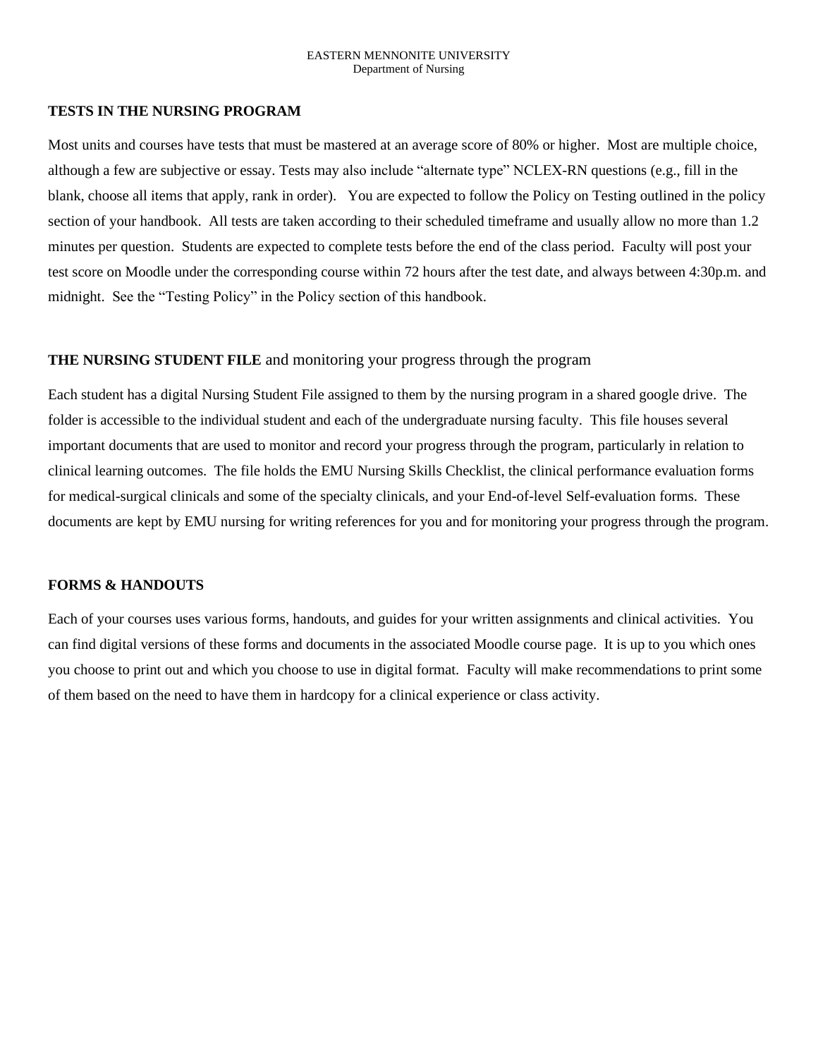## TESTS IN THE NURSING PROGRAM

Most units and courses have tests that must be mastered at an average score of 80% or higher. Most are multiple choice, although a few are subjective or essay. Tests may also include "alternate type" NCLEX-RN questions (e.g., fill in the blank, choose all items that apply, rank in order). You are expected to follow the Policy on Testing outlined in the policy section of your handbook. All tests are taken according to their scheduled timeframe and usually allow no more than 1.2 minutes per question. Students are expected to complete tests before the end of the class period. Faculty will post your test score on Moodle under the corresponding course within 72 hours after the test date, and always between 4:30p.m. and midnight. See the "Testing Policy" in the Policy section of this handbook.

## THE NURSING STUDENT FILE and monitoring your progress through the program

Each student has a digital Nursing Student File assigned to them by the nursing program in a shared google drive. The folder is accessible to the individual student and each of the undergraduate nursing faculty. This file houses several important documents that are used to monitor and record your progress through the program, particularly in relation to clinical learning outcomes. The file holds the EMU Nursing Skills Checklist, the clinical performance evaluation forms for medical-surgical clinicals and some of the specialty clinicals, and your End-of-level Self-evaluation forms. These documents are kept by EMU nursing for writing references for you and for monitoring your progress through the program.

## FORMS & HANDOUTS

Each of your courses uses various forms, handouts, and guides for your written assignments and clinical activities. You can find digital versions of these forms and documents in the associated Moodle course page. It is up to you which ones you choose to print out and which you choose to use in digital format. Faculty will make recommendations to print some of them based on the need to have them in hardcopy for a clinical experience or class activity.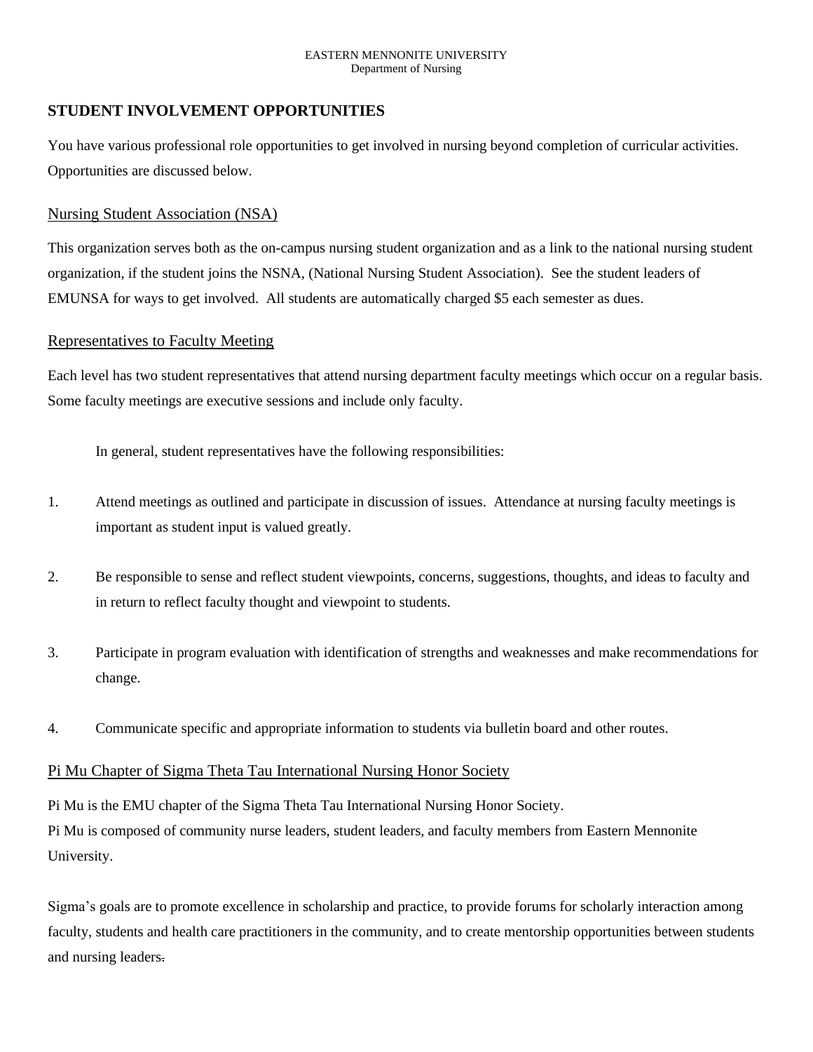EASTERN MENNONITE UNIVERSITY
Department of Nursing

## STUDENT INVOLVEMENT OPPORTUNITIES

You have various professional role opportunities to get involved in nursing beyond completion of curricular activities. Opportunities are discussed below.

### Nursing Student Association (NSA)

This organization serves both as the on-campus nursing student organization and as a link to the national nursing student organization, if the student joins the NSNA, (National Nursing Student Association). See the student leaders of EMUNSA for ways to get involved. All students are automatically charged $5 each semester as dues.

### Representatives to Faculty Meeting

Each level has two student representatives that attend nursing department faculty meetings which occur on a regular basis. Some faculty meetings are executive sessions and include only faculty.

In general, student representatives have the following responsibilities:

1. Attend meetings as outlined and participate in discussion of issues. Attendance at nursing faculty meetings is important as student input is valued greatly.

2. Be responsible to sense and reflect student viewpoints, concerns, suggestions, thoughts, and ideas to faculty and in return to reflect faculty thought and viewpoint to students.

3. Participate in program evaluation with identification of strengths and weaknesses and make recommendations for change.

4. Communicate specific and appropriate information to students via bulletin board and other routes.

### Pi Mu Chapter of Sigma Theta Tau International Nursing Honor Society

Pi Mu is the EMU chapter of the Sigma Theta Tau International Nursing Honor Society.
Pi Mu is composed of community nurse leaders, student leaders, and faculty members from Eastern Mennonite University.

Sigma's goals are to promote excellence in scholarship and practice, to provide forums for scholarly interaction among faculty, students and health care practitioners in the community, and to create mentorship opportunities between students and nursing leaders.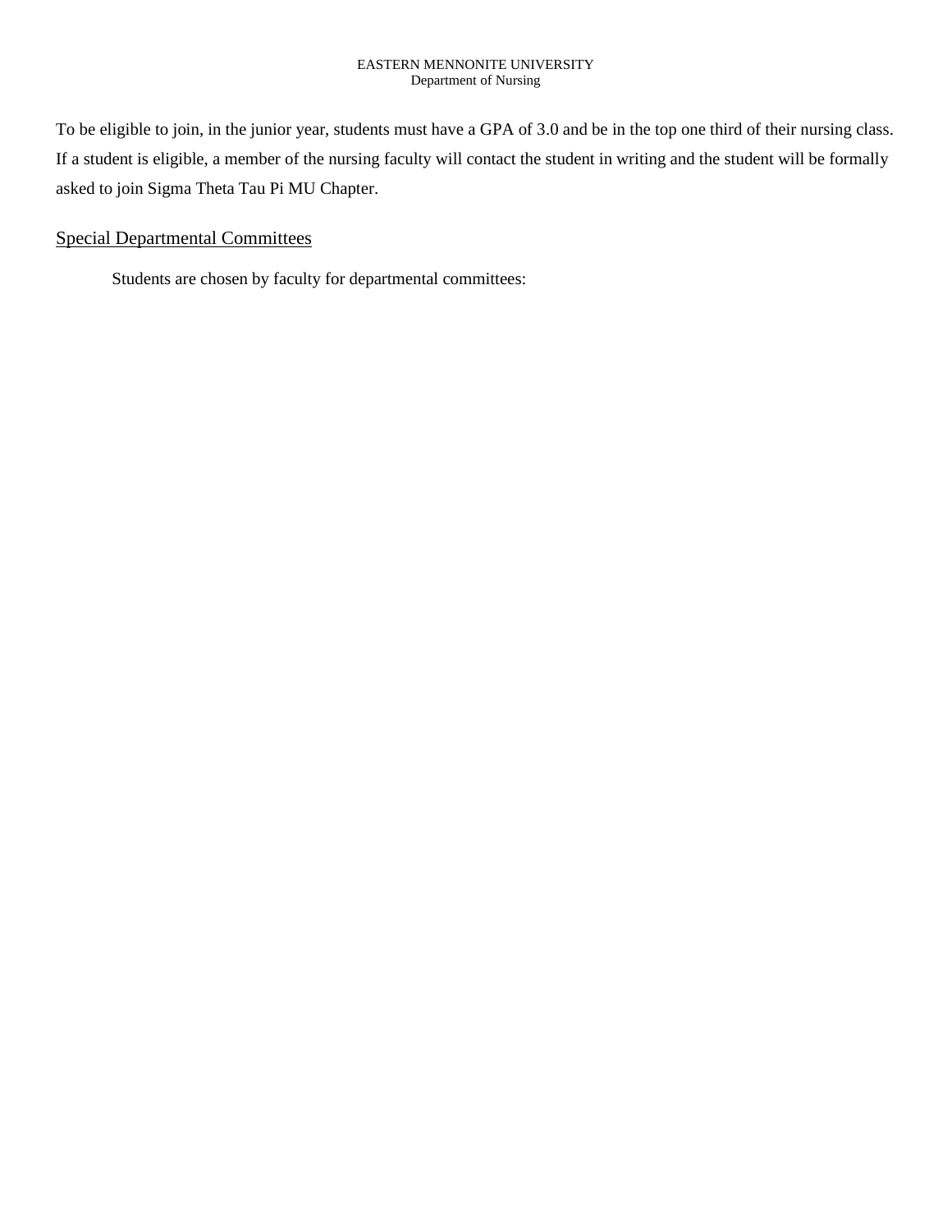To be eligible to join, in the junior year, students must have a GPA of 3.0 and be in the top one third of their nursing class. If a student is eligible, a member of the nursing faculty will contact the student in writing and the student will be formally asked to join Sigma Theta Tau Pi MU Chapter.

## Special Departmental Committees

Students are chosen by faculty for departmental committees: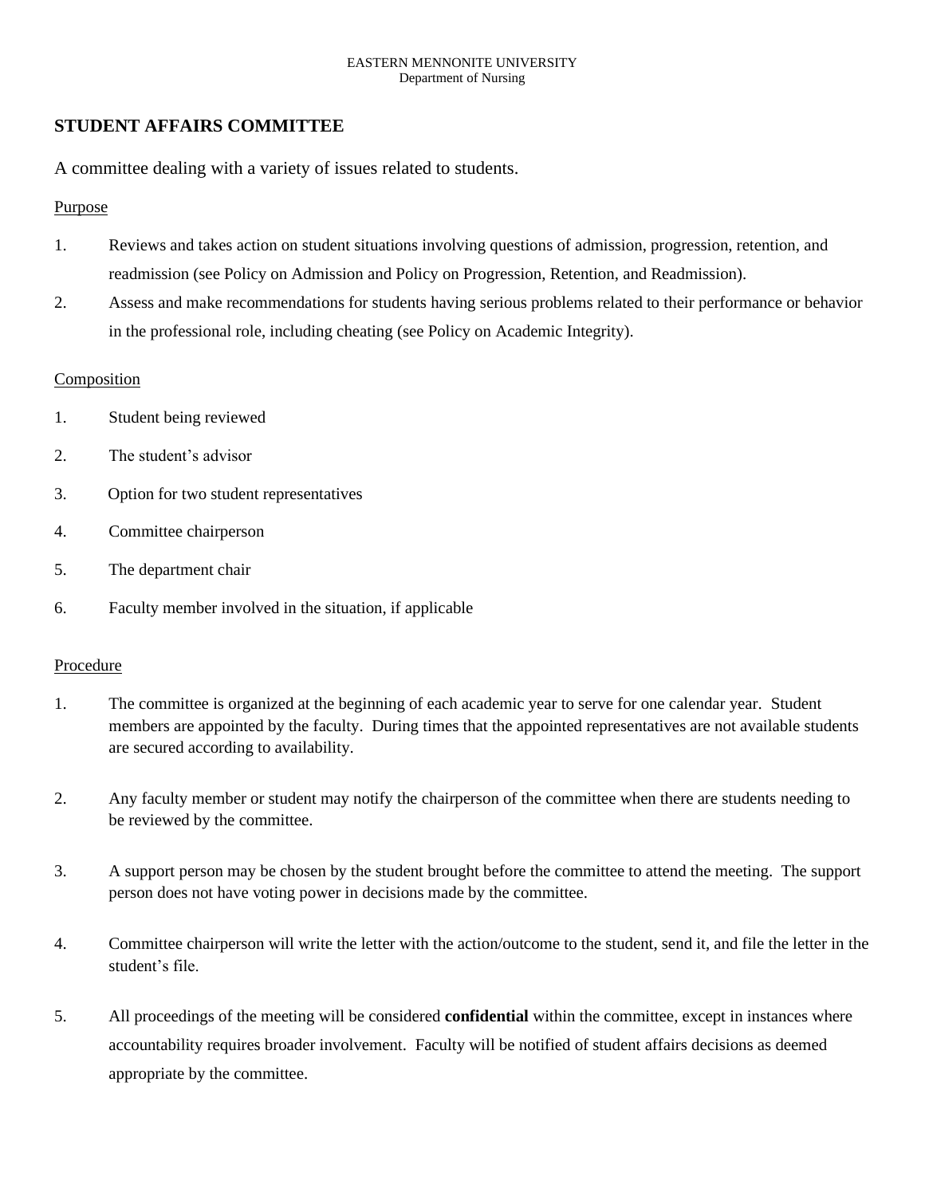EASTERN MENNONITE UNIVERSITY
Department of Nursing

## STUDENT AFFAIRS COMMITTEE

A committee dealing with a variety of issues related to students.

Purpose

1. Reviews and takes action on student situations involving questions of admission, progression, retention, and readmission (see Policy on Admission and Policy on Progression, Retention, and Readmission).
2. Assess and make recommendations for students having serious problems related to their performance or behavior in the professional role, including cheating (see Policy on Academic Integrity).

Composition

1. Student being reviewed
2. The student's advisor
3. Option for two student representatives
4. Committee chairperson
5. The department chair
6. Faculty member involved in the situation, if applicable

Procedure

1. The committee is organized at the beginning of each academic year to serve for one calendar year. Student members are appointed by the faculty. During times that the appointed representatives are not available students are secured according to availability.

2. Any faculty member or student may notify the chairperson of the committee when there are students needing to be reviewed by the committee.

3. A support person may be chosen by the student brought before the committee to attend the meeting. The support person does not have voting power in decisions made by the committee.

4. Committee chairperson will write the letter with the action/outcome to the student, send it, and file the letter in the student's file.

5. All proceedings of the meeting will be considered **confidential** within the committee, except in instances where accountability requires broader involvement. Faculty will be notified of student affairs decisions as deemed appropriate by the committee.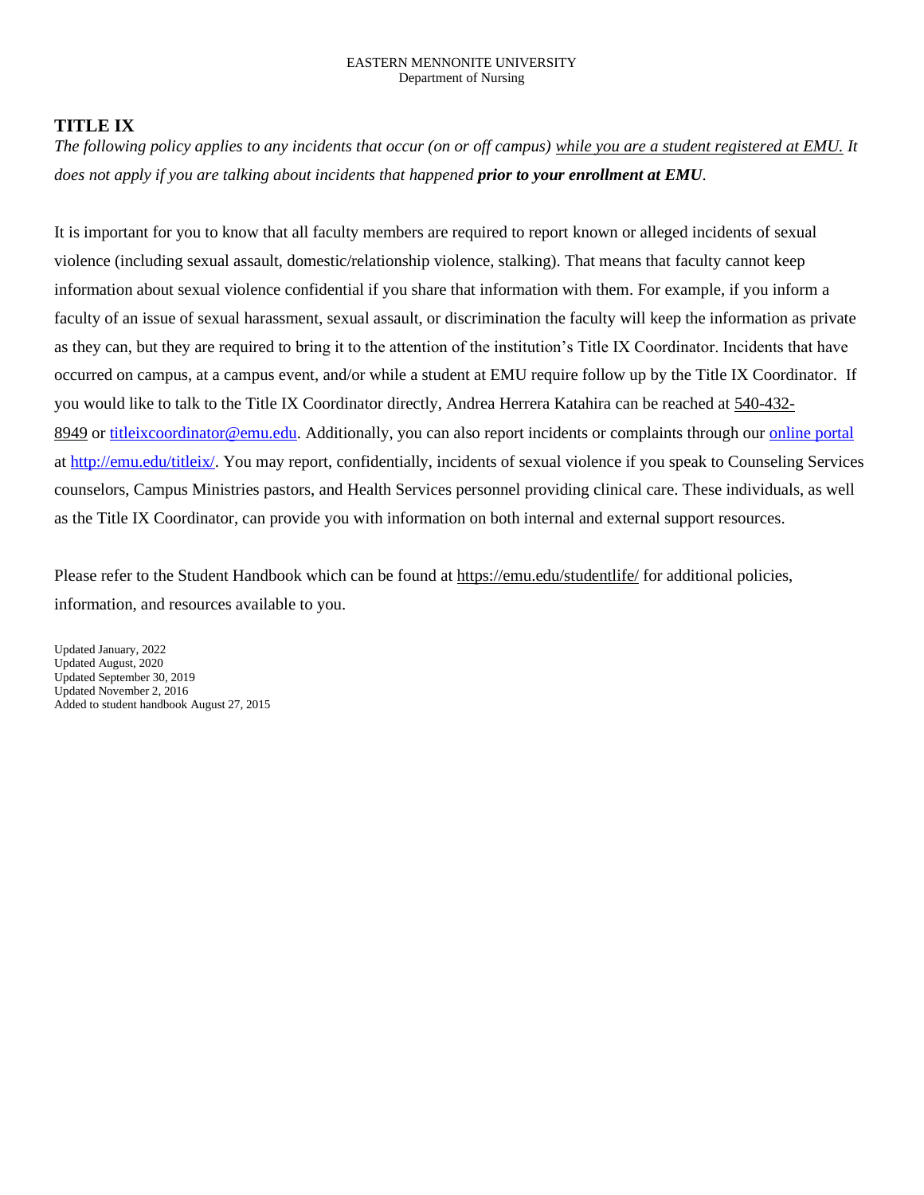## TITLE IX

*The following policy applies to any incidents that occur (on or off campus) while you are a student registered at EMU. It does not apply if you are talking about incidents that happened* ***prior to your enrollment at EMU****.*

It is important for you to know that all faculty members are required to report known or alleged incidents of sexual violence (including sexual assault, domestic/relationship violence, stalking). That means that faculty cannot keep information about sexual violence confidential if you share that information with them. For example, if you inform a faculty of an issue of sexual harassment, sexual assault, or discrimination the faculty will keep the information as private as they can, but they are required to bring it to the attention of the institution's Title IX Coordinator. Incidents that have occurred on campus, at a campus event, and/or while a student at EMU require follow up by the Title IX Coordinator. If you would like to talk to the Title IX Coordinator directly, Andrea Herrera Katahira can be reached at 540-432-8949 or titleixcoordinator@emu.edu. Additionally, you can also report incidents or complaints through our online portal at http://emu.edu/titleix/. You may report, confidentially, incidents of sexual violence if you speak to Counseling Services counselors, Campus Ministries pastors, and Health Services personnel providing clinical care. These individuals, as well as the Title IX Coordinator, can provide you with information on both internal and external support resources.

Please refer to the Student Handbook which can be found at https://emu.edu/studentlife/ for additional policies, information, and resources available to you.

Updated January, 2022
Updated August, 2020
Updated September 30, 2019
Updated November 2, 2016
Added to student handbook August 27, 2015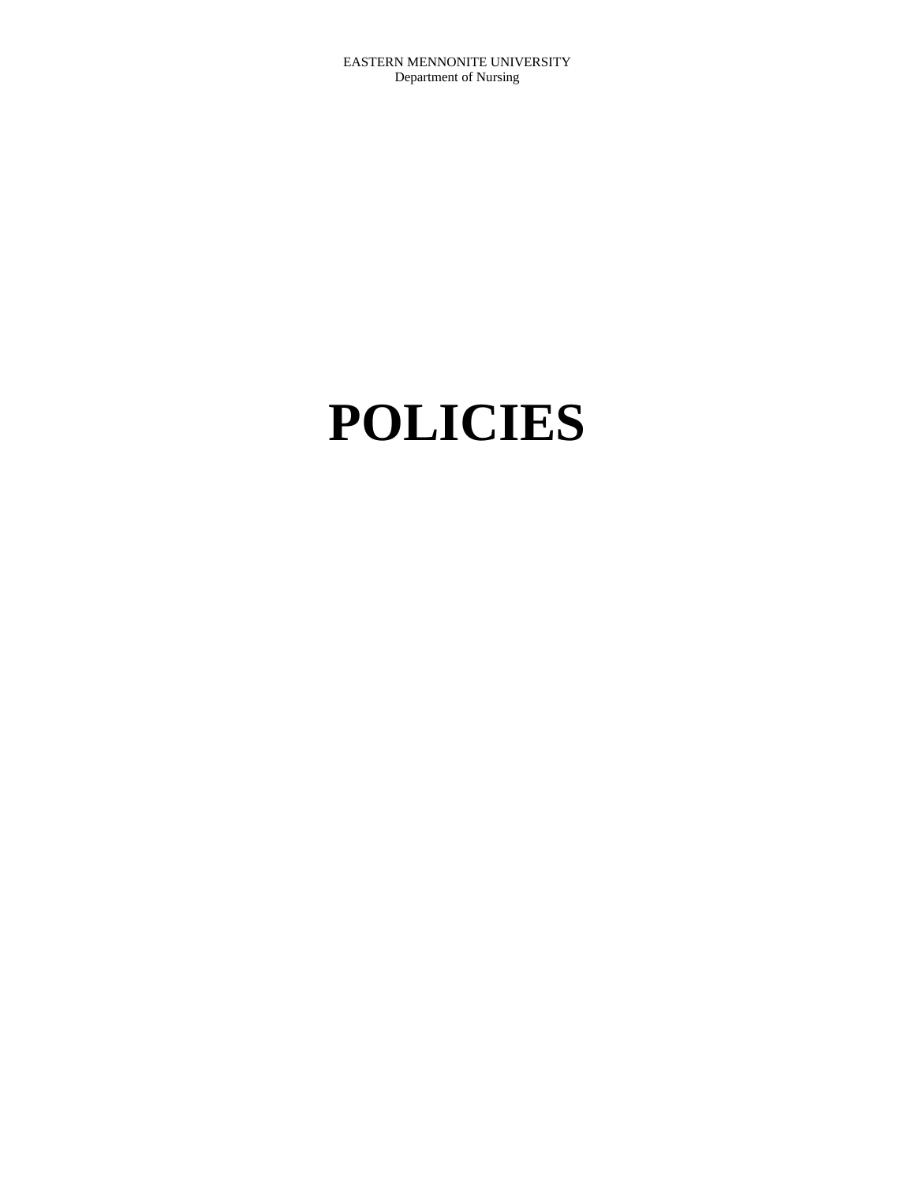EASTERN MENNONITE UNIVERSITY
Department of Nursing

# POLICIES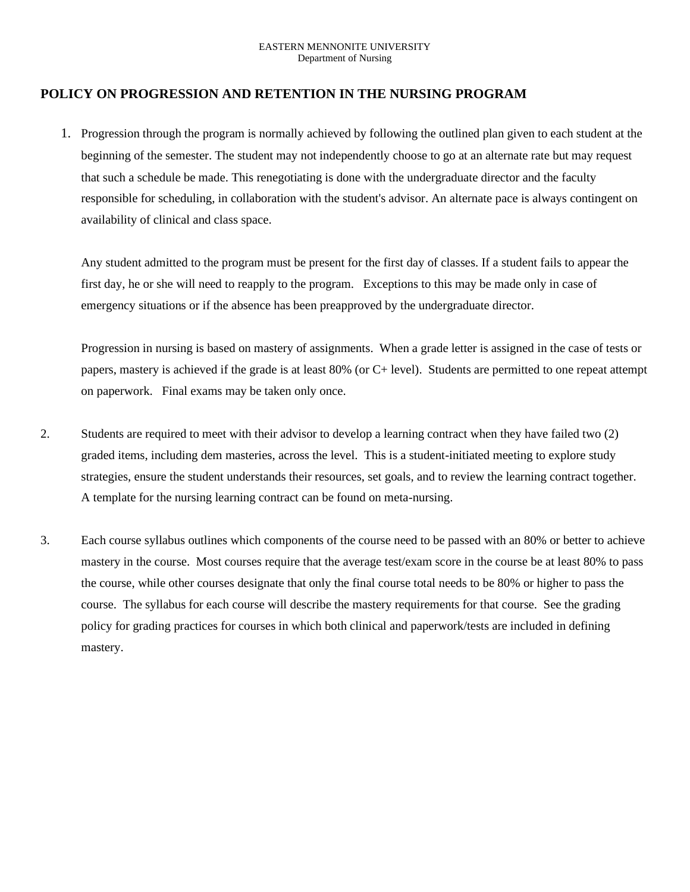EASTERN MENNONITE UNIVERSITY
Department of Nursing

## POLICY ON PROGRESSION AND RETENTION IN THE NURSING PROGRAM

1. Progression through the program is normally achieved by following the outlined plan given to each student at the beginning of the semester. The student may not independently choose to go at an alternate rate but may request that such a schedule be made. This renegotiating is done with the undergraduate director and the faculty responsible for scheduling, in collaboration with the student's advisor. An alternate pace is always contingent on availability of clinical and class space.

   Any student admitted to the program must be present for the first day of classes. If a student fails to appear the first day, he or she will need to reapply to the program. Exceptions to this may be made only in case of emergency situations or if the absence has been preapproved by the undergraduate director.

   Progression in nursing is based on mastery of assignments. When a grade letter is assigned in the case of tests or papers, mastery is achieved if the grade is at least 80% (or C+ level). Students are permitted to one repeat attempt on paperwork. Final exams may be taken only once.

2. Students are required to meet with their advisor to develop a learning contract when they have failed two (2) graded items, including dem masteries, across the level. This is a student-initiated meeting to explore study strategies, ensure the student understands their resources, set goals, and to review the learning contract together. A template for the nursing learning contract can be found on meta-nursing.

3. Each course syllabus outlines which components of the course need to be passed with an 80% or better to achieve mastery in the course. Most courses require that the average test/exam score in the course be at least 80% to pass the course, while other courses designate that only the final course total needs to be 80% or higher to pass the course. The syllabus for each course will describe the mastery requirements for that course. See the grading policy for grading practices for courses in which both clinical and paperwork/tests are included in defining mastery.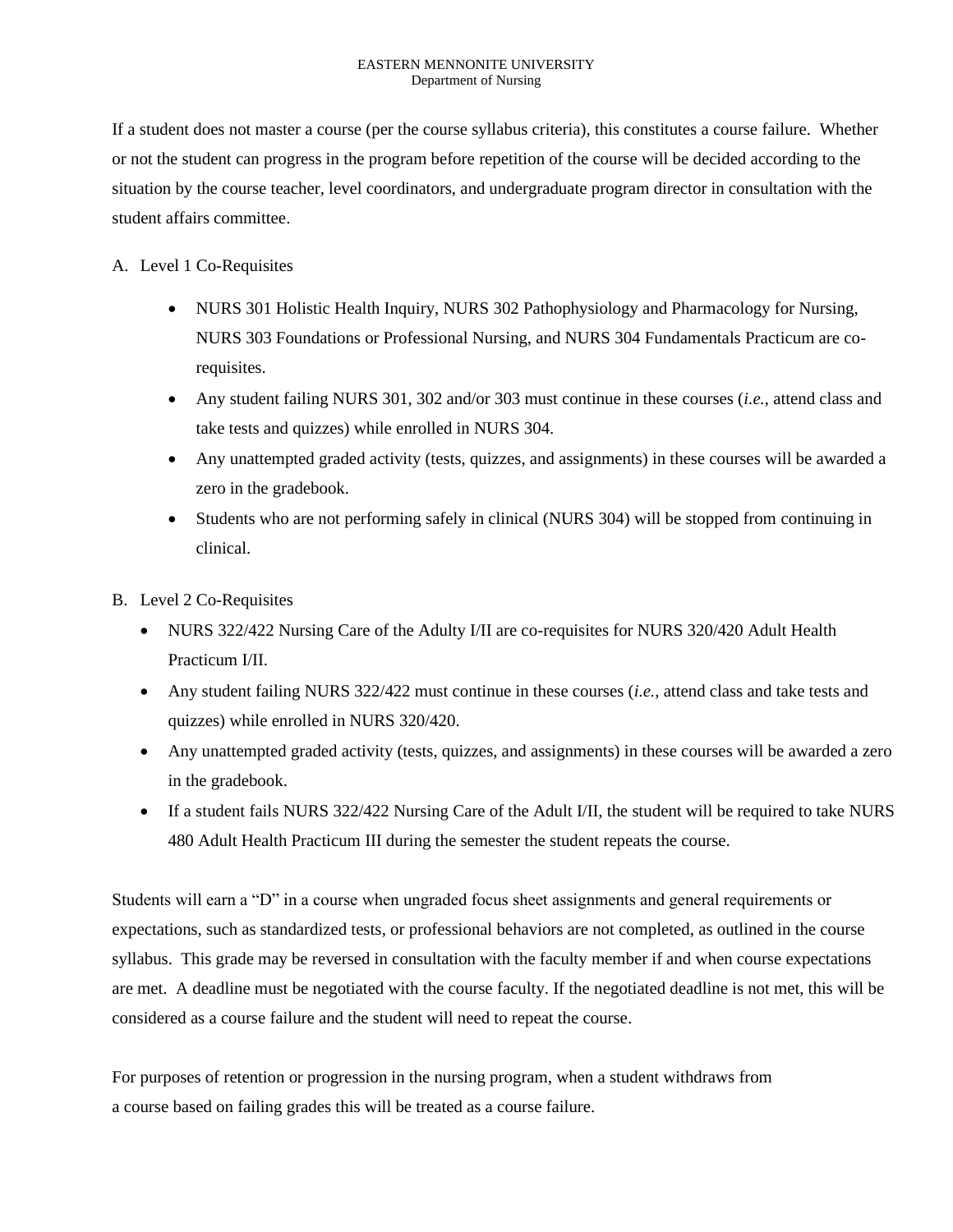If a student does not master a course (per the course syllabus criteria), this constitutes a course failure. Whether or not the student can progress in the program before repetition of the course will be decided according to the situation by the course teacher, level coordinators, and undergraduate program director in consultation with the student affairs committee.

A. Level 1 Co-Requisites

- NURS 301 Holistic Health Inquiry, NURS 302 Pathophysiology and Pharmacology for Nursing, NURS 303 Foundations or Professional Nursing, and NURS 304 Fundamentals Practicum are co-requisites.
- Any student failing NURS 301, 302 and/or 303 must continue in these courses (*i.e.*, attend class and take tests and quizzes) while enrolled in NURS 304.
- Any unattempted graded activity (tests, quizzes, and assignments) in these courses will be awarded a zero in the gradebook.
- Students who are not performing safely in clinical (NURS 304) will be stopped from continuing in clinical.

B. Level 2 Co-Requisites

- NURS 322/422 Nursing Care of the Adulty I/II are co-requisites for NURS 320/420 Adult Health Practicum I/II.
- Any student failing NURS 322/422 must continue in these courses (*i.e.*, attend class and take tests and quizzes) while enrolled in NURS 320/420.
- Any unattempted graded activity (tests, quizzes, and assignments) in these courses will be awarded a zero in the gradebook.
- If a student fails NURS 322/422 Nursing Care of the Adult I/II, the student will be required to take NURS 480 Adult Health Practicum III during the semester the student repeats the course.

Students will earn a "D" in a course when ungraded focus sheet assignments and general requirements or expectations, such as standardized tests, or professional behaviors are not completed, as outlined in the course syllabus. This grade may be reversed in consultation with the faculty member if and when course expectations are met. A deadline must be negotiated with the course faculty. If the negotiated deadline is not met, this will be considered as a course failure and the student will need to repeat the course.

For purposes of retention or progression in the nursing program, when a student withdraws from a course based on failing grades this will be treated as a course failure.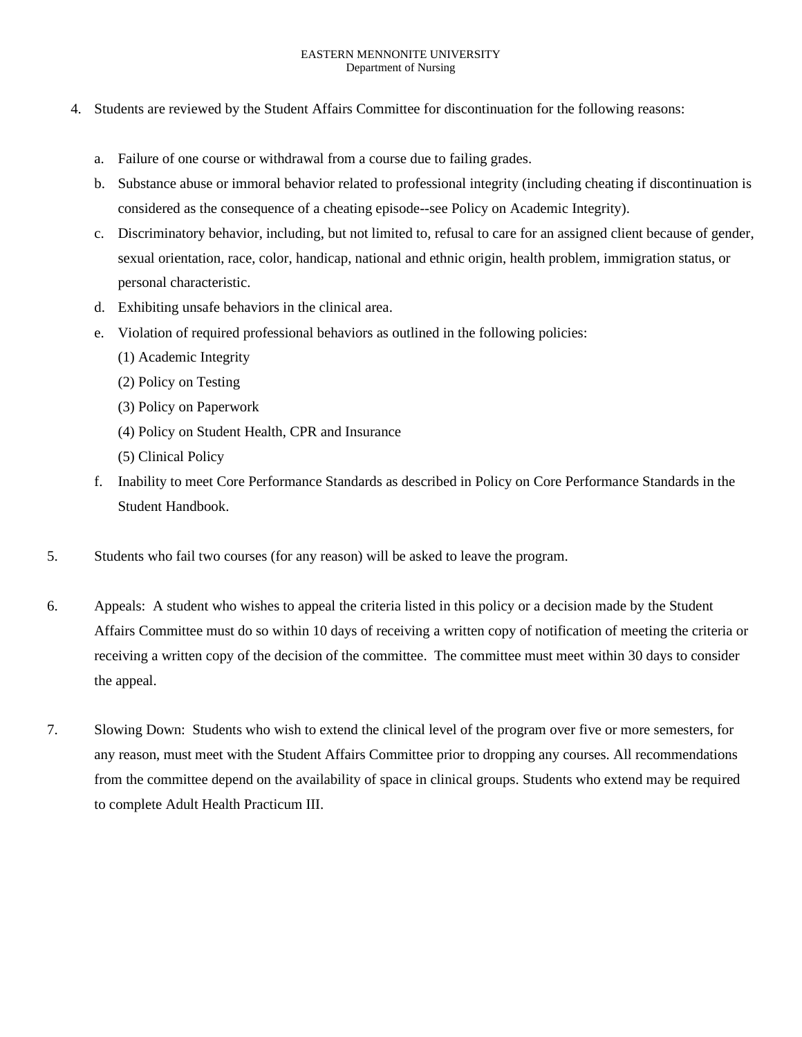4. Students are reviewed by the Student Affairs Committee for discontinuation for the following reasons:

    a. Failure of one course or withdrawal from a course due to failing grades.
    b. Substance abuse or immoral behavior related to professional integrity (including cheating if discontinuation is considered as the consequence of a cheating episode--see Policy on Academic Integrity).
    c. Discriminatory behavior, including, but not limited to, refusal to care for an assigned client because of gender, sexual orientation, race, color, handicap, national and ethnic origin, health problem, immigration status, or personal characteristic.
    d. Exhibiting unsafe behaviors in the clinical area.
    e. Violation of required professional behaviors as outlined in the following policies:
        (1) Academic Integrity
        (2) Policy on Testing
        (3) Policy on Paperwork
        (4) Policy on Student Health, CPR and Insurance
        (5) Clinical Policy
    f. Inability to meet Core Performance Standards as described in Policy on Core Performance Standards in the Student Handbook.

5. Students who fail two courses (for any reason) will be asked to leave the program.

6. Appeals: A student who wishes to appeal the criteria listed in this policy or a decision made by the Student Affairs Committee must do so within 10 days of receiving a written copy of notification of meeting the criteria or receiving a written copy of the decision of the committee. The committee must meet within 30 days to consider the appeal.

7. Slowing Down: Students who wish to extend the clinical level of the program over five or more semesters, for any reason, must meet with the Student Affairs Committee prior to dropping any courses. All recommendations from the committee depend on the availability of space in clinical groups. Students who extend may be required to complete Adult Health Practicum III.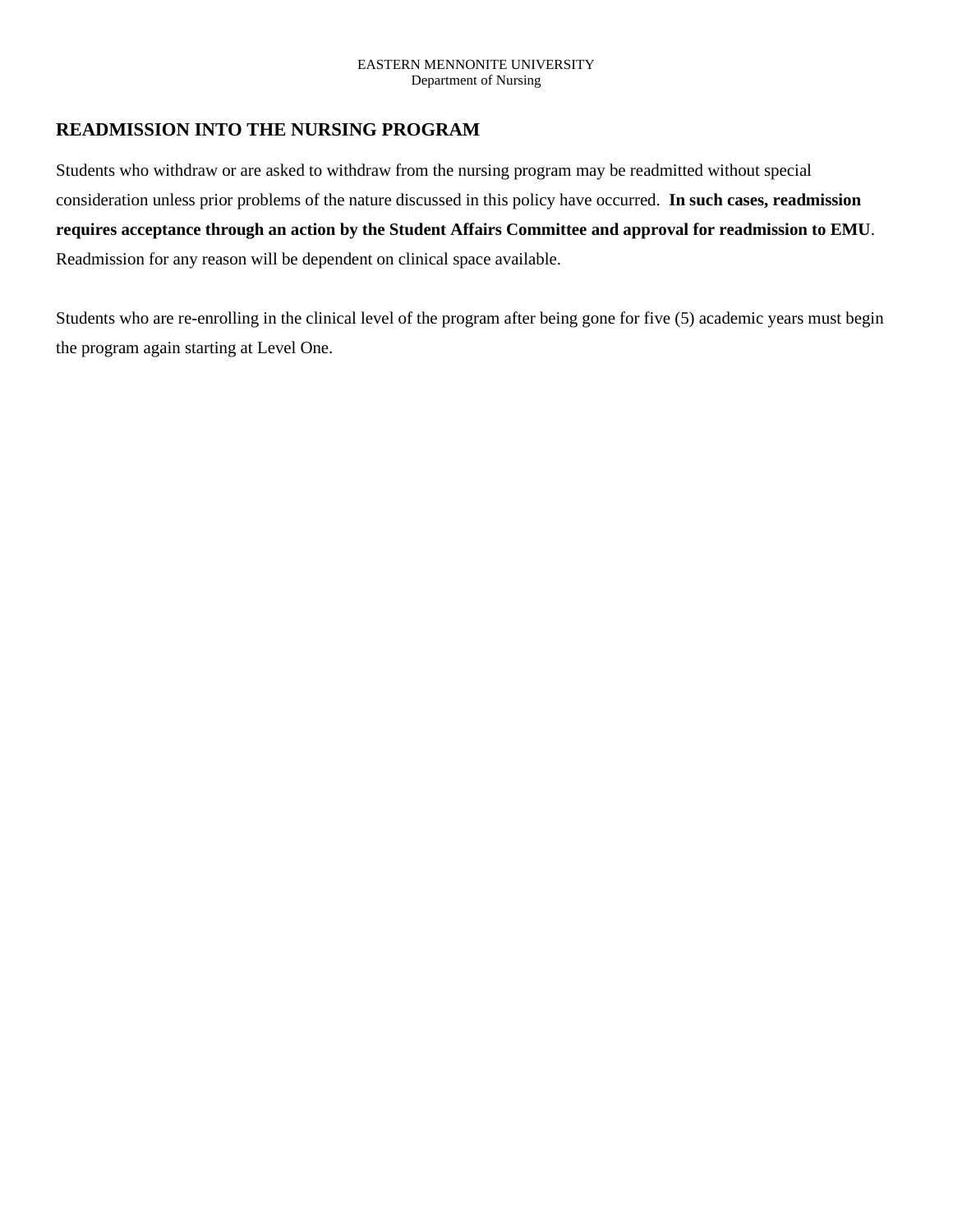## READMISSION INTO THE NURSING PROGRAM

Students who withdraw or are asked to withdraw from the nursing program may be readmitted without special consideration unless prior problems of the nature discussed in this policy have occurred. **In such cases, readmission requires acceptance through an action by the Student Affairs Committee and approval for readmission to EMU**. Readmission for any reason will be dependent on clinical space available.

Students who are re-enrolling in the clinical level of the program after being gone for five (5) academic years must begin the program again starting at Level One.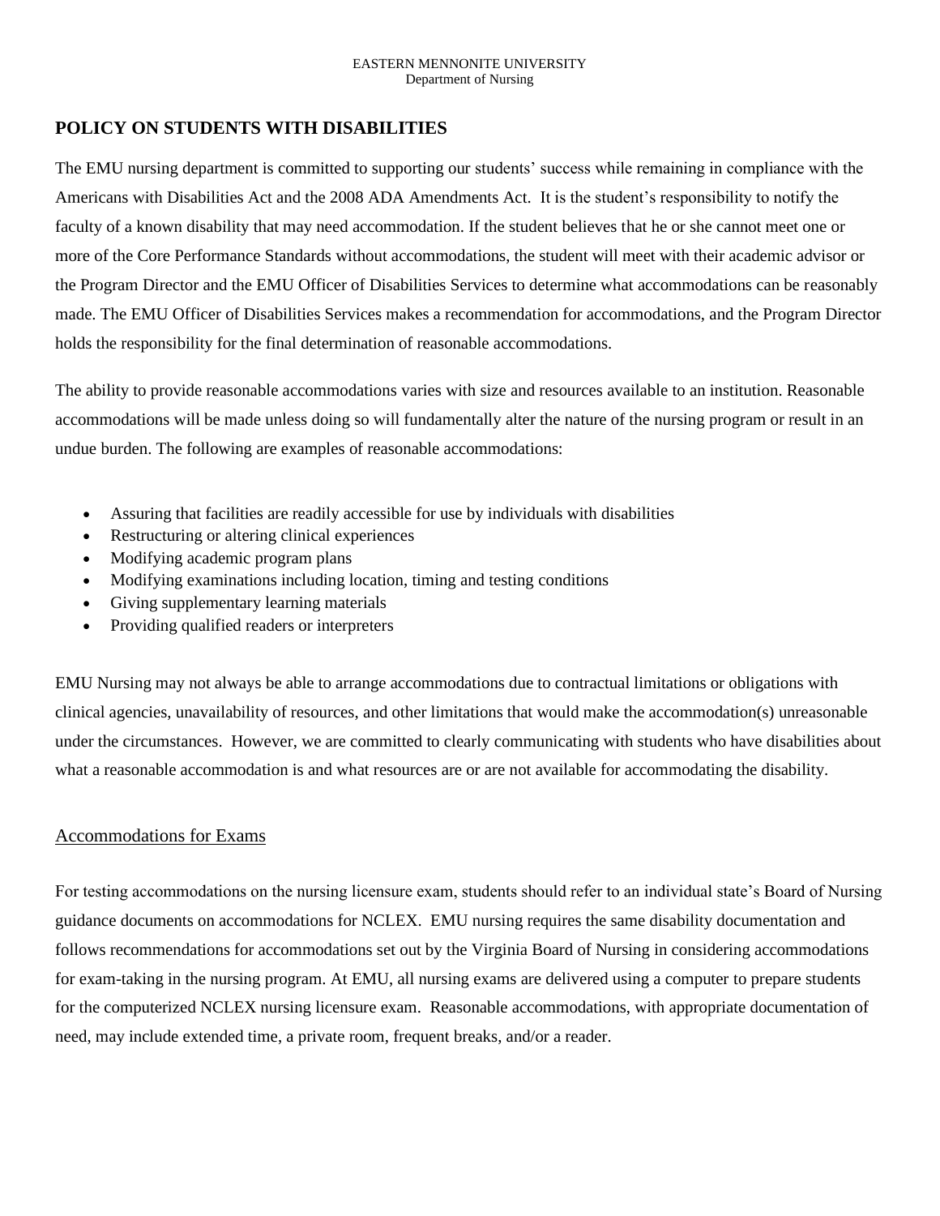EASTERN MENNONITE UNIVERSITY
Department of Nursing

## POLICY ON STUDENTS WITH DISABILITIES

The EMU nursing department is committed to supporting our students' success while remaining in compliance with the Americans with Disabilities Act and the 2008 ADA Amendments Act. It is the student's responsibility to notify the faculty of a known disability that may need accommodation. If the student believes that he or she cannot meet one or more of the Core Performance Standards without accommodations, the student will meet with their academic advisor or the Program Director and the EMU Officer of Disabilities Services to determine what accommodations can be reasonably made. The EMU Officer of Disabilities Services makes a recommendation for accommodations, and the Program Director holds the responsibility for the final determination of reasonable accommodations.

The ability to provide reasonable accommodations varies with size and resources available to an institution. Reasonable accommodations will be made unless doing so will fundamentally alter the nature of the nursing program or result in an undue burden. The following are examples of reasonable accommodations:

- Assuring that facilities are readily accessible for use by individuals with disabilities
- Restructuring or altering clinical experiences
- Modifying academic program plans
- Modifying examinations including location, timing and testing conditions
- Giving supplementary learning materials
- Providing qualified readers or interpreters

EMU Nursing may not always be able to arrange accommodations due to contractual limitations or obligations with clinical agencies, unavailability of resources, and other limitations that would make the accommodation(s) unreasonable under the circumstances. However, we are committed to clearly communicating with students who have disabilities about what a reasonable accommodation is and what resources are or are not available for accommodating the disability.

### Accommodations for Exams

For testing accommodations on the nursing licensure exam, students should refer to an individual state's Board of Nursing guidance documents on accommodations for NCLEX. EMU nursing requires the same disability documentation and follows recommendations for accommodations set out by the Virginia Board of Nursing in considering accommodations for exam-taking in the nursing program. At EMU, all nursing exams are delivered using a computer to prepare students for the computerized NCLEX nursing licensure exam. Reasonable accommodations, with appropriate documentation of need, may include extended time, a private room, frequent breaks, and/or a reader.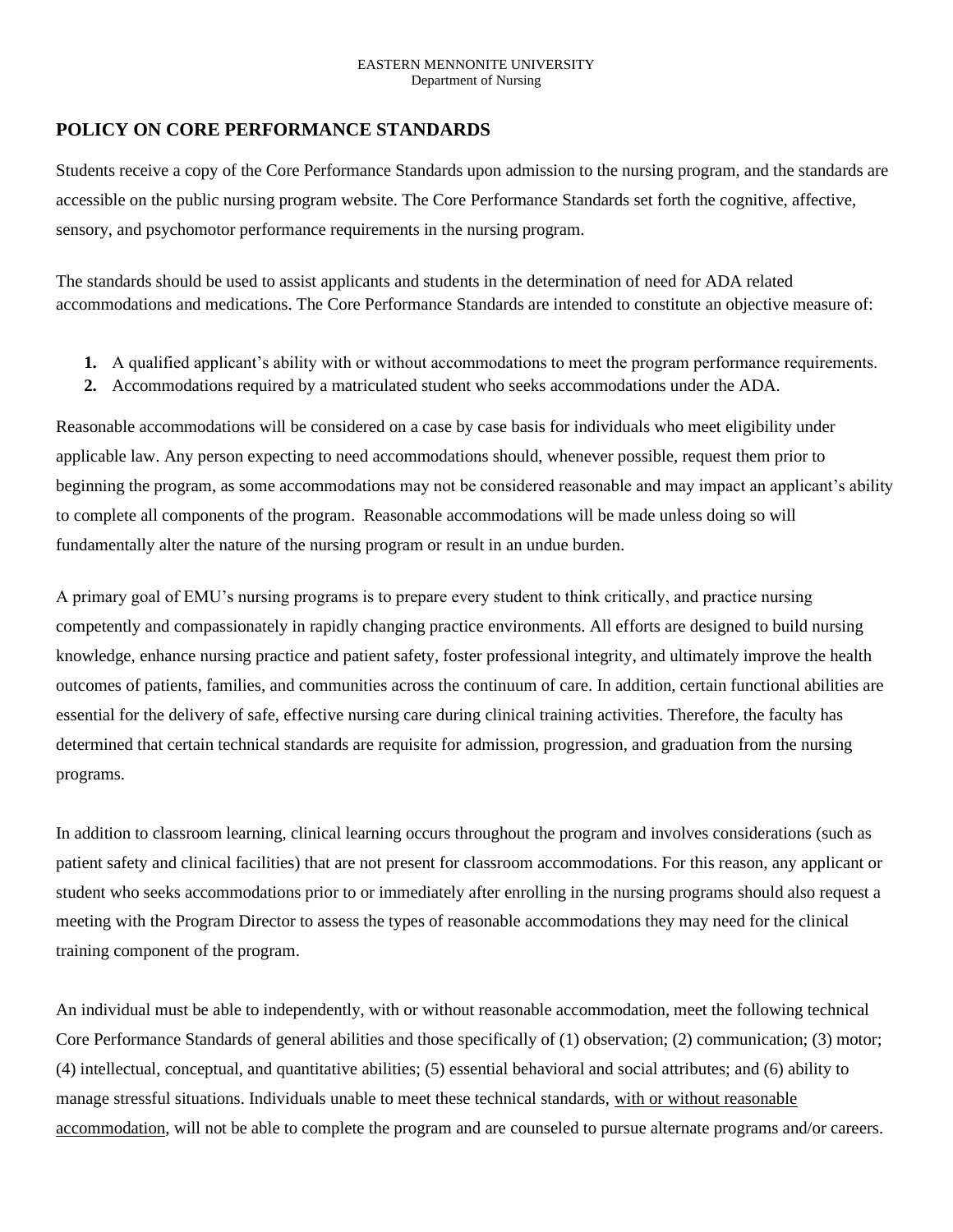EASTERN MENNONITE UNIVERSITY
Department of Nursing

## POLICY ON CORE PERFORMANCE STANDARDS

Students receive a copy of the Core Performance Standards upon admission to the nursing program, and the standards are accessible on the public nursing program website. The Core Performance Standards set forth the cognitive, affective, sensory, and psychomotor performance requirements in the nursing program.

The standards should be used to assist applicants and students in the determination of need for ADA related accommodations and medications. The Core Performance Standards are intended to constitute an objective measure of:

1. A qualified applicant's ability with or without accommodations to meet the program performance requirements.
2. Accommodations required by a matriculated student who seeks accommodations under the ADA.

Reasonable accommodations will be considered on a case by case basis for individuals who meet eligibility under applicable law. Any person expecting to need accommodations should, whenever possible, request them prior to beginning the program, as some accommodations may not be considered reasonable and may impact an applicant's ability to complete all components of the program. Reasonable accommodations will be made unless doing so will fundamentally alter the nature of the nursing program or result in an undue burden.

A primary goal of EMU's nursing programs is to prepare every student to think critically, and practice nursing competently and compassionately in rapidly changing practice environments. All efforts are designed to build nursing knowledge, enhance nursing practice and patient safety, foster professional integrity, and ultimately improve the health outcomes of patients, families, and communities across the continuum of care. In addition, certain functional abilities are essential for the delivery of safe, effective nursing care during clinical training activities. Therefore, the faculty has determined that certain technical standards are requisite for admission, progression, and graduation from the nursing programs.

In addition to classroom learning, clinical learning occurs throughout the program and involves considerations (such as patient safety and clinical facilities) that are not present for classroom accommodations. For this reason, any applicant or student who seeks accommodations prior to or immediately after enrolling in the nursing programs should also request a meeting with the Program Director to assess the types of reasonable accommodations they may need for the clinical training component of the program.

An individual must be able to independently, with or without reasonable accommodation, meet the following technical Core Performance Standards of general abilities and those specifically of (1) observation; (2) communication; (3) motor; (4) intellectual, conceptual, and quantitative abilities; (5) essential behavioral and social attributes; and (6) ability to manage stressful situations. Individuals unable to meet these technical standards, with or without reasonable accommodation, will not be able to complete the program and are counseled to pursue alternate programs and/or careers.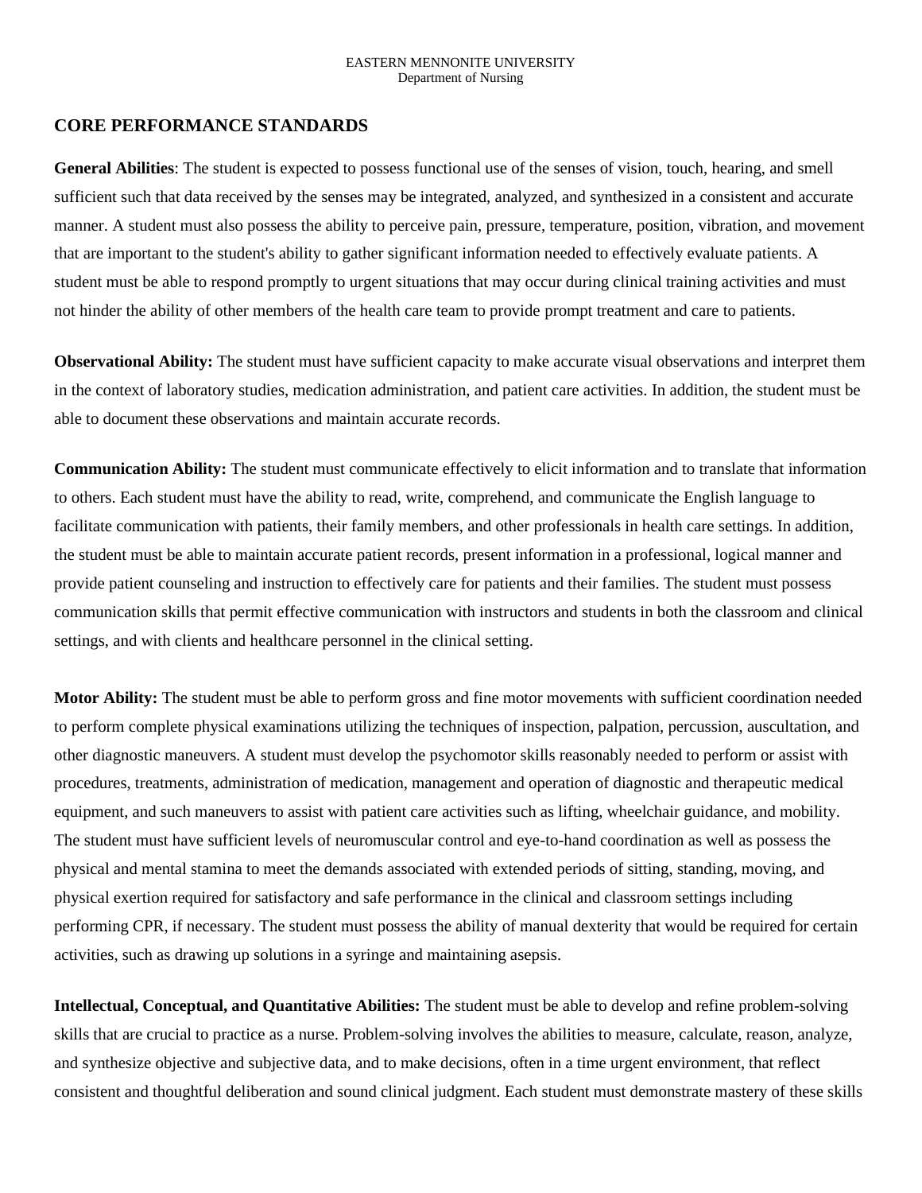EASTERN MENNONITE UNIVERSITY
Department of Nursing

## CORE PERFORMANCE STANDARDS

**General Abilities**: The student is expected to possess functional use of the senses of vision, touch, hearing, and smell sufficient such that data received by the senses may be integrated, analyzed, and synthesized in a consistent and accurate manner. A student must also possess the ability to perceive pain, pressure, temperature, position, vibration, and movement that are important to the student's ability to gather significant information needed to effectively evaluate patients. A student must be able to respond promptly to urgent situations that may occur during clinical training activities and must not hinder the ability of other members of the health care team to provide prompt treatment and care to patients.

**Observational Ability:** The student must have sufficient capacity to make accurate visual observations and interpret them in the context of laboratory studies, medication administration, and patient care activities. In addition, the student must be able to document these observations and maintain accurate records.

**Communication Ability:** The student must communicate effectively to elicit information and to translate that information to others. Each student must have the ability to read, write, comprehend, and communicate the English language to facilitate communication with patients, their family members, and other professionals in health care settings. In addition, the student must be able to maintain accurate patient records, present information in a professional, logical manner and provide patient counseling and instruction to effectively care for patients and their families. The student must possess communication skills that permit effective communication with instructors and students in both the classroom and clinical settings, and with clients and healthcare personnel in the clinical setting.

**Motor Ability:** The student must be able to perform gross and fine motor movements with sufficient coordination needed to perform complete physical examinations utilizing the techniques of inspection, palpation, percussion, auscultation, and other diagnostic maneuvers. A student must develop the psychomotor skills reasonably needed to perform or assist with procedures, treatments, administration of medication, management and operation of diagnostic and therapeutic medical equipment, and such maneuvers to assist with patient care activities such as lifting, wheelchair guidance, and mobility. The student must have sufficient levels of neuromuscular control and eye-to-hand coordination as well as possess the physical and mental stamina to meet the demands associated with extended periods of sitting, standing, moving, and physical exertion required for satisfactory and safe performance in the clinical and classroom settings including performing CPR, if necessary. The student must possess the ability of manual dexterity that would be required for certain activities, such as drawing up solutions in a syringe and maintaining asepsis.

**Intellectual, Conceptual, and Quantitative Abilities:** The student must be able to develop and refine problem-solving skills that are crucial to practice as a nurse. Problem-solving involves the abilities to measure, calculate, reason, analyze, and synthesize objective and subjective data, and to make decisions, often in a time urgent environment, that reflect consistent and thoughtful deliberation and sound clinical judgment. Each student must demonstrate mastery of these skills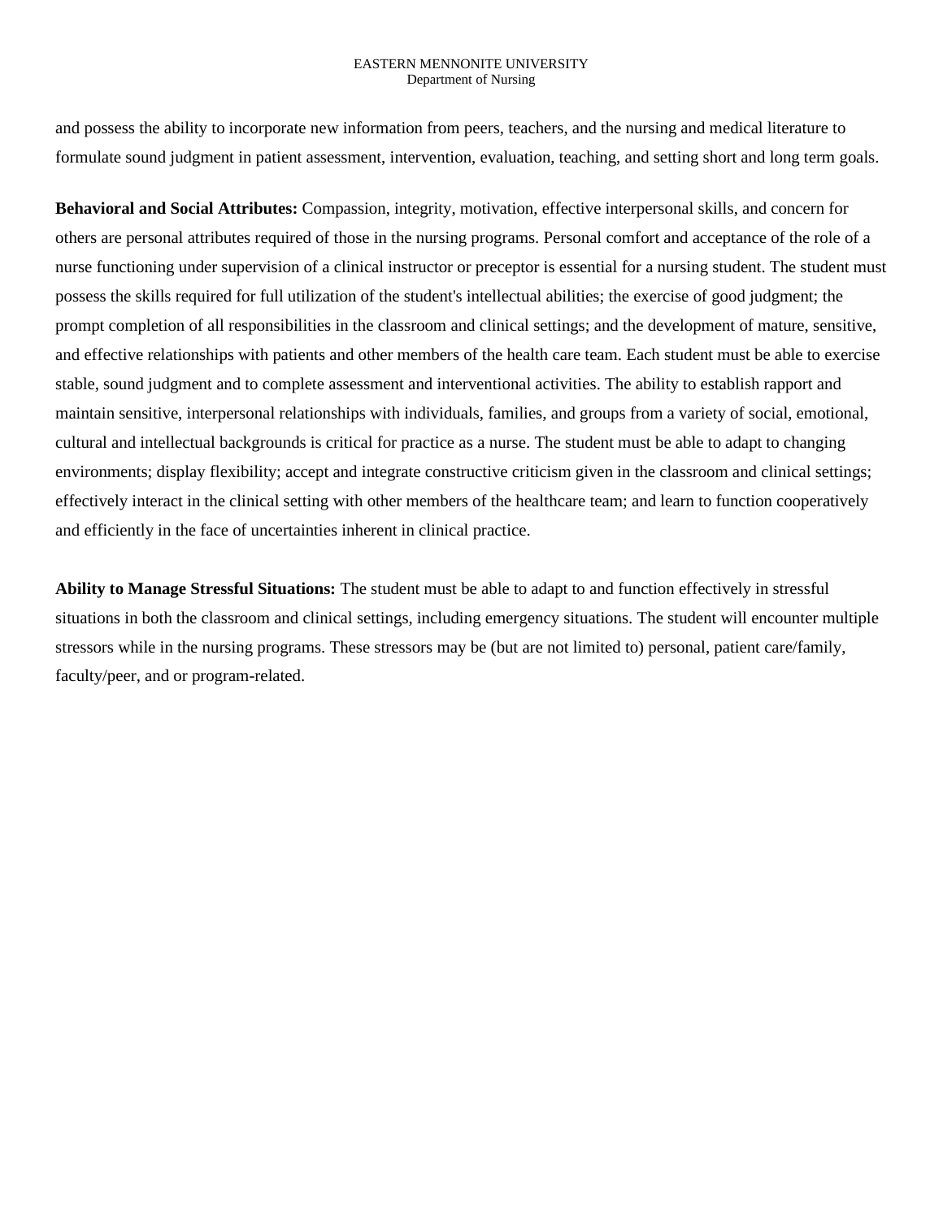and possess the ability to incorporate new information from peers, teachers, and the nursing and medical literature to formulate sound judgment in patient assessment, intervention, evaluation, teaching, and setting short and long term goals.

**Behavioral and Social Attributes:** Compassion, integrity, motivation, effective interpersonal skills, and concern for others are personal attributes required of those in the nursing programs. Personal comfort and acceptance of the role of a nurse functioning under supervision of a clinical instructor or preceptor is essential for a nursing student. The student must possess the skills required for full utilization of the student's intellectual abilities; the exercise of good judgment; the prompt completion of all responsibilities in the classroom and clinical settings; and the development of mature, sensitive, and effective relationships with patients and other members of the health care team. Each student must be able to exercise stable, sound judgment and to complete assessment and interventional activities. The ability to establish rapport and maintain sensitive, interpersonal relationships with individuals, families, and groups from a variety of social, emotional, cultural and intellectual backgrounds is critical for practice as a nurse. The student must be able to adapt to changing environments; display flexibility; accept and integrate constructive criticism given in the classroom and clinical settings; effectively interact in the clinical setting with other members of the healthcare team; and learn to function cooperatively and efficiently in the face of uncertainties inherent in clinical practice.

**Ability to Manage Stressful Situations:** The student must be able to adapt to and function effectively in stressful situations in both the classroom and clinical settings, including emergency situations. The student will encounter multiple stressors while in the nursing programs. These stressors may be (but are not limited to) personal, patient care/family, faculty/peer, and or program-related.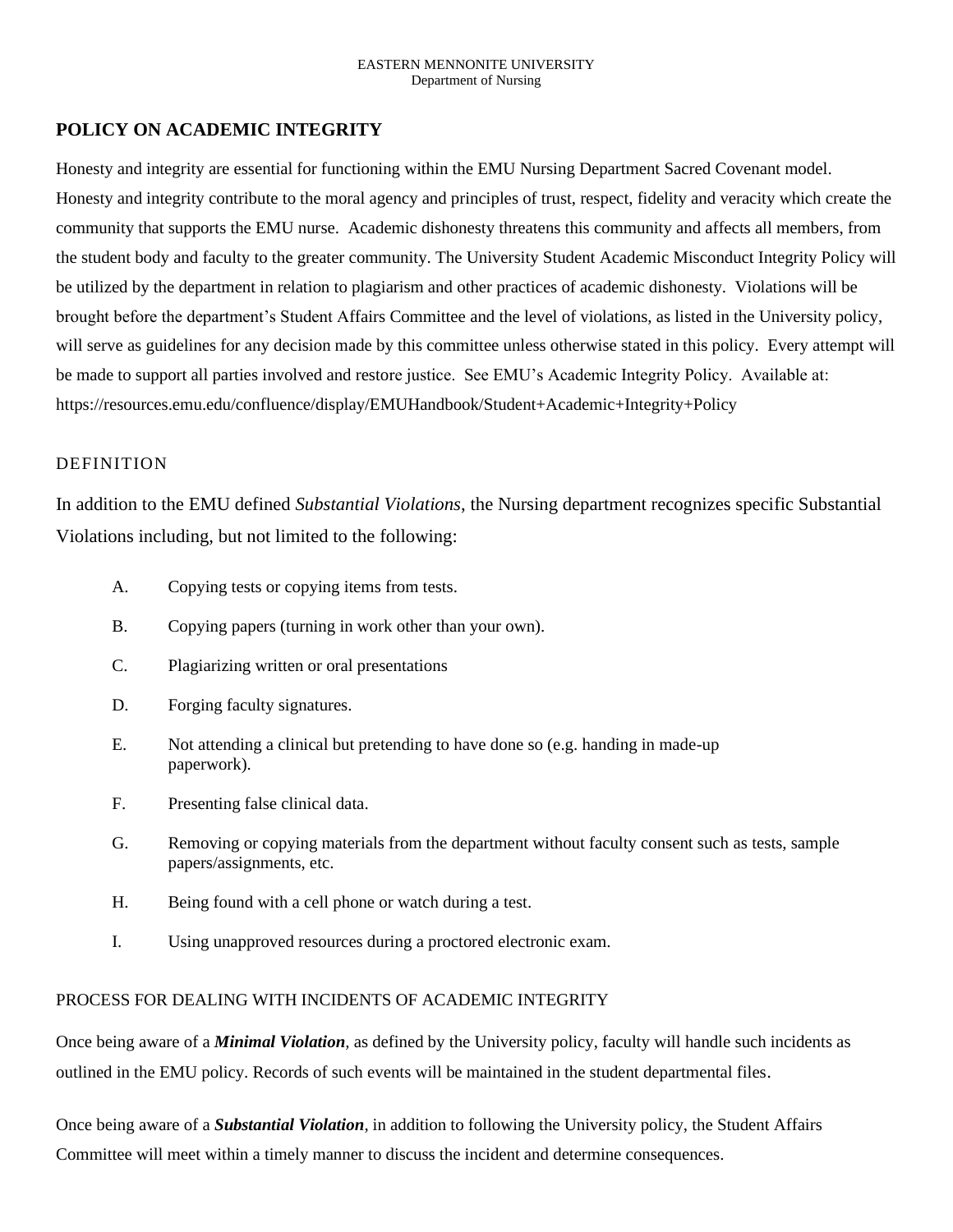EASTERN MENNONITE UNIVERSITY
Department of Nursing

## POLICY ON ACADEMIC INTEGRITY

Honesty and integrity are essential for functioning within the EMU Nursing Department Sacred Covenant model. Honesty and integrity contribute to the moral agency and principles of trust, respect, fidelity and veracity which create the community that supports the EMU nurse. Academic dishonesty threatens this community and affects all members, from the student body and faculty to the greater community. The University Student Academic Misconduct Integrity Policy will be utilized by the department in relation to plagiarism and other practices of academic dishonesty. Violations will be brought before the department's Student Affairs Committee and the level of violations, as listed in the University policy, will serve as guidelines for any decision made by this committee unless otherwise stated in this policy. Every attempt will be made to support all parties involved and restore justice. See EMU's Academic Integrity Policy. Available at: https://resources.emu.edu/confluence/display/EMUHandbook/Student+Academic+Integrity+Policy

### DEFINITION

In addition to the EMU defined *Substantial Violations*, the Nursing department recognizes specific Substantial Violations including, but not limited to the following:

A. Copying tests or copying items from tests.

B. Copying papers (turning in work other than your own).

C. Plagiarizing written or oral presentations

D. Forging faculty signatures.

E. Not attending a clinical but pretending to have done so (e.g. handing in made-up paperwork).

F. Presenting false clinical data.

G. Removing or copying materials from the department without faculty consent such as tests, sample papers/assignments, etc.

H. Being found with a cell phone or watch during a test.

I. Using unapproved resources during a proctored electronic exam.

### PROCESS FOR DEALING WITH INCIDENTS OF ACADEMIC INTEGRITY

Once being aware of a ***Minimal Violation***, as defined by the University policy, faculty will handle such incidents as outlined in the EMU policy. Records of such events will be maintained in the student departmental files.

Once being aware of a ***Substantial Violation***, in addition to following the University policy, the Student Affairs Committee will meet within a timely manner to discuss the incident and determine consequences.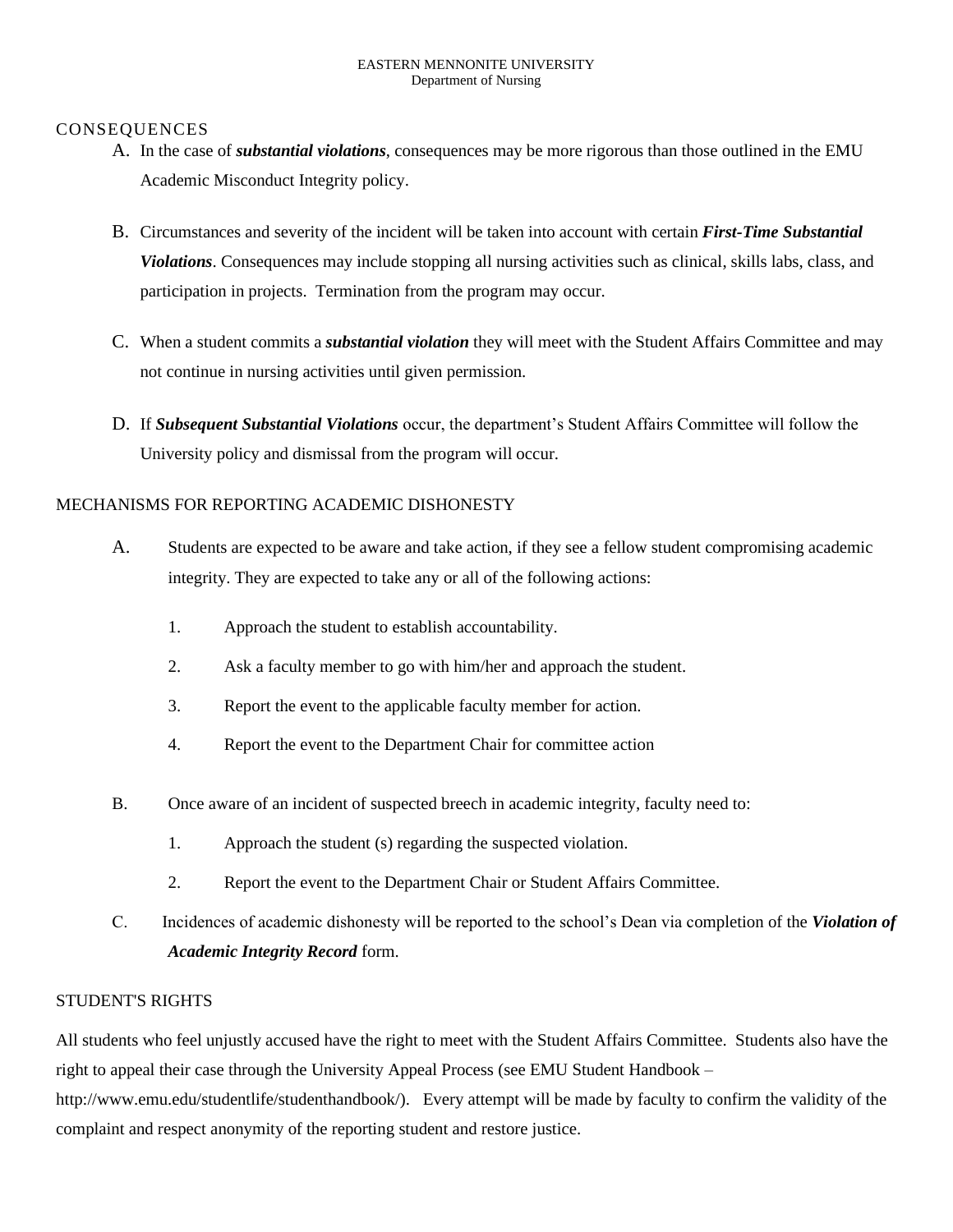## CONSEQUENCES

A. In the case of ***substantial violations***, consequences may be more rigorous than those outlined in the EMU Academic Misconduct Integrity policy.

B. Circumstances and severity of the incident will be taken into account with certain ***First-Time Substantial Violations***. Consequences may include stopping all nursing activities such as clinical, skills labs, class, and participation in projects. Termination from the program may occur.

C. When a student commits a ***substantial violation*** they will meet with the Student Affairs Committee and may not continue in nursing activities until given permission.

D. If ***Subsequent Substantial Violations*** occur, the department's Student Affairs Committee will follow the University policy and dismissal from the program will occur.

## MECHANISMS FOR REPORTING ACADEMIC DISHONESTY

A. Students are expected to be aware and take action, if they see a fellow student compromising academic integrity. They are expected to take any or all of the following actions:

   1. Approach the student to establish accountability.
   2. Ask a faculty member to go with him/her and approach the student.
   3. Report the event to the applicable faculty member for action.
   4. Report the event to the Department Chair for committee action

B. Once aware of an incident of suspected breech in academic integrity, faculty need to:

   1. Approach the student (s) regarding the suspected violation.
   2. Report the event to the Department Chair or Student Affairs Committee.

C. Incidences of academic dishonesty will be reported to the school's Dean via completion of the ***Violation of Academic Integrity Record*** form.

## STUDENT'S RIGHTS

All students who feel unjustly accused have the right to meet with the Student Affairs Committee. Students also have the right to appeal their case through the University Appeal Process (see EMU Student Handbook – http://www.emu.edu/studentlife/studenthandbook/). Every attempt will be made by faculty to confirm the validity of the complaint and respect anonymity of the reporting student and restore justice.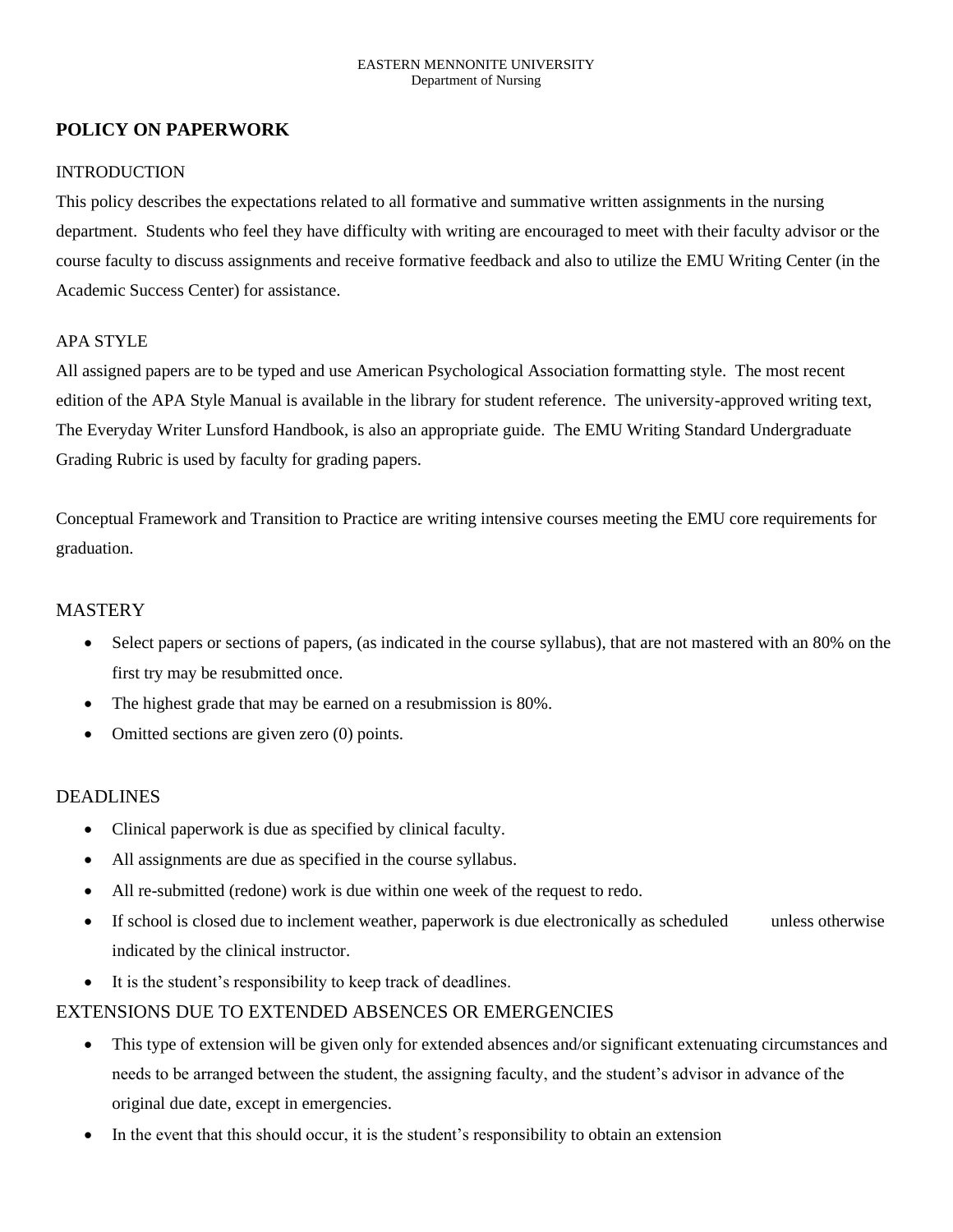EASTERN MENNONITE UNIVERSITY
Department of Nursing

## POLICY ON PAPERWORK

### INTRODUCTION

This policy describes the expectations related to all formative and summative written assignments in the nursing department. Students who feel they have difficulty with writing are encouraged to meet with their faculty advisor or the course faculty to discuss assignments and receive formative feedback and also to utilize the EMU Writing Center (in the Academic Success Center) for assistance.

### APA STYLE

All assigned papers are to be typed and use American Psychological Association formatting style. The most recent edition of the APA Style Manual is available in the library for student reference. The university-approved writing text, The Everyday Writer Lunsford Handbook, is also an appropriate guide. The EMU Writing Standard Undergraduate Grading Rubric is used by faculty for grading papers.

Conceptual Framework and Transition to Practice are writing intensive courses meeting the EMU core requirements for graduation.

### MASTERY

- Select papers or sections of papers, (as indicated in the course syllabus), that are not mastered with an 80% on the first try may be resubmitted once.
- The highest grade that may be earned on a resubmission is 80%.
- Omitted sections are given zero (0) points.

### DEADLINES

- Clinical paperwork is due as specified by clinical faculty.
- All assignments are due as specified in the course syllabus.
- All re-submitted (redone) work is due within one week of the request to redo.
- If school is closed due to inclement weather, paperwork is due electronically as scheduled unless otherwise indicated by the clinical instructor.
- It is the student's responsibility to keep track of deadlines.

### EXTENSIONS DUE TO EXTENDED ABSENCES OR EMERGENCIES

- This type of extension will be given only for extended absences and/or significant extenuating circumstances and needs to be arranged between the student, the assigning faculty, and the student's advisor in advance of the original due date, except in emergencies.
- In the event that this should occur, it is the student's responsibility to obtain an extension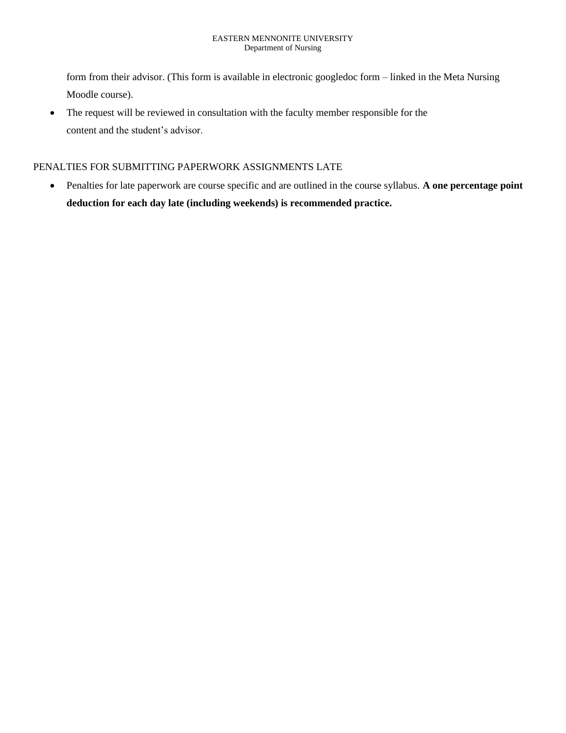form from their advisor. (This form is available in electronic googledoc form – linked in the Meta Nursing Moodle course).

- The request will be reviewed in consultation with the faculty member responsible for the content and the student's advisor.

PENALTIES FOR SUBMITTING PAPERWORK ASSIGNMENTS LATE

- Penalties for late paperwork are course specific and are outlined in the course syllabus. **A one percentage point deduction for each day late (including weekends) is recommended practice.**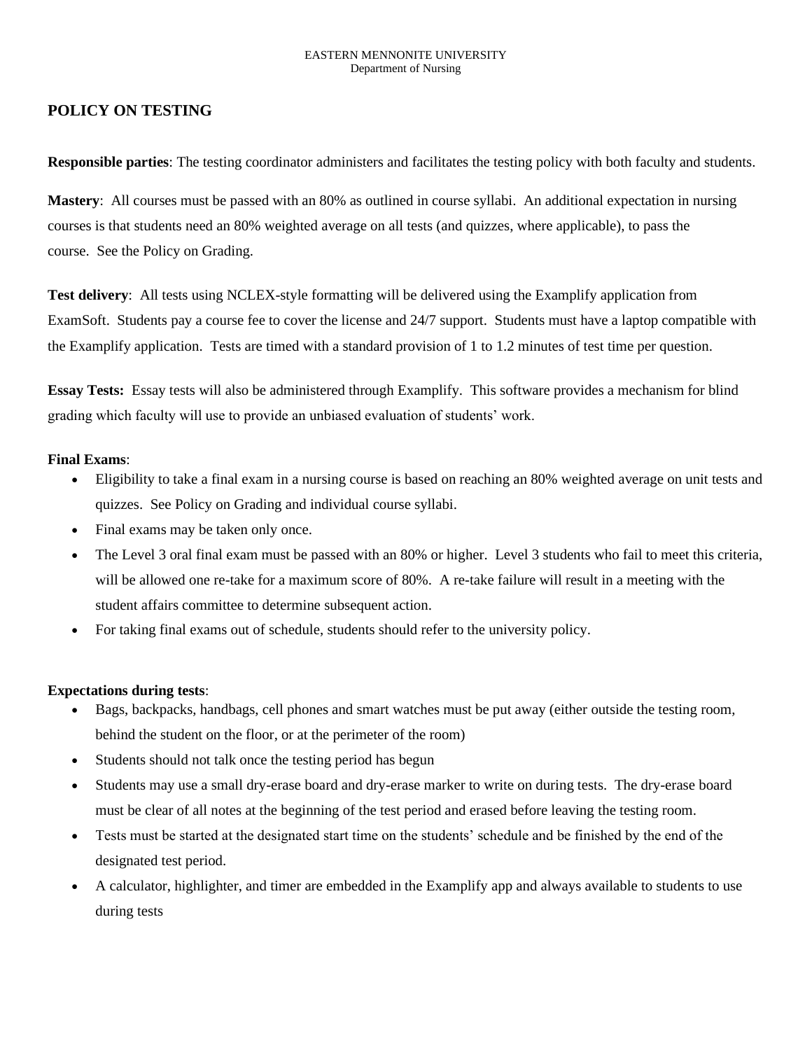EASTERN MENNONITE UNIVERSITY
Department of Nursing

## POLICY ON TESTING

**Responsible parties**: The testing coordinator administers and facilitates the testing policy with both faculty and students.

**Mastery**: All courses must be passed with an 80% as outlined in course syllabi. An additional expectation in nursing courses is that students need an 80% weighted average on all tests (and quizzes, where applicable), to pass the course. See the Policy on Grading.

**Test delivery**: All tests using NCLEX-style formatting will be delivered using the Examplify application from ExamSoft. Students pay a course fee to cover the license and 24/7 support. Students must have a laptop compatible with the Examplify application. Tests are timed with a standard provision of 1 to 1.2 minutes of test time per question.

**Essay Tests:** Essay tests will also be administered through Examplify. This software provides a mechanism for blind grading which faculty will use to provide an unbiased evaluation of students' work.

**Final Exams**:

- Eligibility to take a final exam in a nursing course is based on reaching an 80% weighted average on unit tests and quizzes. See Policy on Grading and individual course syllabi.
- Final exams may be taken only once.
- The Level 3 oral final exam must be passed with an 80% or higher. Level 3 students who fail to meet this criteria, will be allowed one re-take for a maximum score of 80%. A re-take failure will result in a meeting with the student affairs committee to determine subsequent action.
- For taking final exams out of schedule, students should refer to the university policy.

**Expectations during tests**:

- Bags, backpacks, handbags, cell phones and smart watches must be put away (either outside the testing room, behind the student on the floor, or at the perimeter of the room)
- Students should not talk once the testing period has begun
- Students may use a small dry-erase board and dry-erase marker to write on during tests. The dry-erase board must be clear of all notes at the beginning of the test period and erased before leaving the testing room.
- Tests must be started at the designated start time on the students' schedule and be finished by the end of the designated test period.
- A calculator, highlighter, and timer are embedded in the Examplify app and always available to students to use during tests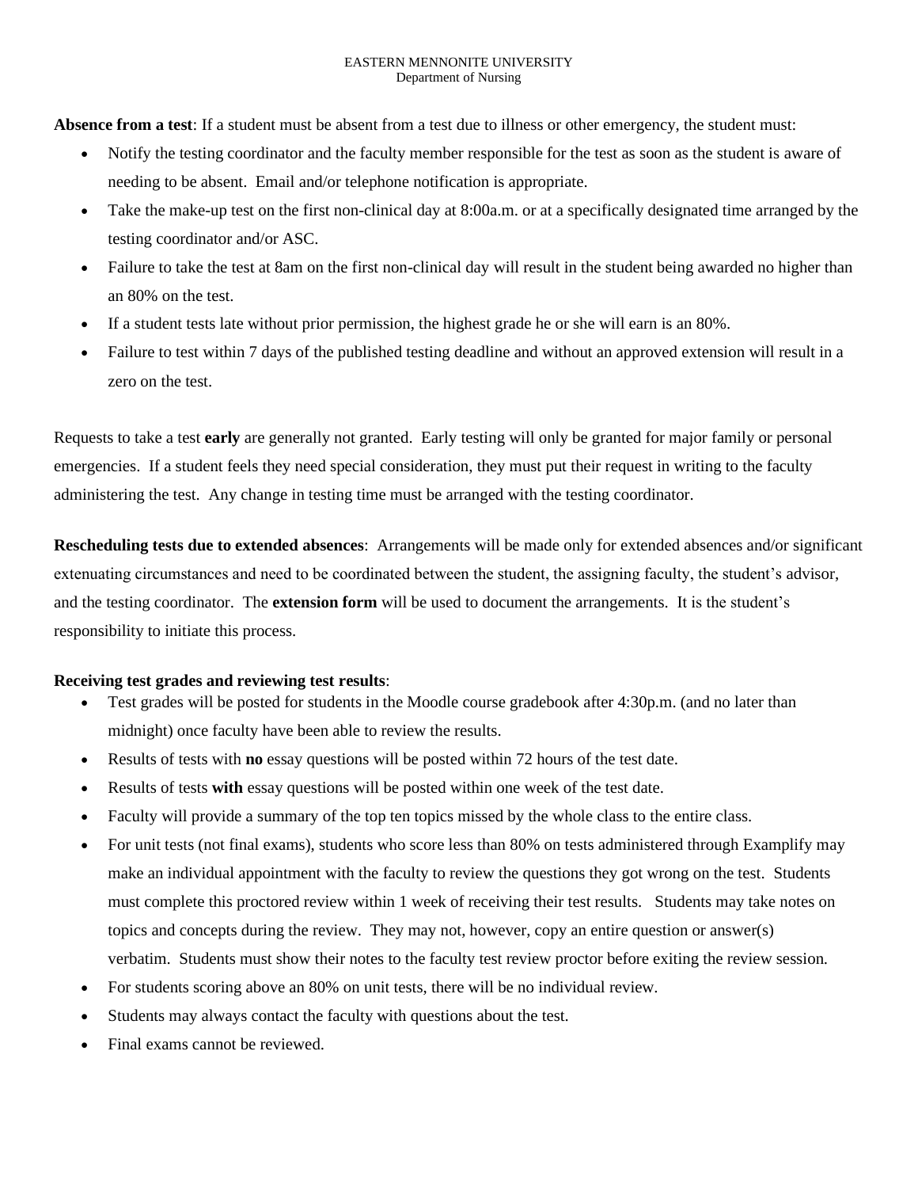**Absence from a test**: If a student must be absent from a test due to illness or other emergency, the student must:

- Notify the testing coordinator and the faculty member responsible for the test as soon as the student is aware of needing to be absent. Email and/or telephone notification is appropriate.
- Take the make-up test on the first non-clinical day at 8:00a.m. or at a specifically designated time arranged by the testing coordinator and/or ASC.
- Failure to take the test at 8am on the first non-clinical day will result in the student being awarded no higher than an 80% on the test.
- If a student tests late without prior permission, the highest grade he or she will earn is an 80%.
- Failure to test within 7 days of the published testing deadline and without an approved extension will result in a zero on the test.

Requests to take a test **early** are generally not granted. Early testing will only be granted for major family or personal emergencies. If a student feels they need special consideration, they must put their request in writing to the faculty administering the test. Any change in testing time must be arranged with the testing coordinator.

**Rescheduling tests due to extended absences**: Arrangements will be made only for extended absences and/or significant extenuating circumstances and need to be coordinated between the student, the assigning faculty, the student's advisor, and the testing coordinator. The **extension form** will be used to document the arrangements. It is the student's responsibility to initiate this process.

**Receiving test grades and reviewing test results**:

- Test grades will be posted for students in the Moodle course gradebook after 4:30p.m. (and no later than midnight) once faculty have been able to review the results.
- Results of tests with **no** essay questions will be posted within 72 hours of the test date.
- Results of tests **with** essay questions will be posted within one week of the test date.
- Faculty will provide a summary of the top ten topics missed by the whole class to the entire class.
- For unit tests (not final exams), students who score less than 80% on tests administered through Examplify may make an individual appointment with the faculty to review the questions they got wrong on the test. Students must complete this proctored review within 1 week of receiving their test results. Students may take notes on topics and concepts during the review. They may not, however, copy an entire question or answer(s) verbatim. Students must show their notes to the faculty test review proctor before exiting the review session.
- For students scoring above an 80% on unit tests, there will be no individual review.
- Students may always contact the faculty with questions about the test.
- Final exams cannot be reviewed.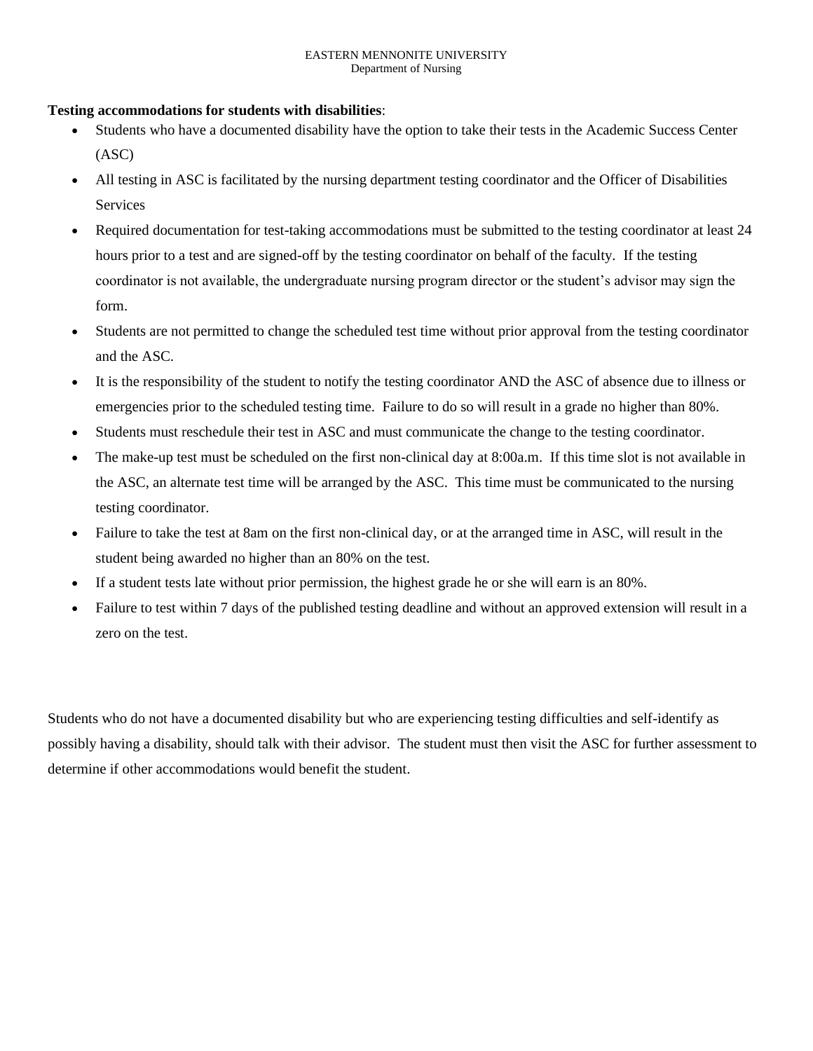**Testing accommodations for students with disabilities**:

- Students who have a documented disability have the option to take their tests in the Academic Success Center (ASC)
- All testing in ASC is facilitated by the nursing department testing coordinator and the Officer of Disabilities Services
- Required documentation for test-taking accommodations must be submitted to the testing coordinator at least 24 hours prior to a test and are signed-off by the testing coordinator on behalf of the faculty. If the testing coordinator is not available, the undergraduate nursing program director or the student's advisor may sign the form.
- Students are not permitted to change the scheduled test time without prior approval from the testing coordinator and the ASC.
- It is the responsibility of the student to notify the testing coordinator AND the ASC of absence due to illness or emergencies prior to the scheduled testing time. Failure to do so will result in a grade no higher than 80%.
- Students must reschedule their test in ASC and must communicate the change to the testing coordinator.
- The make-up test must be scheduled on the first non-clinical day at 8:00a.m. If this time slot is not available in the ASC, an alternate test time will be arranged by the ASC. This time must be communicated to the nursing testing coordinator.
- Failure to take the test at 8am on the first non-clinical day, or at the arranged time in ASC, will result in the student being awarded no higher than an 80% on the test.
- If a student tests late without prior permission, the highest grade he or she will earn is an 80%.
- Failure to test within 7 days of the published testing deadline and without an approved extension will result in a zero on the test.

Students who do not have a documented disability but who are experiencing testing difficulties and self-identify as possibly having a disability, should talk with their advisor. The student must then visit the ASC for further assessment to determine if other accommodations would benefit the student.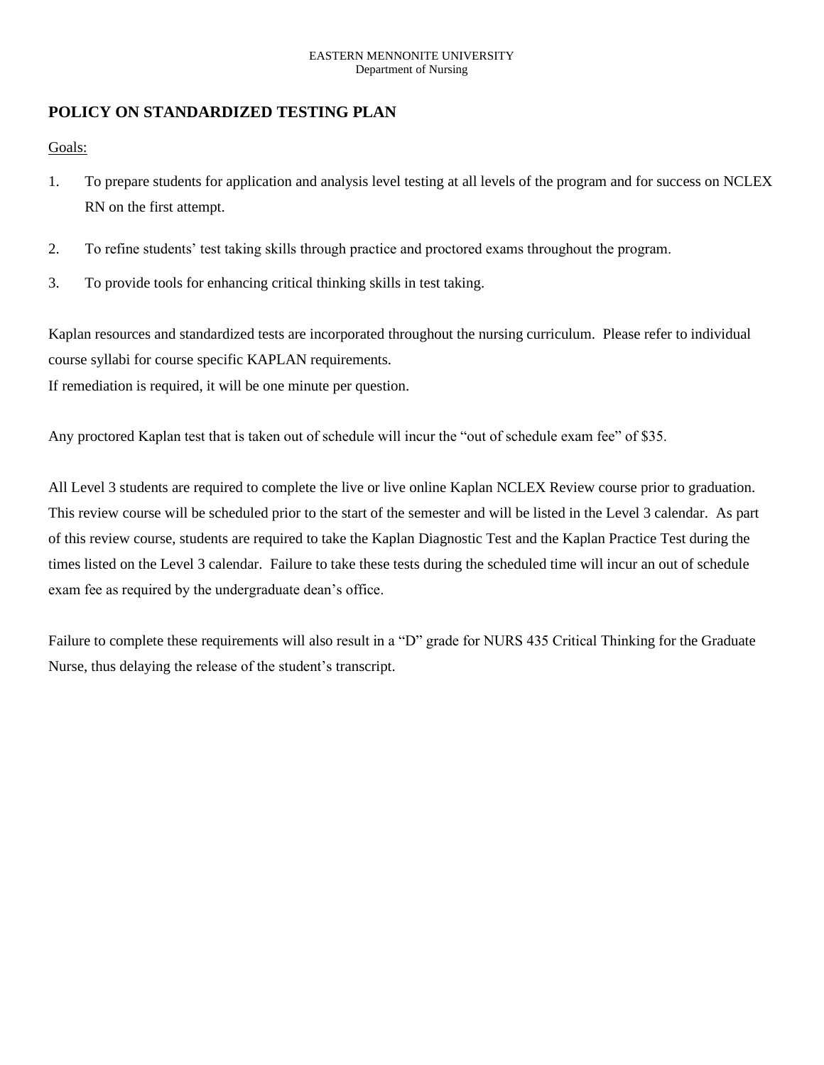EASTERN MENNONITE UNIVERSITY
Department of Nursing

## POLICY ON STANDARDIZED TESTING PLAN

Goals:

1. To prepare students for application and analysis level testing at all levels of the program and for success on NCLEX RN on the first attempt.
2. To refine students' test taking skills through practice and proctored exams throughout the program.
3. To provide tools for enhancing critical thinking skills in test taking.

Kaplan resources and standardized tests are incorporated throughout the nursing curriculum. Please refer to individual course syllabi for course specific KAPLAN requirements.
If remediation is required, it will be one minute per question.

Any proctored Kaplan test that is taken out of schedule will incur the "out of schedule exam fee" of $35.

All Level 3 students are required to complete the live or live online Kaplan NCLEX Review course prior to graduation. This review course will be scheduled prior to the start of the semester and will be listed in the Level 3 calendar. As part of this review course, students are required to take the Kaplan Diagnostic Test and the Kaplan Practice Test during the times listed on the Level 3 calendar. Failure to take these tests during the scheduled time will incur an out of schedule exam fee as required by the undergraduate dean's office.

Failure to complete these requirements will also result in a "D" grade for NURS 435 Critical Thinking for the Graduate Nurse, thus delaying the release of the student's transcript.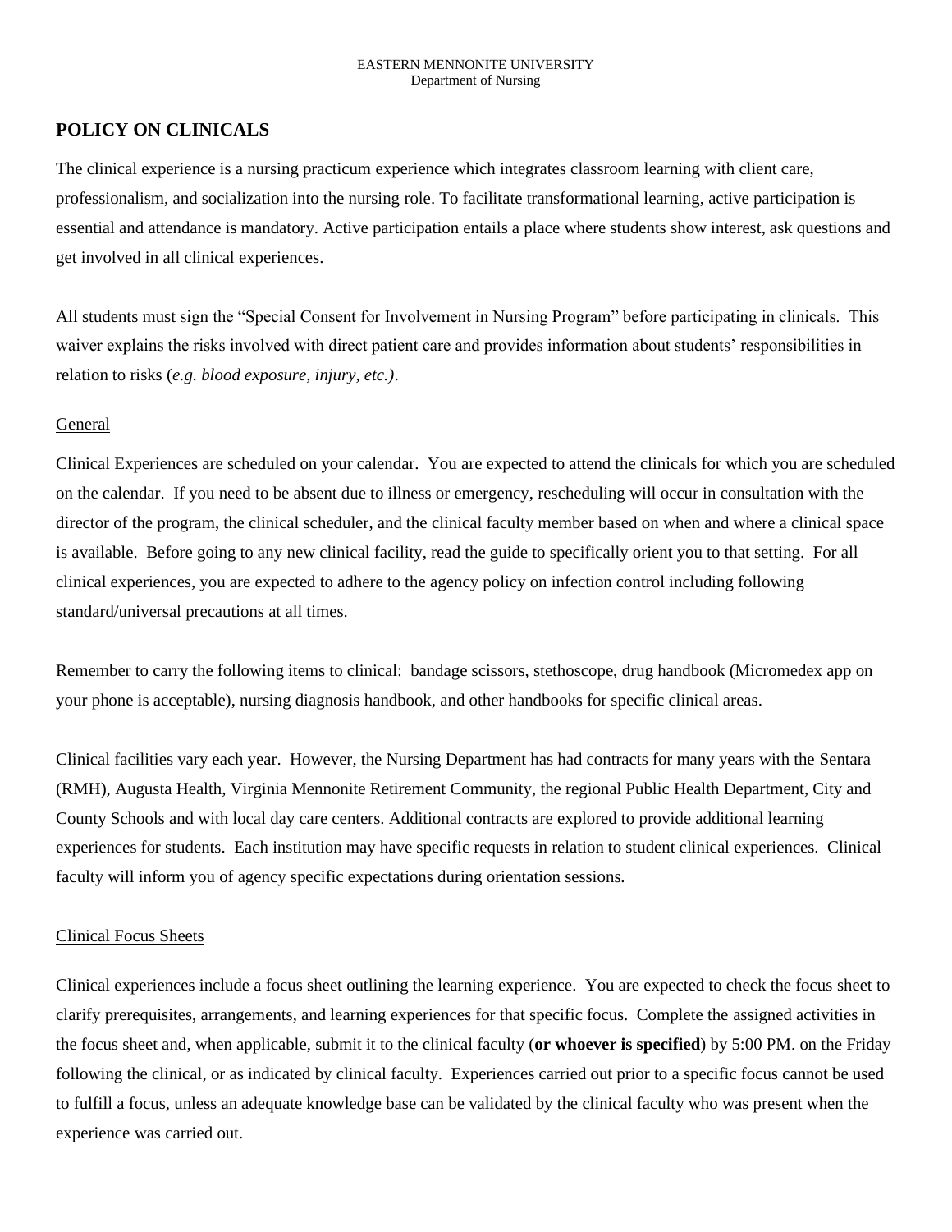EASTERN MENNONITE UNIVERSITY
Department of Nursing

## POLICY ON CLINICALS

The clinical experience is a nursing practicum experience which integrates classroom learning with client care, professionalism, and socialization into the nursing role. To facilitate transformational learning, active participation is essential and attendance is mandatory. Active participation entails a place where students show interest, ask questions and get involved in all clinical experiences.

All students must sign the "Special Consent for Involvement in Nursing Program" before participating in clinicals. This waiver explains the risks involved with direct patient care and provides information about students' responsibilities in relation to risks (*e.g. blood exposure, injury, etc.)*.

### General

Clinical Experiences are scheduled on your calendar. You are expected to attend the clinicals for which you are scheduled on the calendar. If you need to be absent due to illness or emergency, rescheduling will occur in consultation with the director of the program, the clinical scheduler, and the clinical faculty member based on when and where a clinical space is available. Before going to any new clinical facility, read the guide to specifically orient you to that setting. For all clinical experiences, you are expected to adhere to the agency policy on infection control including following standard/universal precautions at all times.

Remember to carry the following items to clinical: bandage scissors, stethoscope, drug handbook (Micromedex app on your phone is acceptable), nursing diagnosis handbook, and other handbooks for specific clinical areas.

Clinical facilities vary each year. However, the Nursing Department has had contracts for many years with the Sentara (RMH), Augusta Health, Virginia Mennonite Retirement Community, the regional Public Health Department, City and County Schools and with local day care centers. Additional contracts are explored to provide additional learning experiences for students. Each institution may have specific requests in relation to student clinical experiences. Clinical faculty will inform you of agency specific expectations during orientation sessions.

### Clinical Focus Sheets

Clinical experiences include a focus sheet outlining the learning experience. You are expected to check the focus sheet to clarify prerequisites, arrangements, and learning experiences for that specific focus. Complete the assigned activities in the focus sheet and, when applicable, submit it to the clinical faculty (**or whoever is specified**) by 5:00 PM. on the Friday following the clinical, or as indicated by clinical faculty. Experiences carried out prior to a specific focus cannot be used to fulfill a focus, unless an adequate knowledge base can be validated by the clinical faculty who was present when the experience was carried out.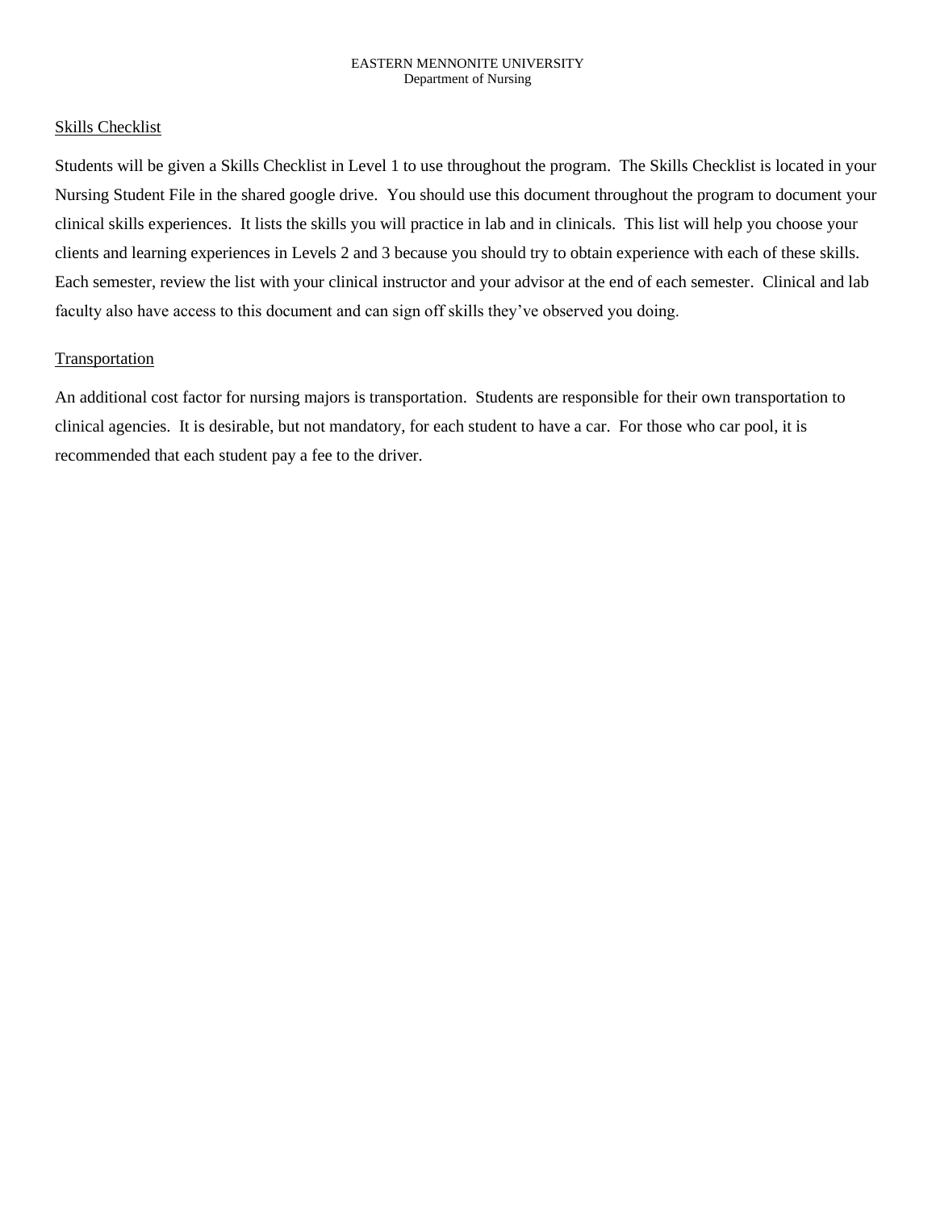## Skills Checklist

Students will be given a Skills Checklist in Level 1 to use throughout the program. The Skills Checklist is located in your Nursing Student File in the shared google drive. You should use this document throughout the program to document your clinical skills experiences. It lists the skills you will practice in lab and in clinicals. This list will help you choose your clients and learning experiences in Levels 2 and 3 because you should try to obtain experience with each of these skills. Each semester, review the list with your clinical instructor and your advisor at the end of each semester. Clinical and lab faculty also have access to this document and can sign off skills they've observed you doing.

## Transportation

An additional cost factor for nursing majors is transportation. Students are responsible for their own transportation to clinical agencies. It is desirable, but not mandatory, for each student to have a car. For those who car pool, it is recommended that each student pay a fee to the driver.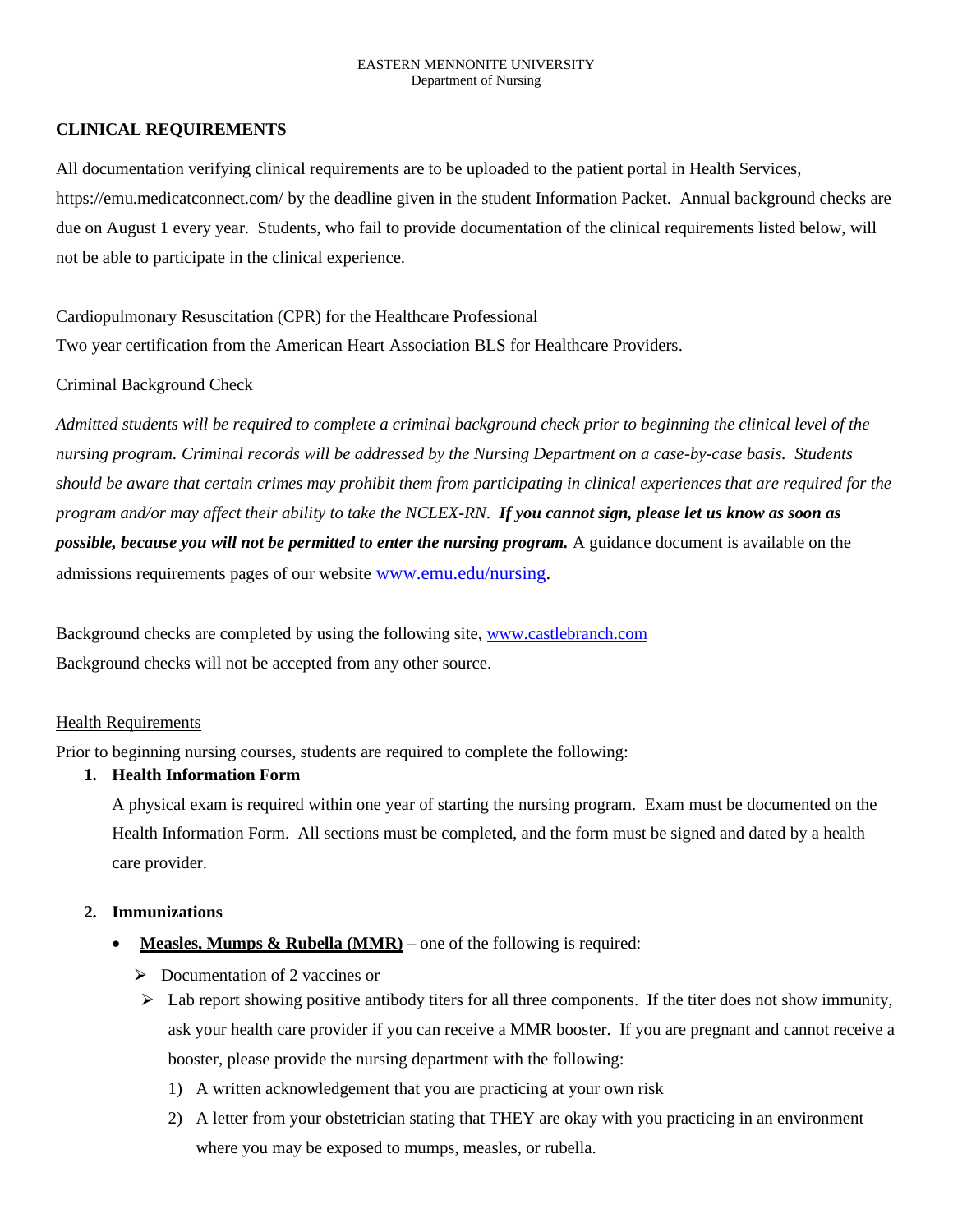EASTERN MENNONITE UNIVERSITY
Department of Nursing

## CLINICAL REQUIREMENTS

All documentation verifying clinical requirements are to be uploaded to the patient portal in Health Services, https://emu.medicatconnect.com/ by the deadline given in the student Information Packet. Annual background checks are due on August 1 every year. Students, who fail to provide documentation of the clinical requirements listed below, will not be able to participate in the clinical experience.

### Cardiopulmonary Resuscitation (CPR) for the Healthcare Professional

Two year certification from the American Heart Association BLS for Healthcare Providers.

### Criminal Background Check

*Admitted students will be required to complete a criminal background check prior to beginning the clinical level of the nursing program. Criminal records will be addressed by the Nursing Department on a case-by-case basis. Students should be aware that certain crimes may prohibit them from participating in clinical experiences that are required for the program and/or may affect their ability to take the NCLEX-RN.* ***If you cannot sign, please let us know as soon as possible, because you will not be permitted to enter the nursing program.*** A guidance document is available on the admissions requirements pages of our website www.emu.edu/nursing.

Background checks are completed by using the following site, www.castlebranch.com
Background checks will not be accepted from any other source.

### Health Requirements

Prior to beginning nursing courses, students are required to complete the following:

1. **Health Information Form**

   A physical exam is required within one year of starting the nursing program. Exam must be documented on the Health Information Form. All sections must be completed, and the form must be signed and dated by a health care provider.

2. **Immunizations**

   - **Measles, Mumps & Rubella (MMR)** – one of the following is required:
     - Documentation of 2 vaccines or
     - Lab report showing positive antibody titers for all three components. If the titer does not show immunity, ask your health care provider if you can receive a MMR booster. If you are pregnant and cannot receive a booster, please provide the nursing department with the following:
       1) A written acknowledgement that you are practicing at your own risk
       2) A letter from your obstetrician stating that THEY are okay with you practicing in an environment where you may be exposed to mumps, measles, or rubella.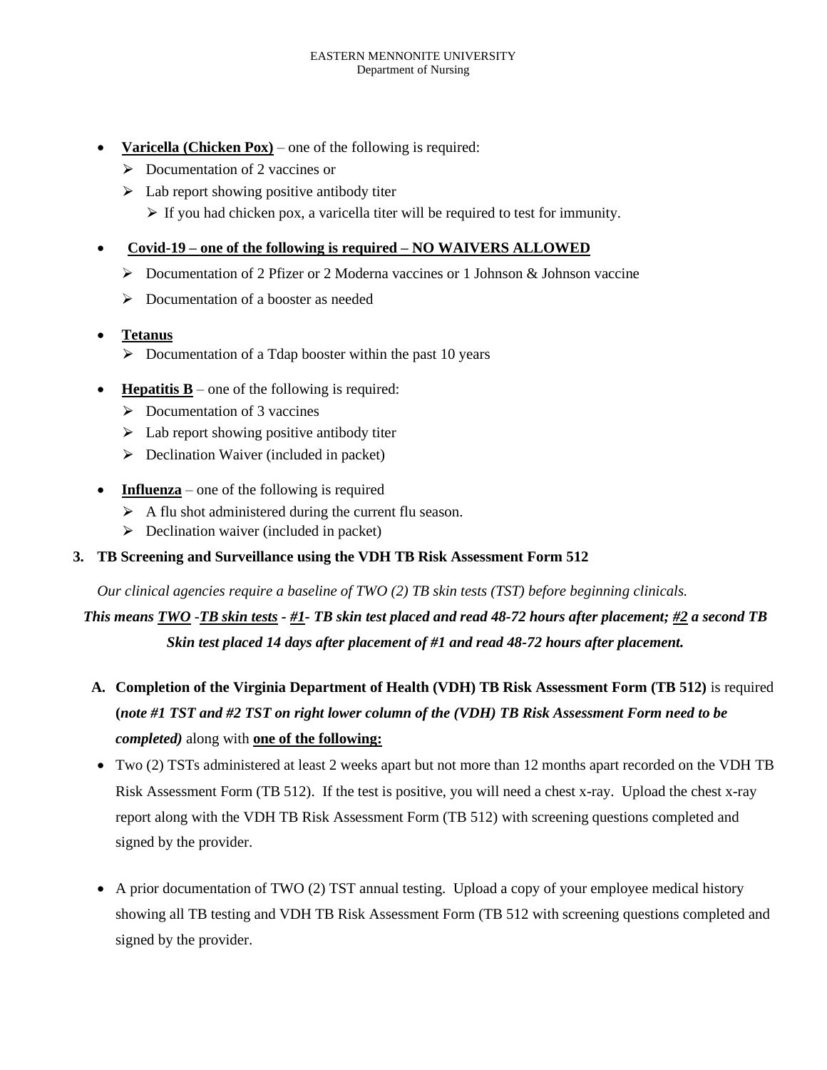- **Varicella (Chicken Pox)** – one of the following is required:
  - Documentation of 2 vaccines or
  - Lab report showing positive antibody titer
    - If you had chicken pox, a varicella titer will be required to test for immunity.

- **Covid-19 – one of the following is required – NO WAIVERS ALLOWED**
  - Documentation of 2 Pfizer or 2 Moderna vaccines or 1 Johnson & Johnson vaccine
  - Documentation of a booster as needed

- **Tetanus**
  - Documentation of a Tdap booster within the past 10 years

- **Hepatitis B** – one of the following is required:
  - Documentation of 3 vaccines
  - Lab report showing positive antibody titer
  - Declination Waiver (included in packet)

- **Influenza** – one of the following is required
  - A flu shot administered during the current flu season.
  - Declination waiver (included in packet)

**3. TB Screening and Surveillance using the VDH TB Risk Assessment Form 512**

*Our clinical agencies require a baseline of TWO (2) TB skin tests (TST) before beginning clinicals.*

***This means TWO -TB skin tests - #1- TB skin test placed and read 48-72 hours after placement; #2 a second TB Skin test placed 14 days after placement of #1 and read 48-72 hours after placement.***

**A. Completion of the Virginia Department of Health (VDH) TB Risk Assessment Form (TB 512)** is required **(*note #1 TST and #2 TST on right lower column of the (VDH) TB Risk Assessment Form need to be completed)*** along with **one of the following:**

- Two (2) TSTs administered at least 2 weeks apart but not more than 12 months apart recorded on the VDH TB Risk Assessment Form (TB 512). If the test is positive, you will need a chest x-ray. Upload the chest x-ray report along with the VDH TB Risk Assessment Form (TB 512) with screening questions completed and signed by the provider.

- A prior documentation of TWO (2) TST annual testing. Upload a copy of your employee medical history showing all TB testing and VDH TB Risk Assessment Form (TB 512 with screening questions completed and signed by the provider.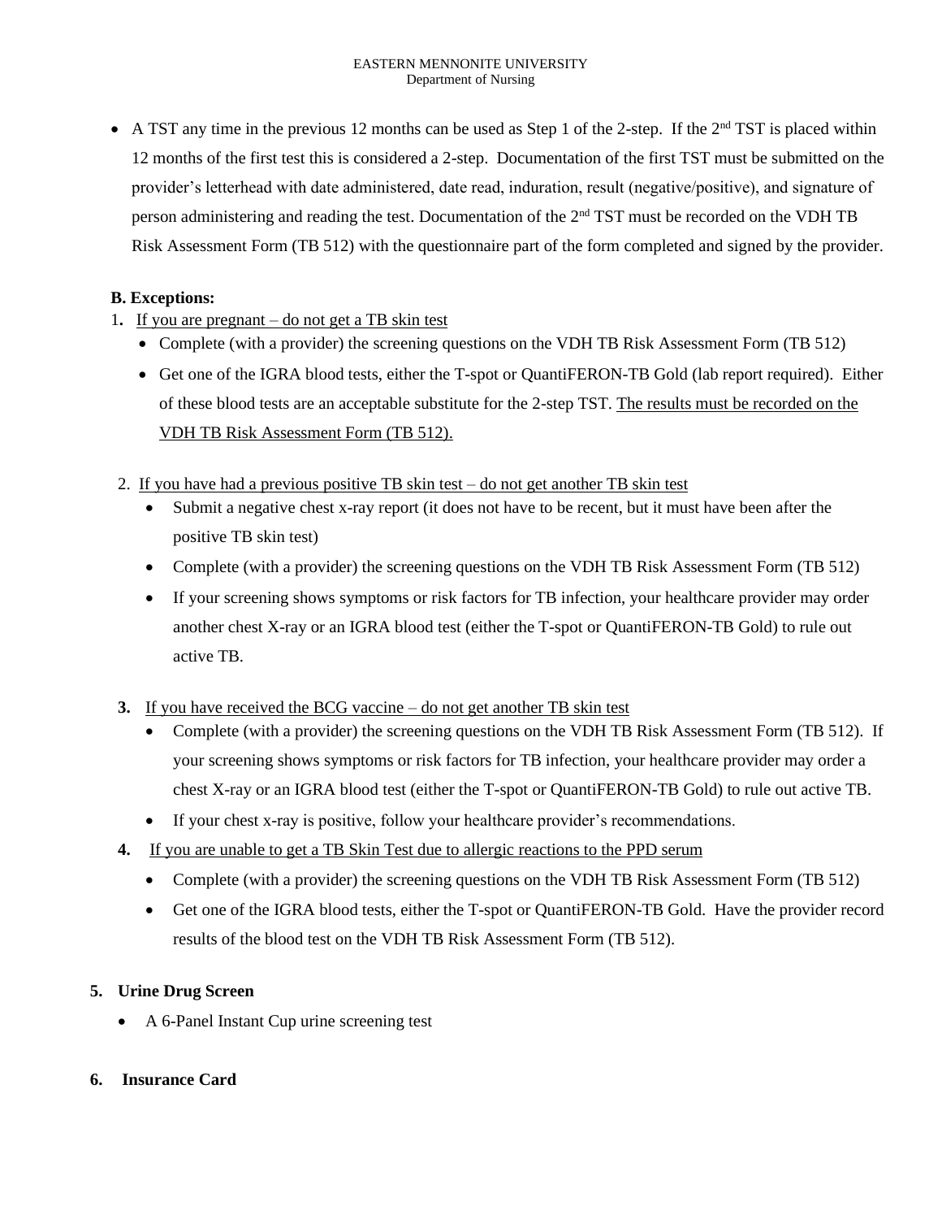- A TST any time in the previous 12 months can be used as Step 1 of the 2-step. If the 2nd TST is placed within 12 months of the first test this is considered a 2-step. Documentation of the first TST must be submitted on the provider's letterhead with date administered, date read, induration, result (negative/positive), and signature of person administering and reading the test. Documentation of the 2nd TST must be recorded on the VDH TB Risk Assessment Form (TB 512) with the questionnaire part of the form completed and signed by the provider.

**B. Exceptions:**

1. If you are pregnant – do not get a TB skin test
   - Complete (with a provider) the screening questions on the VDH TB Risk Assessment Form (TB 512)
   - Get one of the IGRA blood tests, either the T-spot or QuantiFERON-TB Gold (lab report required). Either of these blood tests are an acceptable substitute for the 2-step TST. The results must be recorded on the VDH TB Risk Assessment Form (TB 512).

2. If you have had a previous positive TB skin test – do not get another TB skin test
   - Submit a negative chest x-ray report (it does not have to be recent, but it must have been after the positive TB skin test)
   - Complete (with a provider) the screening questions on the VDH TB Risk Assessment Form (TB 512)
   - If your screening shows symptoms or risk factors for TB infection, your healthcare provider may order another chest X-ray or an IGRA blood test (either the T-spot or QuantiFERON-TB Gold) to rule out active TB.

3. If you have received the BCG vaccine – do not get another TB skin test
   - Complete (with a provider) the screening questions on the VDH TB Risk Assessment Form (TB 512). If your screening shows symptoms or risk factors for TB infection, your healthcare provider may order a chest X-ray or an IGRA blood test (either the T-spot or QuantiFERON-TB Gold) to rule out active TB.
   - If your chest x-ray is positive, follow your healthcare provider's recommendations.

4. If you are unable to get a TB Skin Test due to allergic reactions to the PPD serum
   - Complete (with a provider) the screening questions on the VDH TB Risk Assessment Form (TB 512)
   - Get one of the IGRA blood tests, either the T-spot or QuantiFERON-TB Gold. Have the provider record results of the blood test on the VDH TB Risk Assessment Form (TB 512).

**5. Urine Drug Screen**

- A 6-Panel Instant Cup urine screening test

**6. Insurance Card**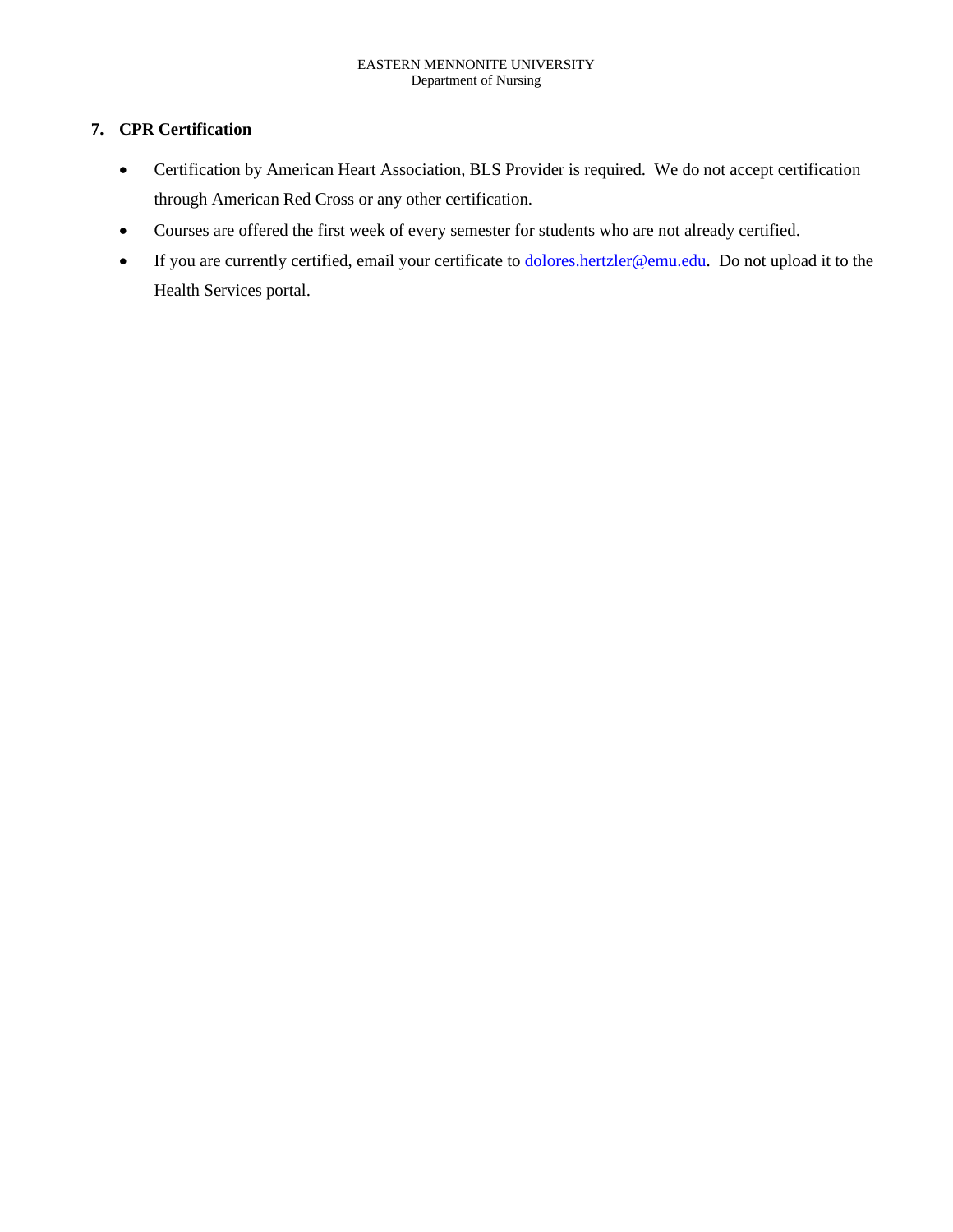## 7. CPR Certification

- Certification by American Heart Association, BLS Provider is required. We do not accept certification through American Red Cross or any other certification.
- Courses are offered the first week of every semester for students who are not already certified.
- If you are currently certified, email your certificate to dolores.hertzler@emu.edu. Do not upload it to the Health Services portal.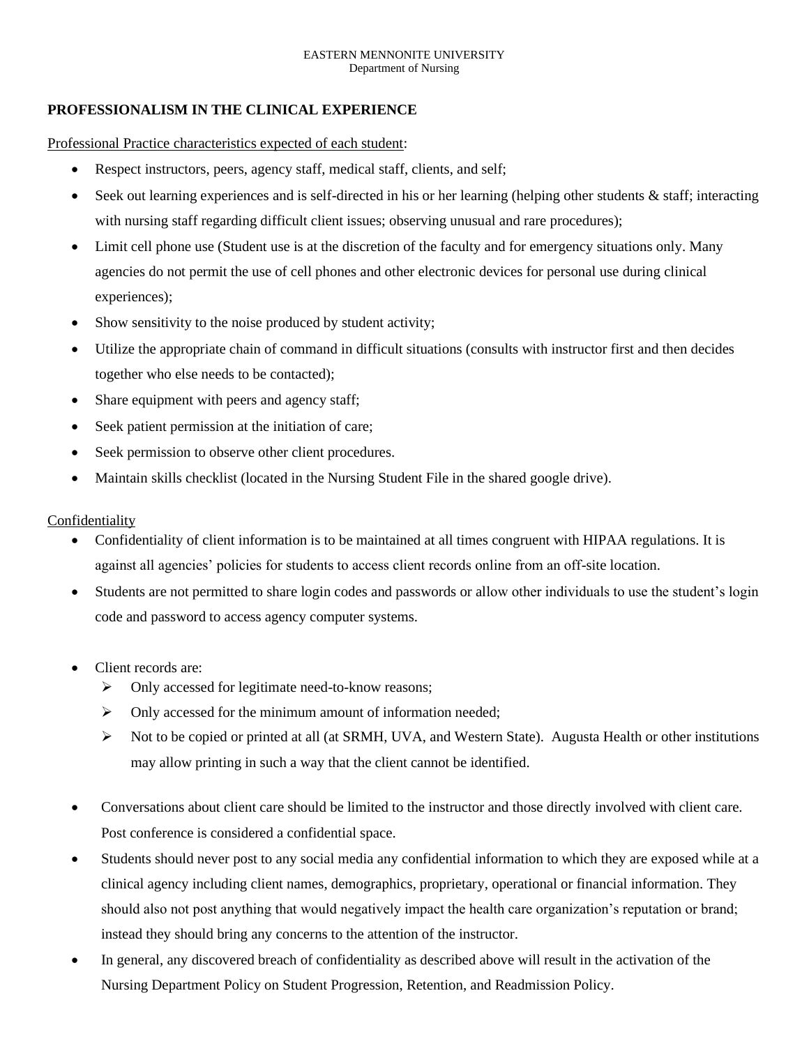EASTERN MENNONITE UNIVERSITY
Department of Nursing

**PROFESSIONALISM IN THE CLINICAL EXPERIENCE**

Professional Practice characteristics expected of each student:

- Respect instructors, peers, agency staff, medical staff, clients, and self;
- Seek out learning experiences and is self-directed in his or her learning (helping other students & staff; interacting with nursing staff regarding difficult client issues; observing unusual and rare procedures);
- Limit cell phone use (Student use is at the discretion of the faculty and for emergency situations only. Many agencies do not permit the use of cell phones and other electronic devices for personal use during clinical experiences);
- Show sensitivity to the noise produced by student activity;
- Utilize the appropriate chain of command in difficult situations (consults with instructor first and then decides together who else needs to be contacted);
- Share equipment with peers and agency staff;
- Seek patient permission at the initiation of care;
- Seek permission to observe other client procedures.
- Maintain skills checklist (located in the Nursing Student File in the shared google drive).

Confidentiality

- Confidentiality of client information is to be maintained at all times congruent with HIPAA regulations. It is against all agencies' policies for students to access client records online from an off-site location.
- Students are not permitted to share login codes and passwords or allow other individuals to use the student's login code and password to access agency computer systems.
- Client records are:
  - Only accessed for legitimate need-to-know reasons;
  - Only accessed for the minimum amount of information needed;
  - Not to be copied or printed at all (at SRMH, UVA, and Western State). Augusta Health or other institutions may allow printing in such a way that the client cannot be identified.
- Conversations about client care should be limited to the instructor and those directly involved with client care. Post conference is considered a confidential space.
- Students should never post to any social media any confidential information to which they are exposed while at a clinical agency including client names, demographics, proprietary, operational or financial information. They should also not post anything that would negatively impact the health care organization's reputation or brand; instead they should bring any concerns to the attention of the instructor.
- In general, any discovered breach of confidentiality as described above will result in the activation of the Nursing Department Policy on Student Progression, Retention, and Readmission Policy.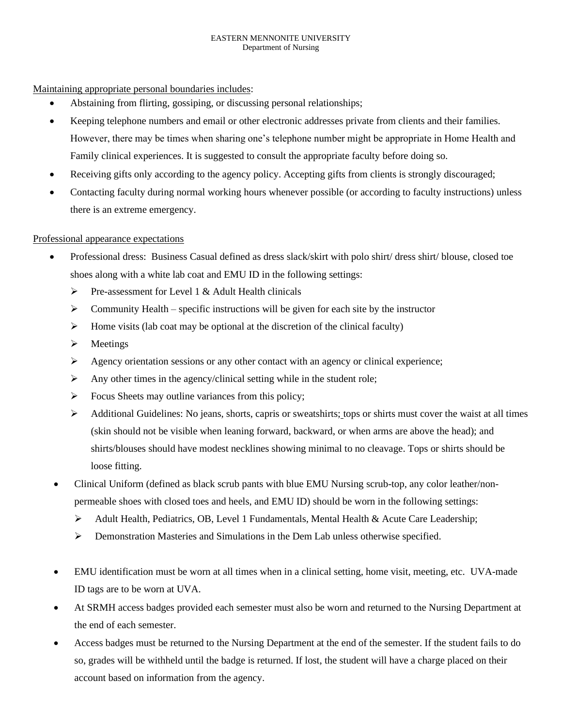Maintaining appropriate personal boundaries includes:

- Abstaining from flirting, gossiping, or discussing personal relationships;
- Keeping telephone numbers and email or other electronic addresses private from clients and their families. However, there may be times when sharing one's telephone number might be appropriate in Home Health and Family clinical experiences. It is suggested to consult the appropriate faculty before doing so.
- Receiving gifts only according to the agency policy. Accepting gifts from clients is strongly discouraged;
- Contacting faculty during normal working hours whenever possible (or according to faculty instructions) unless there is an extreme emergency.

Professional appearance expectations

- Professional dress: Business Casual defined as dress slack/skirt with polo shirt/ dress shirt/ blouse, closed toe shoes along with a white lab coat and EMU ID in the following settings:
  - Pre-assessment for Level 1 & Adult Health clinicals
  - Community Health – specific instructions will be given for each site by the instructor
  - Home visits (lab coat may be optional at the discretion of the clinical faculty)
  - Meetings
  - Agency orientation sessions or any other contact with an agency or clinical experience;
  - Any other times in the agency/clinical setting while in the student role;
  - Focus Sheets may outline variances from this policy;
  - Additional Guidelines: No jeans, shorts, capris or sweatshirts; tops or shirts must cover the waist at all times (skin should not be visible when leaning forward, backward, or when arms are above the head); and shirts/blouses should have modest necklines showing minimal to no cleavage. Tops or shirts should be loose fitting.
- Clinical Uniform (defined as black scrub pants with blue EMU Nursing scrub-top, any color leather/non-permeable shoes with closed toes and heels, and EMU ID) should be worn in the following settings:
  - Adult Health, Pediatrics, OB, Level 1 Fundamentals, Mental Health & Acute Care Leadership;
  - Demonstration Masteries and Simulations in the Dem Lab unless otherwise specified.
- EMU identification must be worn at all times when in a clinical setting, home visit, meeting, etc. UVA-made ID tags are to be worn at UVA.
- At SRMH access badges provided each semester must also be worn and returned to the Nursing Department at the end of each semester.
- Access badges must be returned to the Nursing Department at the end of the semester. If the student fails to do so, grades will be withheld until the badge is returned. If lost, the student will have a charge placed on their account based on information from the agency.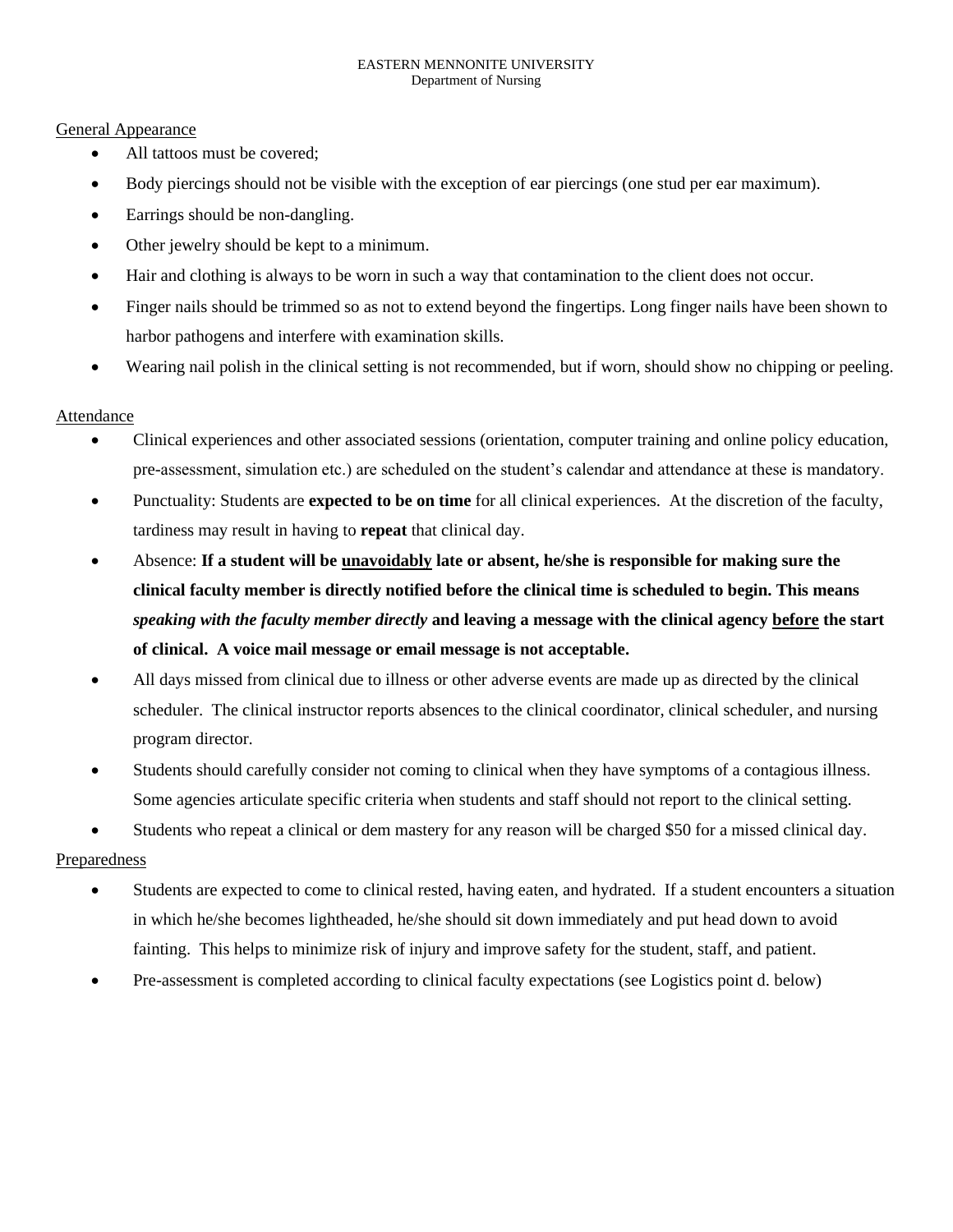EASTERN MENNONITE UNIVERSITY
Department of Nursing

General Appearance

- All tattoos must be covered;
- Body piercings should not be visible with the exception of ear piercings (one stud per ear maximum).
- Earrings should be non-dangling.
- Other jewelry should be kept to a minimum.
- Hair and clothing is always to be worn in such a way that contamination to the client does not occur.
- Finger nails should be trimmed so as not to extend beyond the fingertips. Long finger nails have been shown to harbor pathogens and interfere with examination skills.
- Wearing nail polish in the clinical setting is not recommended, but if worn, should show no chipping or peeling.

Attendance

- Clinical experiences and other associated sessions (orientation, computer training and online policy education, pre-assessment, simulation etc.) are scheduled on the student's calendar and attendance at these is mandatory.
- Punctuality: Students are **expected to be on time** for all clinical experiences. At the discretion of the faculty, tardiness may result in having to **repeat** that clinical day.
- Absence: **If a student will be unavoidably late or absent, he/she is responsible for making sure the clinical faculty member is directly notified before the clinical time is scheduled to begin. This means *speaking with the faculty member directly* and leaving a message with the clinical agency before the start of clinical. A voice mail message or email message is not acceptable.**
- All days missed from clinical due to illness or other adverse events are made up as directed by the clinical scheduler. The clinical instructor reports absences to the clinical coordinator, clinical scheduler, and nursing program director.
- Students should carefully consider not coming to clinical when they have symptoms of a contagious illness. Some agencies articulate specific criteria when students and staff should not report to the clinical setting.
- Students who repeat a clinical or dem mastery for any reason will be charged $50 for a missed clinical day.

Preparedness

- Students are expected to come to clinical rested, having eaten, and hydrated. If a student encounters a situation in which he/she becomes lightheaded, he/she should sit down immediately and put head down to avoid fainting. This helps to minimize risk of injury and improve safety for the student, staff, and patient.
- Pre-assessment is completed according to clinical faculty expectations (see Logistics point d. below)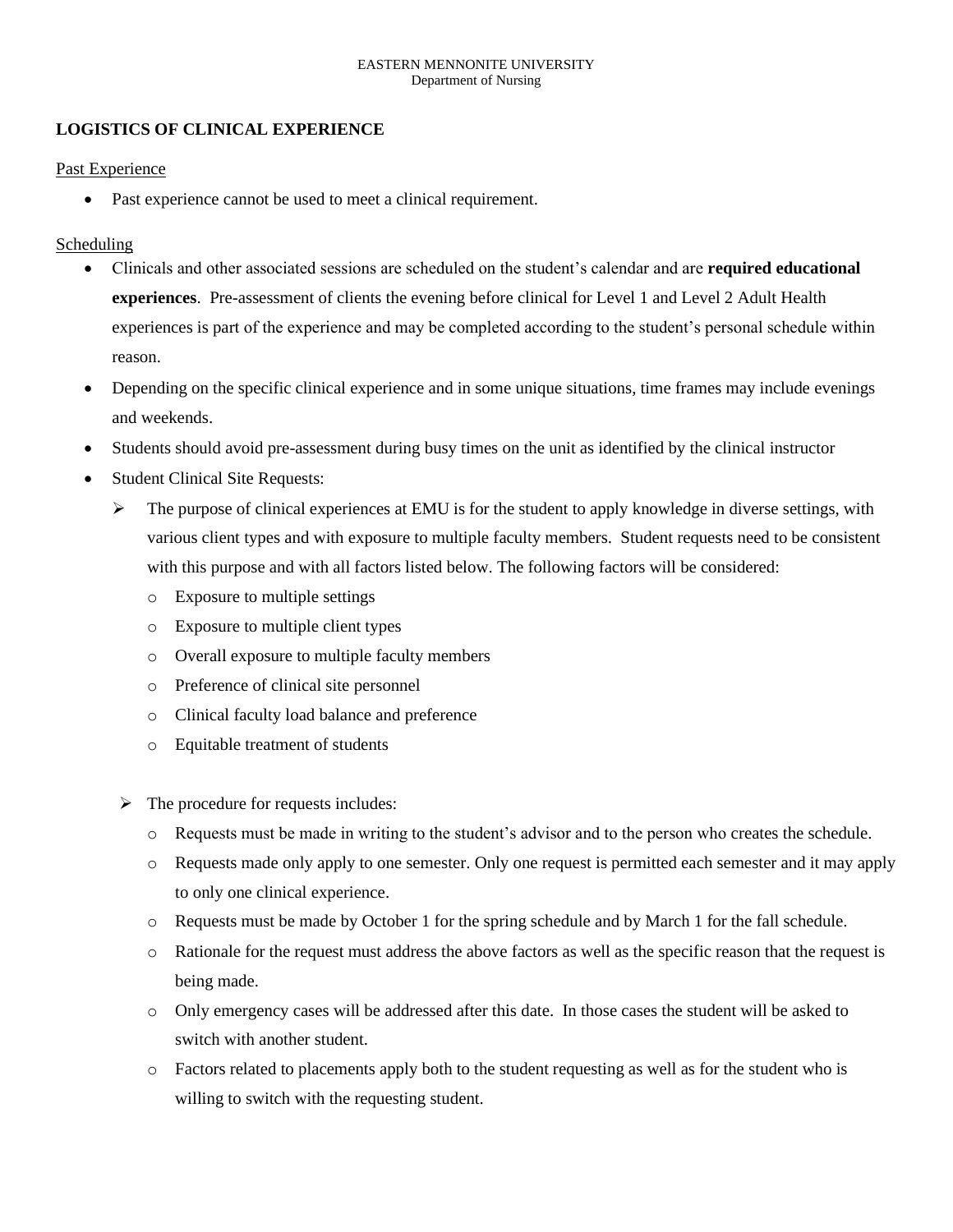EASTERN MENNONITE UNIVERSITY
Department of Nursing

## LOGISTICS OF CLINICAL EXPERIENCE

Past Experience

- Past experience cannot be used to meet a clinical requirement.

Scheduling

- Clinicals and other associated sessions are scheduled on the student's calendar and are **required educational experiences**. Pre-assessment of clients the evening before clinical for Level 1 and Level 2 Adult Health experiences is part of the experience and may be completed according to the student's personal schedule within reason.
- Depending on the specific clinical experience and in some unique situations, time frames may include evenings and weekends.
- Students should avoid pre-assessment during busy times on the unit as identified by the clinical instructor
- Student Clinical Site Requests:
  - The purpose of clinical experiences at EMU is for the student to apply knowledge in diverse settings, with various client types and with exposure to multiple faculty members. Student requests need to be consistent with this purpose and with all factors listed below. The following factors will be considered:
    - Exposure to multiple settings
    - Exposure to multiple client types
    - Overall exposure to multiple faculty members
    - Preference of clinical site personnel
    - Clinical faculty load balance and preference
    - Equitable treatment of students
  - The procedure for requests includes:
    - Requests must be made in writing to the student's advisor and to the person who creates the schedule.
    - Requests made only apply to one semester. Only one request is permitted each semester and it may apply to only one clinical experience.
    - Requests must be made by October 1 for the spring schedule and by March 1 for the fall schedule.
    - Rationale for the request must address the above factors as well as the specific reason that the request is being made.
    - Only emergency cases will be addressed after this date. In those cases the student will be asked to switch with another student.
    - Factors related to placements apply both to the student requesting as well as for the student who is willing to switch with the requesting student.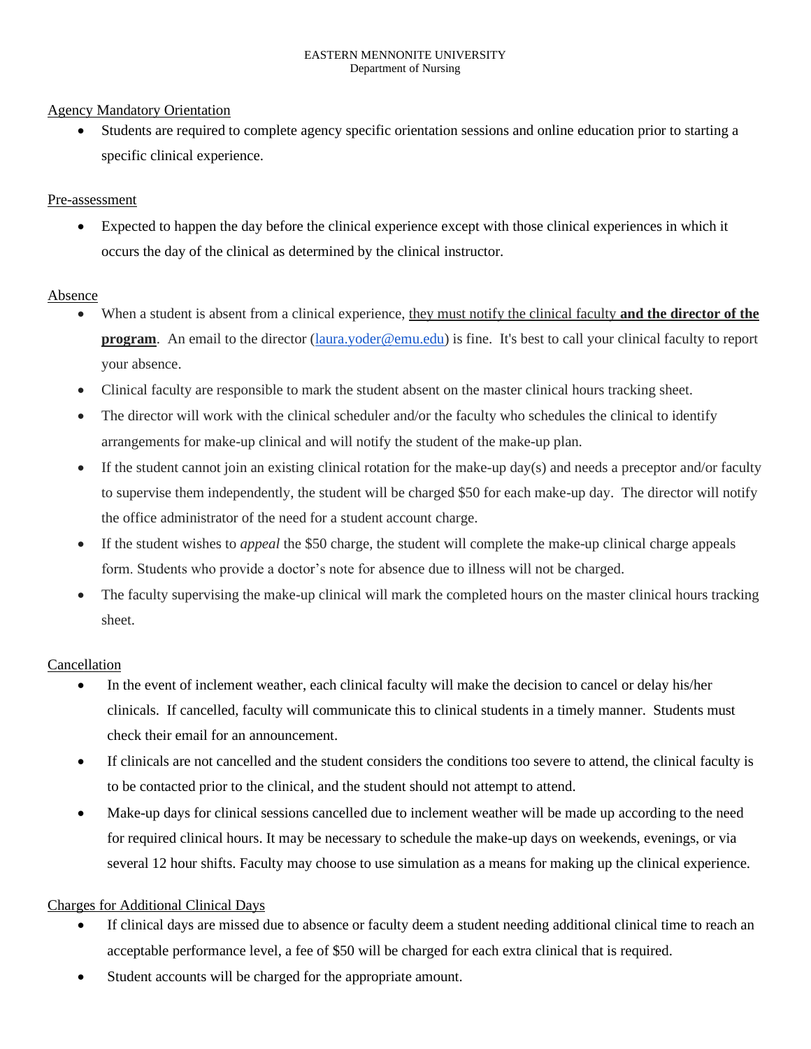EASTERN MENNONITE UNIVERSITY
Department of Nursing

Agency Mandatory Orientation

- Students are required to complete agency specific orientation sessions and online education prior to starting a specific clinical experience.

Pre-assessment

- Expected to happen the day before the clinical experience except with those clinical experiences in which it occurs the day of the clinical as determined by the clinical instructor.

Absence

- When a student is absent from a clinical experience, they must notify the clinical faculty **and the director of the program**. An email to the director (laura.yoder@emu.edu) is fine. It's best to call your clinical faculty to report your absence.
- Clinical faculty are responsible to mark the student absent on the master clinical hours tracking sheet.
- The director will work with the clinical scheduler and/or the faculty who schedules the clinical to identify arrangements for make-up clinical and will notify the student of the make-up plan.
- If the student cannot join an existing clinical rotation for the make-up day(s) and needs a preceptor and/or faculty to supervise them independently, the student will be charged $50 for each make-up day. The director will notify the office administrator of the need for a student account charge.
- If the student wishes to *appeal* the $50 charge, the student will complete the make-up clinical charge appeals form. Students who provide a doctor's note for absence due to illness will not be charged.
- The faculty supervising the make-up clinical will mark the completed hours on the master clinical hours tracking sheet.

Cancellation

- In the event of inclement weather, each clinical faculty will make the decision to cancel or delay his/her clinicals. If cancelled, faculty will communicate this to clinical students in a timely manner. Students must check their email for an announcement.
- If clinicals are not cancelled and the student considers the conditions too severe to attend, the clinical faculty is to be contacted prior to the clinical, and the student should not attempt to attend.
- Make-up days for clinical sessions cancelled due to inclement weather will be made up according to the need for required clinical hours. It may be necessary to schedule the make-up days on weekends, evenings, or via several 12 hour shifts. Faculty may choose to use simulation as a means for making up the clinical experience.

Charges for Additional Clinical Days

- If clinical days are missed due to absence or faculty deem a student needing additional clinical time to reach an acceptable performance level, a fee of $50 will be charged for each extra clinical that is required.
- Student accounts will be charged for the appropriate amount.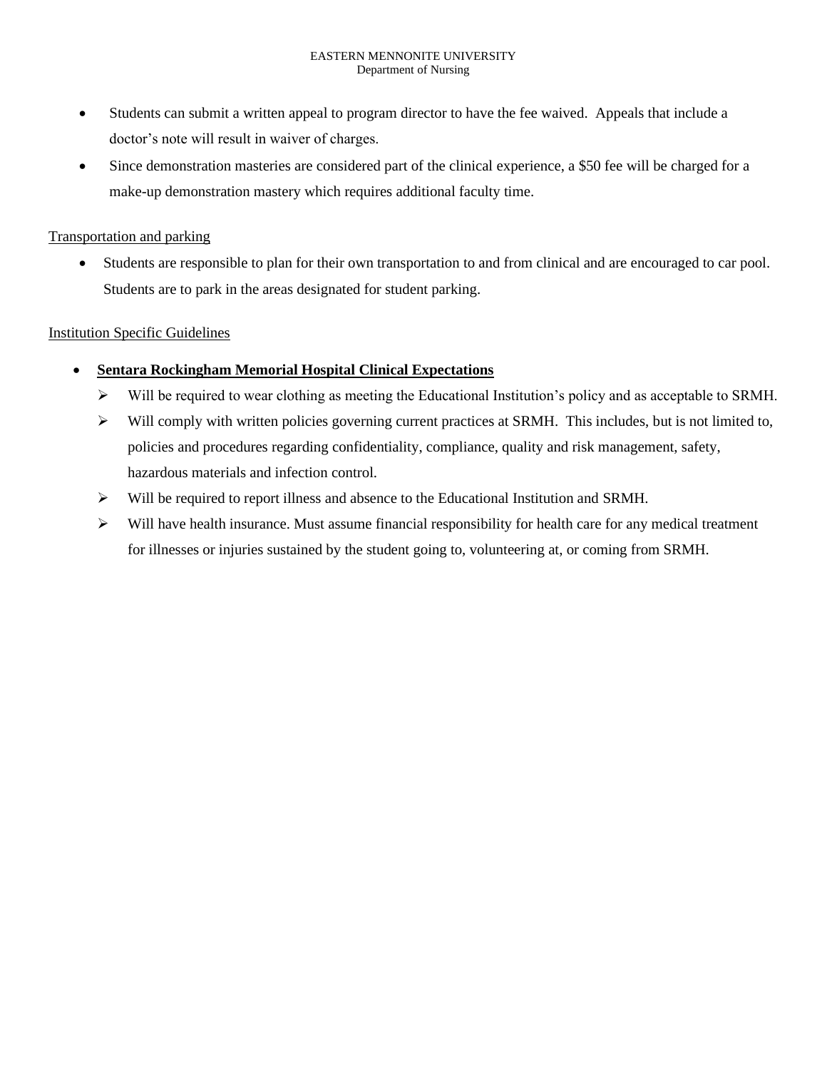- Students can submit a written appeal to program director to have the fee waived. Appeals that include a doctor's note will result in waiver of charges.
- Since demonstration masteries are considered part of the clinical experience, a $50 fee will be charged for a make-up demonstration mastery which requires additional faculty time.

Transportation and parking

- Students are responsible to plan for their own transportation to and from clinical and are encouraged to car pool. Students are to park in the areas designated for student parking.

Institution Specific Guidelines

- **Sentara Rockingham Memorial Hospital Clinical Expectations**
  - Will be required to wear clothing as meeting the Educational Institution's policy and as acceptable to SRMH.
  - Will comply with written policies governing current practices at SRMH. This includes, but is not limited to, policies and procedures regarding confidentiality, compliance, quality and risk management, safety, hazardous materials and infection control.
  - Will be required to report illness and absence to the Educational Institution and SRMH.
  - Will have health insurance. Must assume financial responsibility for health care for any medical treatment for illnesses or injuries sustained by the student going to, volunteering at, or coming from SRMH.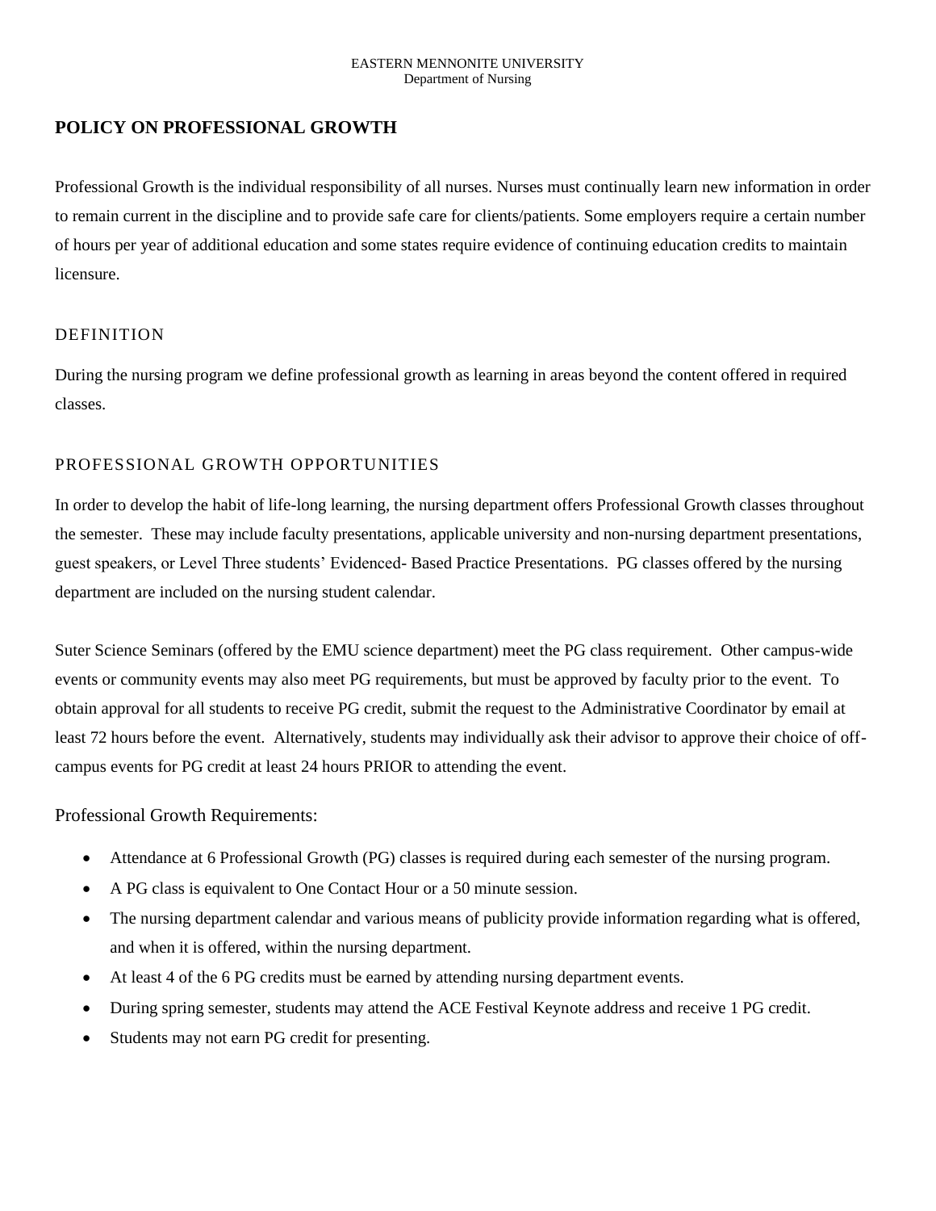EASTERN MENNONITE UNIVERSITY
Department of Nursing

## POLICY ON PROFESSIONAL GROWTH

Professional Growth is the individual responsibility of all nurses. Nurses must continually learn new information in order to remain current in the discipline and to provide safe care for clients/patients. Some employers require a certain number of hours per year of additional education and some states require evidence of continuing education credits to maintain licensure.

### DEFINITION

During the nursing program we define professional growth as learning in areas beyond the content offered in required classes.

### PROFESSIONAL GROWTH OPPORTUNITIES

In order to develop the habit of life-long learning, the nursing department offers Professional Growth classes throughout the semester. These may include faculty presentations, applicable university and non-nursing department presentations, guest speakers, or Level Three students' Evidenced- Based Practice Presentations. PG classes offered by the nursing department are included on the nursing student calendar.

Suter Science Seminars (offered by the EMU science department) meet the PG class requirement. Other campus-wide events or community events may also meet PG requirements, but must be approved by faculty prior to the event. To obtain approval for all students to receive PG credit, submit the request to the Administrative Coordinator by email at least 72 hours before the event. Alternatively, students may individually ask their advisor to approve their choice of off-campus events for PG credit at least 24 hours PRIOR to attending the event.

### Professional Growth Requirements:

- Attendance at 6 Professional Growth (PG) classes is required during each semester of the nursing program.
- A PG class is equivalent to One Contact Hour or a 50 minute session.
- The nursing department calendar and various means of publicity provide information regarding what is offered, and when it is offered, within the nursing department.
- At least 4 of the 6 PG credits must be earned by attending nursing department events.
- During spring semester, students may attend the ACE Festival Keynote address and receive 1 PG credit.
- Students may not earn PG credit for presenting.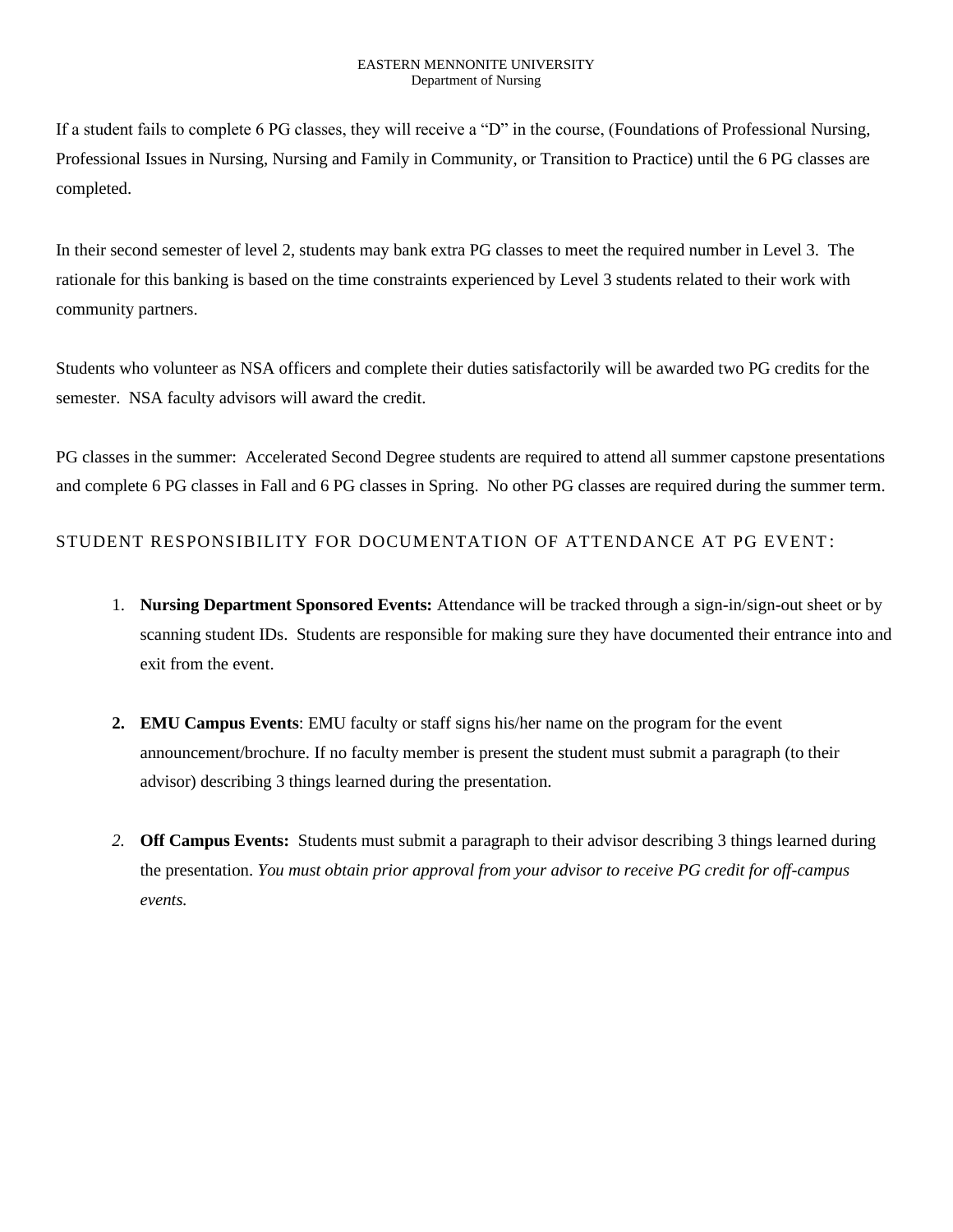If a student fails to complete 6 PG classes, they will receive a "D" in the course, (Foundations of Professional Nursing, Professional Issues in Nursing, Nursing and Family in Community, or Transition to Practice) until the 6 PG classes are completed.

In their second semester of level 2, students may bank extra PG classes to meet the required number in Level 3. The rationale for this banking is based on the time constraints experienced by Level 3 students related to their work with community partners.

Students who volunteer as NSA officers and complete their duties satisfactorily will be awarded two PG credits for the semester. NSA faculty advisors will award the credit.

PG classes in the summer: Accelerated Second Degree students are required to attend all summer capstone presentations and complete 6 PG classes in Fall and 6 PG classes in Spring. No other PG classes are required during the summer term.

## STUDENT RESPONSIBILITY FOR DOCUMENTATION OF ATTENDANCE AT PG EVENT:

1. **Nursing Department Sponsored Events:** Attendance will be tracked through a sign-in/sign-out sheet or by scanning student IDs. Students are responsible for making sure they have documented their entrance into and exit from the event.

2. **EMU Campus Events**: EMU faculty or staff signs his/her name on the program for the event announcement/brochure. If no faculty member is present the student must submit a paragraph (to their advisor) describing 3 things learned during the presentation.

2. **Off Campus Events:** Students must submit a paragraph to their advisor describing 3 things learned during the presentation. *You must obtain prior approval from your advisor to receive PG credit for off-campus events.*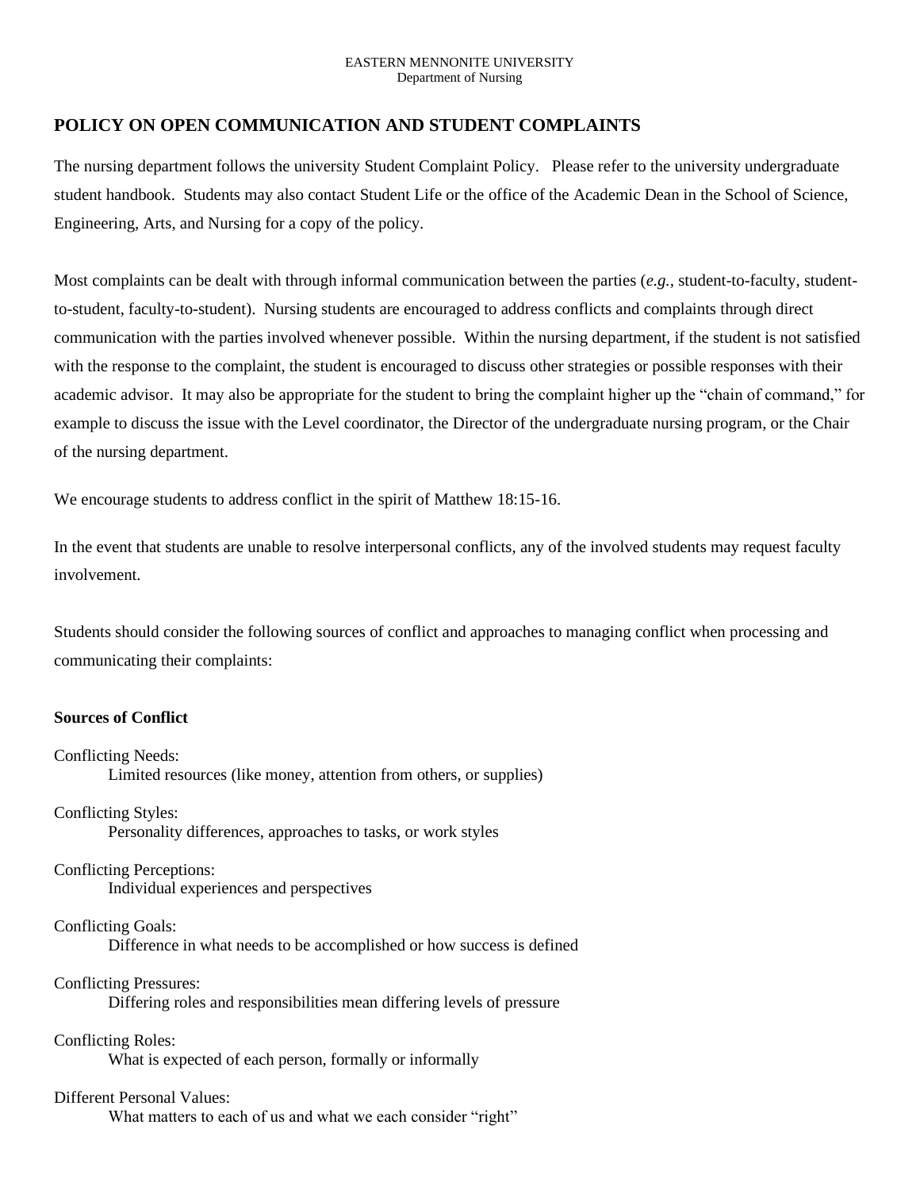EASTERN MENNONITE UNIVERSITY
Department of Nursing

## POLICY ON OPEN COMMUNICATION AND STUDENT COMPLAINTS

The nursing department follows the university Student Complaint Policy. Please refer to the university undergraduate student handbook. Students may also contact Student Life or the office of the Academic Dean in the School of Science, Engineering, Arts, and Nursing for a copy of the policy.

Most complaints can be dealt with through informal communication between the parties (*e.g.,* student-to-faculty, student-to-student, faculty-to-student). Nursing students are encouraged to address conflicts and complaints through direct communication with the parties involved whenever possible. Within the nursing department, if the student is not satisfied with the response to the complaint, the student is encouraged to discuss other strategies or possible responses with their academic advisor. It may also be appropriate for the student to bring the complaint higher up the "chain of command," for example to discuss the issue with the Level coordinator, the Director of the undergraduate nursing program, or the Chair of the nursing department.

We encourage students to address conflict in the spirit of Matthew 18:15-16.

In the event that students are unable to resolve interpersonal conflicts, any of the involved students may request faculty involvement.

Students should consider the following sources of conflict and approaches to managing conflict when processing and communicating their complaints:

**Sources of Conflict**

Conflicting Needs:
Limited resources (like money, attention from others, or supplies)

Conflicting Styles:
Personality differences, approaches to tasks, or work styles

Conflicting Perceptions:
Individual experiences and perspectives

Conflicting Goals:
Difference in what needs to be accomplished or how success is defined

Conflicting Pressures:
Differing roles and responsibilities mean differing levels of pressure

Conflicting Roles:
What is expected of each person, formally or informally

Different Personal Values:
What matters to each of us and what we each consider "right"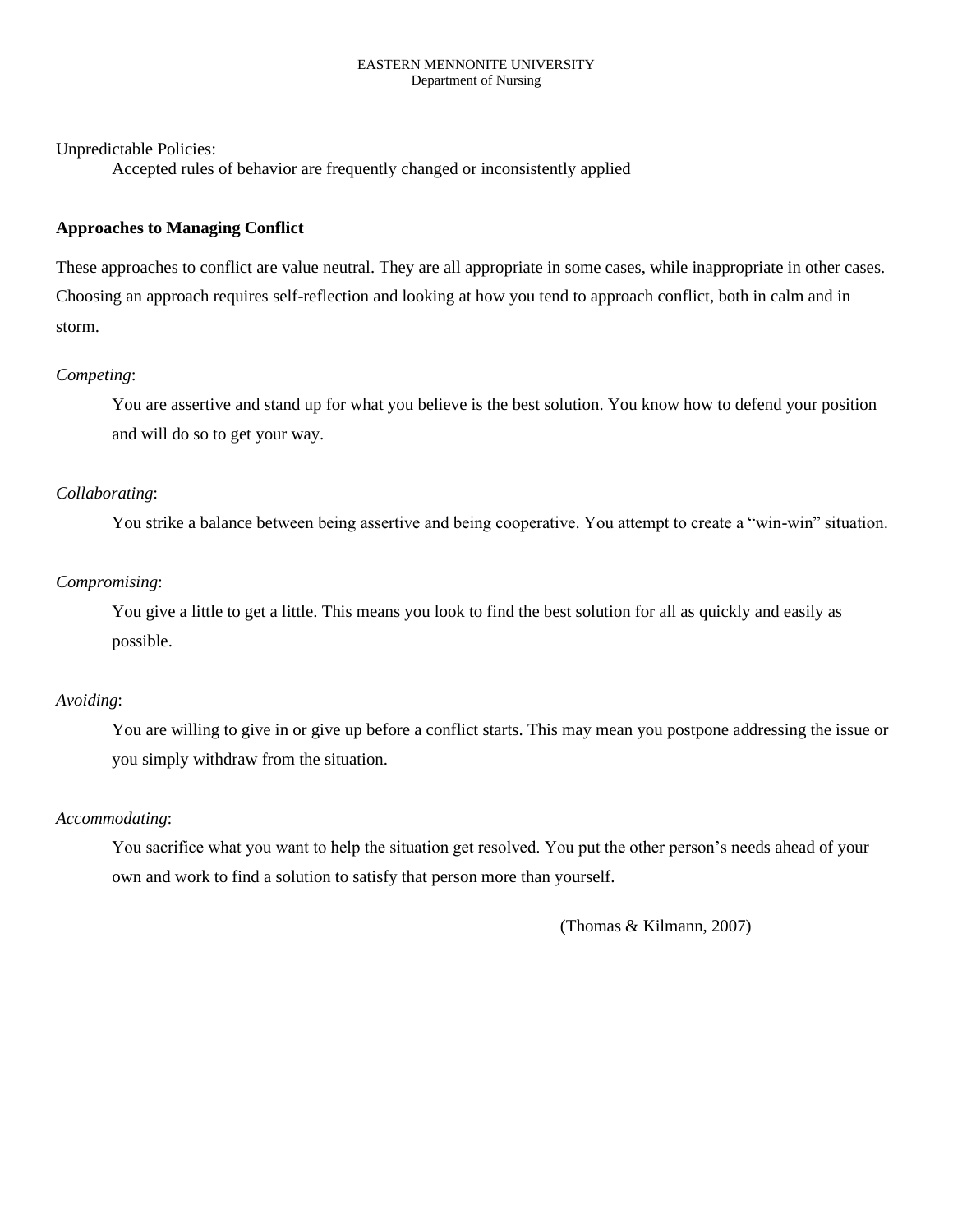Unpredictable Policies:

Accepted rules of behavior are frequently changed or inconsistently applied

**Approaches to Managing Conflict**

These approaches to conflict are value neutral. They are all appropriate in some cases, while inappropriate in other cases. Choosing an approach requires self-reflection and looking at how you tend to approach conflict, both in calm and in storm.

*Competing*:

You are assertive and stand up for what you believe is the best solution. You know how to defend your position and will do so to get your way.

*Collaborating*:

You strike a balance between being assertive and being cooperative. You attempt to create a "win-win" situation.

*Compromising*:

You give a little to get a little. This means you look to find the best solution for all as quickly and easily as possible.

*Avoiding*:

You are willing to give in or give up before a conflict starts. This may mean you postpone addressing the issue or you simply withdraw from the situation.

*Accommodating*:

You sacrifice what you want to help the situation get resolved. You put the other person's needs ahead of your own and work to find a solution to satisfy that person more than yourself.

(Thomas & Kilmann, 2007)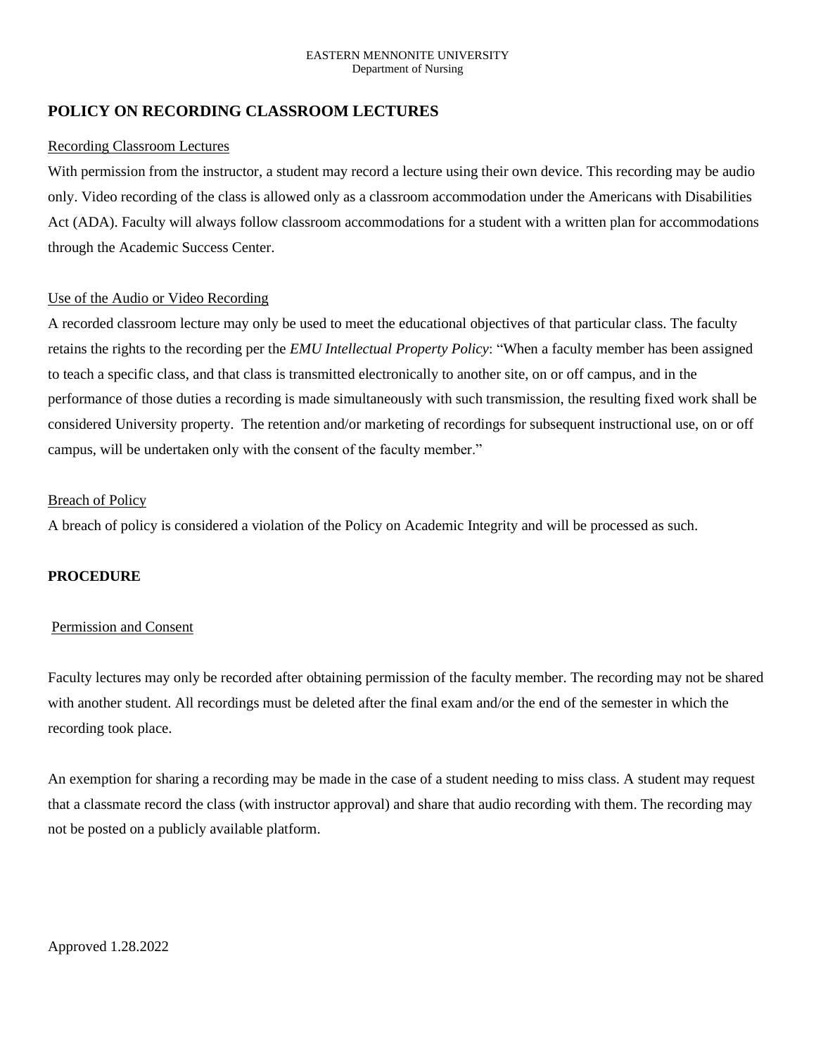EASTERN MENNONITE UNIVERSITY
Department of Nursing

## POLICY ON RECORDING CLASSROOM LECTURES

Recording Classroom Lectures

With permission from the instructor, a student may record a lecture using their own device. This recording may be audio only. Video recording of the class is allowed only as a classroom accommodation under the Americans with Disabilities Act (ADA). Faculty will always follow classroom accommodations for a student with a written plan for accommodations through the Academic Success Center.

Use of the Audio or Video Recording

A recorded classroom lecture may only be used to meet the educational objectives of that particular class. The faculty retains the rights to the recording per the *EMU Intellectual Property Policy*: "When a faculty member has been assigned to teach a specific class, and that class is transmitted electronically to another site, on or off campus, and in the performance of those duties a recording is made simultaneously with such transmission, the resulting fixed work shall be considered University property. The retention and/or marketing of recordings for subsequent instructional use, on or off campus, will be undertaken only with the consent of the faculty member."

Breach of Policy

A breach of policy is considered a violation of the Policy on Academic Integrity and will be processed as such.

**PROCEDURE**

Permission and Consent

Faculty lectures may only be recorded after obtaining permission of the faculty member. The recording may not be shared with another student. All recordings must be deleted after the final exam and/or the end of the semester in which the recording took place.

An exemption for sharing a recording may be made in the case of a student needing to miss class. A student may request that a classmate record the class (with instructor approval) and share that audio recording with them. The recording may not be posted on a publicly available platform.

Approved 1.28.2022